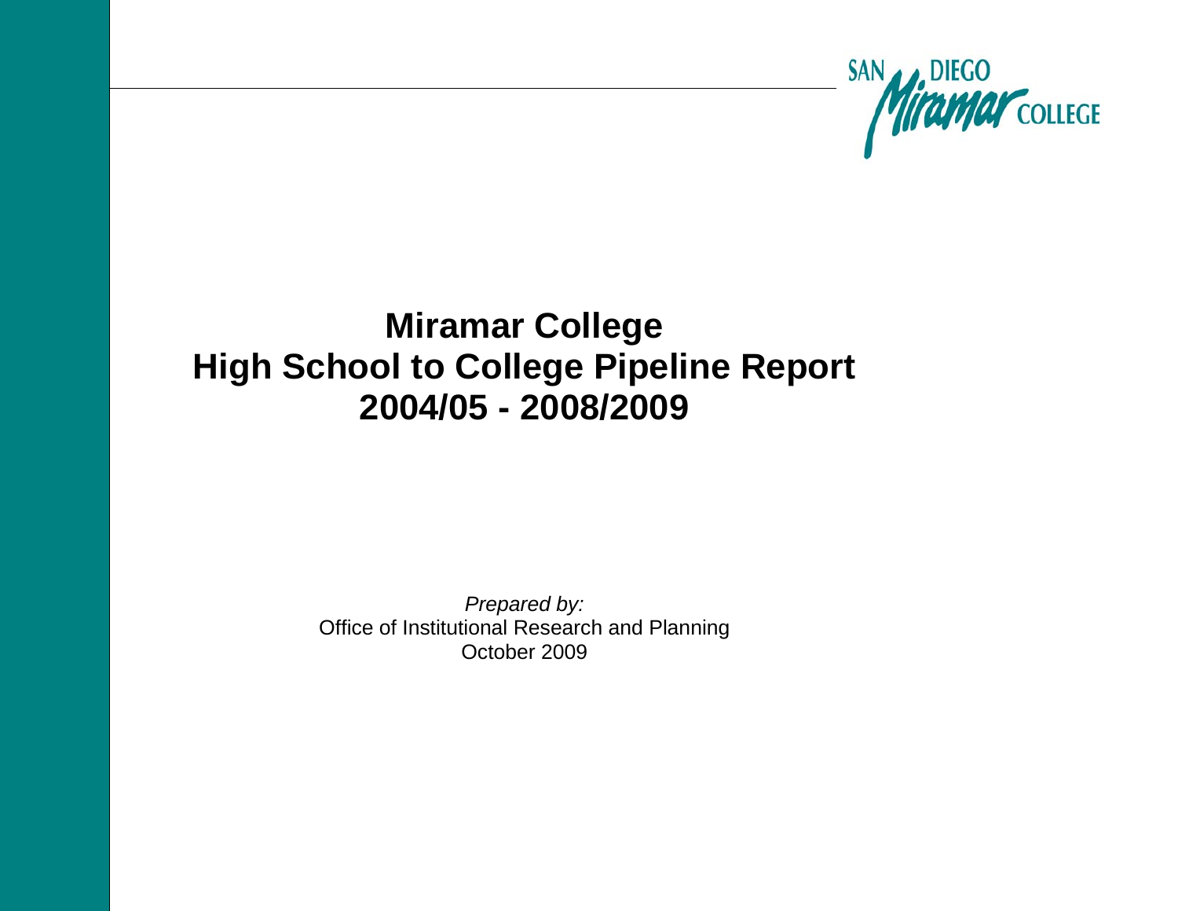SAN DIEGO Miramar COLLEGE

# Miramar College
# High School to College Pipeline Report
# 2004/05 - 2008/2009

*Prepared by:*
Office of Institutional Research and Planning
October 2009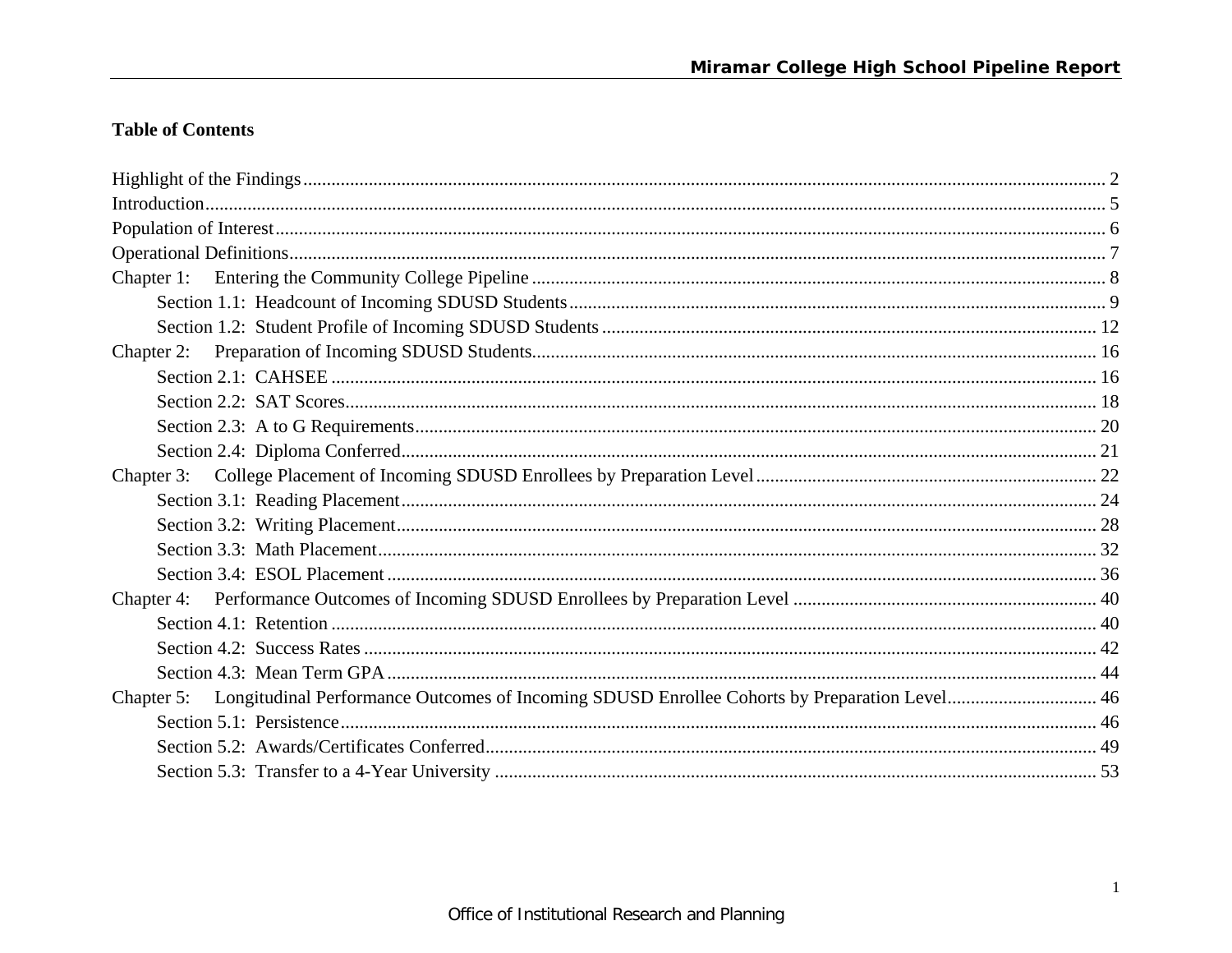## Table of Contents

Highlight of the Findings ........ 2

Introduction ........ 5

Population of Interest ........ 6

Operational Definitions ........ 7

Chapter 1: Entering the Community College Pipeline ........ 8

- Section 1.1: Headcount of Incoming SDUSD Students ........ 9
- Section 1.2: Student Profile of Incoming SDUSD Students ........ 12

Chapter 2: Preparation of Incoming SDUSD Students ........ 16

- Section 2.1: CAHSEE ........ 16
- Section 2.2: SAT Scores ........ 18
- Section 2.3: A to G Requirements ........ 20
- Section 2.4: Diploma Conferred ........ 21

Chapter 3: College Placement of Incoming SDUSD Enrollees by Preparation Level ........ 22

- Section 3.1: Reading Placement ........ 24
- Section 3.2: Writing Placement ........ 28
- Section 3.3: Math Placement ........ 32
- Section 3.4: ESOL Placement ........ 36

Chapter 4: Performance Outcomes of Incoming SDUSD Enrollees by Preparation Level ........ 40

- Section 4.1: Retention ........ 40
- Section 4.2: Success Rates ........ 42
- Section 4.3: Mean Term GPA ........ 44

Chapter 5: Longitudinal Performance Outcomes of Incoming SDUSD Enrollee Cohorts by Preparation Level ........ 46

- Section 5.1: Persistence ........ 46
- Section 5.2: Awards/Certificates Conferred ........ 49
- Section 5.3: Transfer to a 4-Year University ........ 53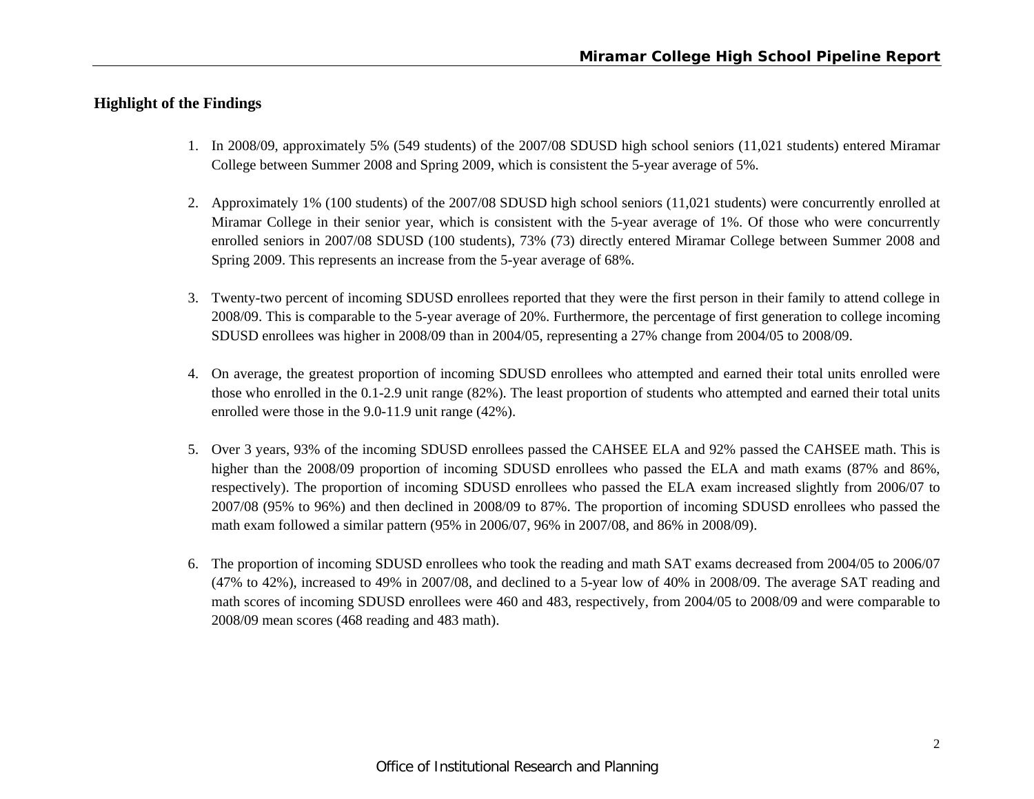## Highlight of the Findings

1. In 2008/09, approximately 5% (549 students) of the 2007/08 SDUSD high school seniors (11,021 students) entered Miramar College between Summer 2008 and Spring 2009, which is consistent the 5-year average of 5%.

2. Approximately 1% (100 students) of the 2007/08 SDUSD high school seniors (11,021 students) were concurrently enrolled at Miramar College in their senior year, which is consistent with the 5-year average of 1%. Of those who were concurrently enrolled seniors in 2007/08 SDUSD (100 students), 73% (73) directly entered Miramar College between Summer 2008 and Spring 2009. This represents an increase from the 5-year average of 68%.

3. Twenty-two percent of incoming SDUSD enrollees reported that they were the first person in their family to attend college in 2008/09. This is comparable to the 5-year average of 20%. Furthermore, the percentage of first generation to college incoming SDUSD enrollees was higher in 2008/09 than in 2004/05, representing a 27% change from 2004/05 to 2008/09.

4. On average, the greatest proportion of incoming SDUSD enrollees who attempted and earned their total units enrolled were those who enrolled in the 0.1-2.9 unit range (82%). The least proportion of students who attempted and earned their total units enrolled were those in the 9.0-11.9 unit range (42%).

5. Over 3 years, 93% of the incoming SDUSD enrollees passed the CAHSEE ELA and 92% passed the CAHSEE math. This is higher than the 2008/09 proportion of incoming SDUSD enrollees who passed the ELA and math exams (87% and 86%, respectively). The proportion of incoming SDUSD enrollees who passed the ELA exam increased slightly from 2006/07 to 2007/08 (95% to 96%) and then declined in 2008/09 to 87%. The proportion of incoming SDUSD enrollees who passed the math exam followed a similar pattern (95% in 2006/07, 96% in 2007/08, and 86% in 2008/09).

6. The proportion of incoming SDUSD enrollees who took the reading and math SAT exams decreased from 2004/05 to 2006/07 (47% to 42%), increased to 49% in 2007/08, and declined to a 5-year low of 40% in 2008/09. The average SAT reading and math scores of incoming SDUSD enrollees were 460 and 483, respectively, from 2004/05 to 2008/09 and were comparable to 2008/09 mean scores (468 reading and 483 math).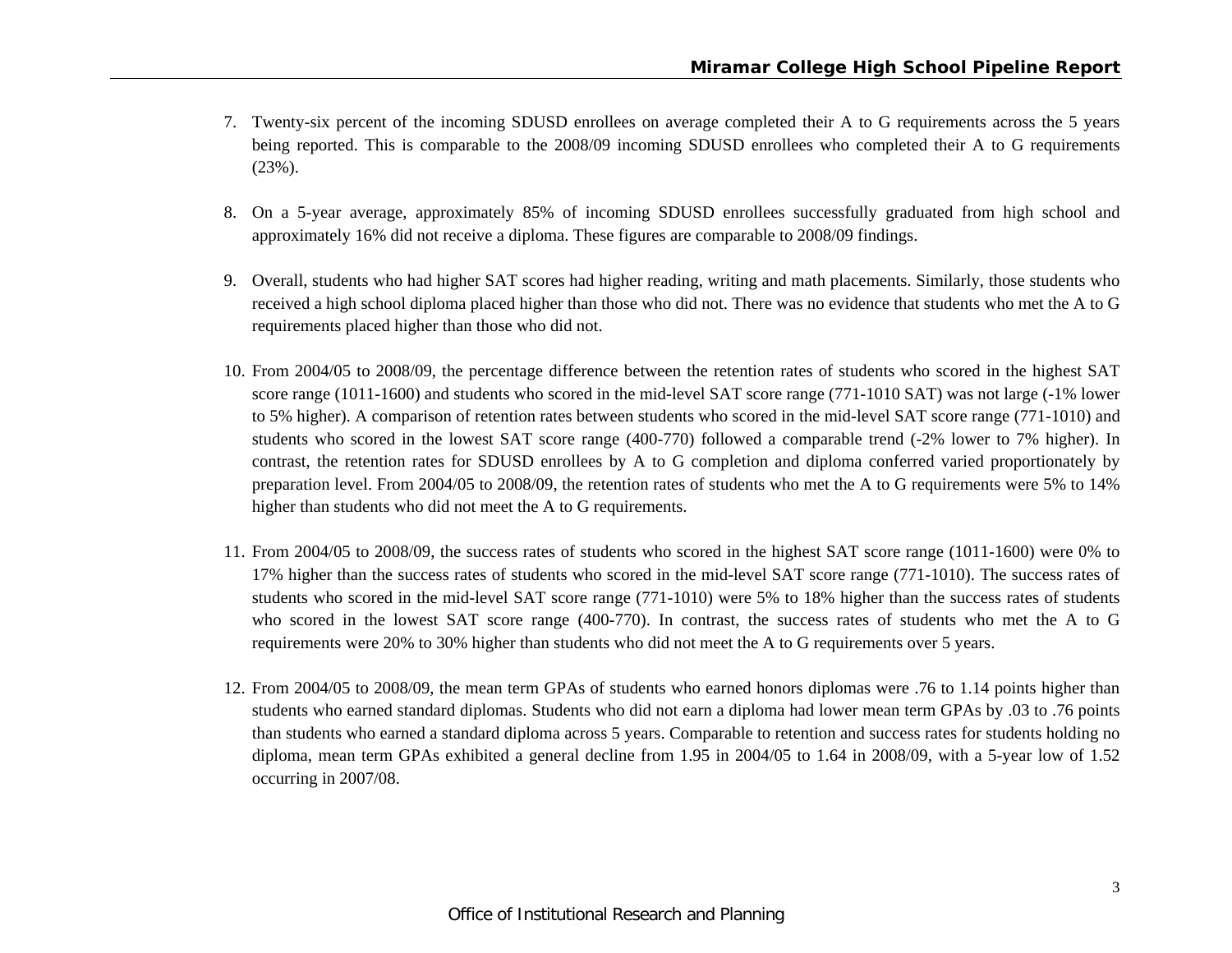7. Twenty-six percent of the incoming SDUSD enrollees on average completed their A to G requirements across the 5 years being reported. This is comparable to the 2008/09 incoming SDUSD enrollees who completed their A to G requirements (23%).

8. On a 5-year average, approximately 85% of incoming SDUSD enrollees successfully graduated from high school and approximately 16% did not receive a diploma. These figures are comparable to 2008/09 findings.

9. Overall, students who had higher SAT scores had higher reading, writing and math placements. Similarly, those students who received a high school diploma placed higher than those who did not. There was no evidence that students who met the A to G requirements placed higher than those who did not.

10. From 2004/05 to 2008/09, the percentage difference between the retention rates of students who scored in the highest SAT score range (1011-1600) and students who scored in the mid-level SAT score range (771-1010 SAT) was not large (-1% lower to 5% higher). A comparison of retention rates between students who scored in the mid-level SAT score range (771-1010) and students who scored in the lowest SAT score range (400-770) followed a comparable trend (-2% lower to 7% higher). In contrast, the retention rates for SDUSD enrollees by A to G completion and diploma conferred varied proportionately by preparation level. From 2004/05 to 2008/09, the retention rates of students who met the A to G requirements were 5% to 14% higher than students who did not meet the A to G requirements.

11. From 2004/05 to 2008/09, the success rates of students who scored in the highest SAT score range (1011-1600) were 0% to 17% higher than the success rates of students who scored in the mid-level SAT score range (771-1010). The success rates of students who scored in the mid-level SAT score range (771-1010) were 5% to 18% higher than the success rates of students who scored in the lowest SAT score range (400-770). In contrast, the success rates of students who met the A to G requirements were 20% to 30% higher than students who did not meet the A to G requirements over 5 years.

12. From 2004/05 to 2008/09, the mean term GPAs of students who earned honors diplomas were .76 to 1.14 points higher than students who earned standard diplomas. Students who did not earn a diploma had lower mean term GPAs by .03 to .76 points than students who earned a standard diploma across 5 years. Comparable to retention and success rates for students holding no diploma, mean term GPAs exhibited a general decline from 1.95 in 2004/05 to 1.64 in 2008/09, with a 5-year low of 1.52 occurring in 2007/08.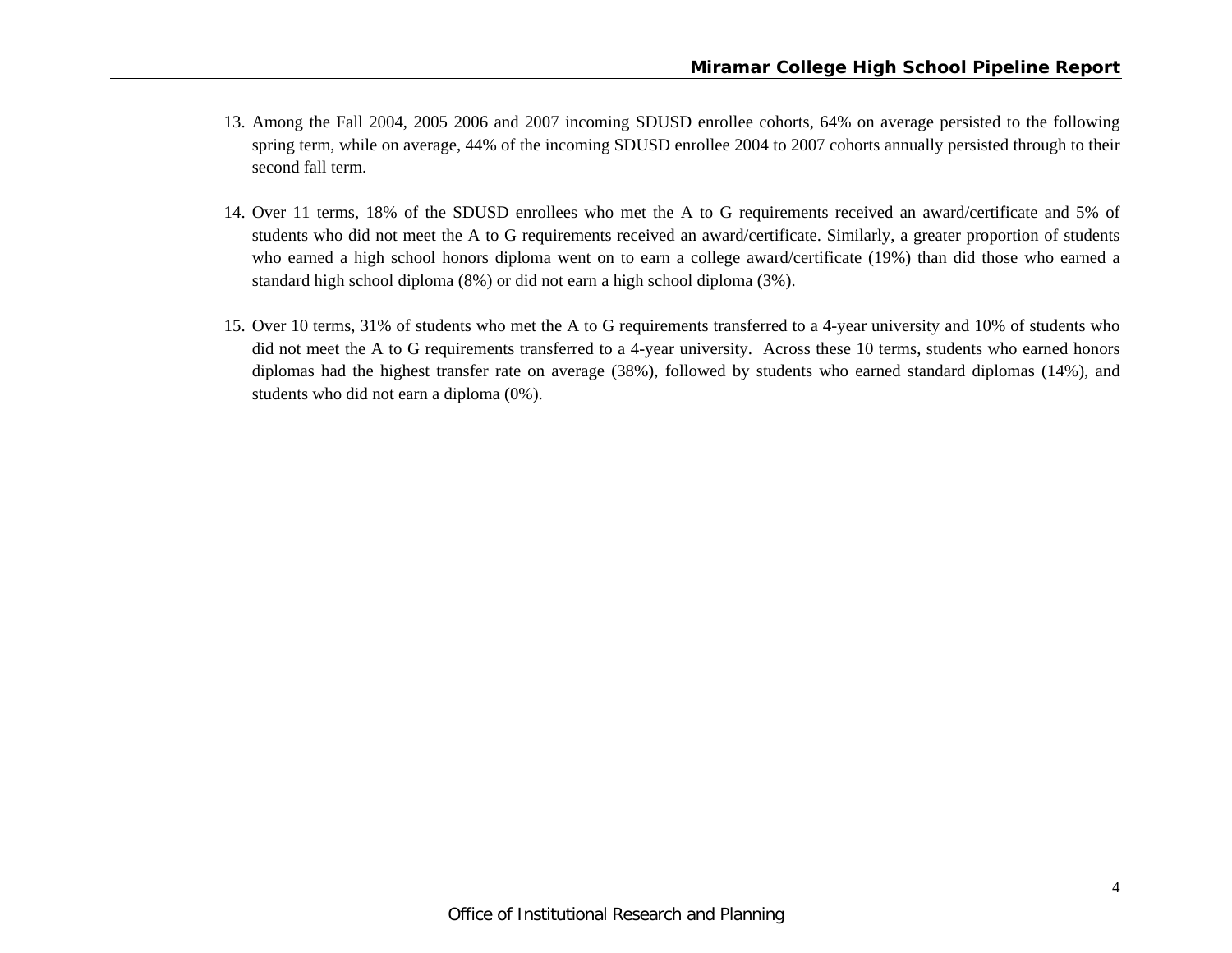13. Among the Fall 2004, 2005 2006 and 2007 incoming SDUSD enrollee cohorts, 64% on average persisted to the following spring term, while on average, 44% of the incoming SDUSD enrollee 2004 to 2007 cohorts annually persisted through to their second fall term.

14. Over 11 terms, 18% of the SDUSD enrollees who met the A to G requirements received an award/certificate and 5% of students who did not meet the A to G requirements received an award/certificate. Similarly, a greater proportion of students who earned a high school honors diploma went on to earn a college award/certificate (19%) than did those who earned a standard high school diploma (8%) or did not earn a high school diploma (3%).

15. Over 10 terms, 31% of students who met the A to G requirements transferred to a 4-year university and 10% of students who did not meet the A to G requirements transferred to a 4-year university. Across these 10 terms, students who earned honors diplomas had the highest transfer rate on average (38%), followed by students who earned standard diplomas (14%), and students who did not earn a diploma (0%).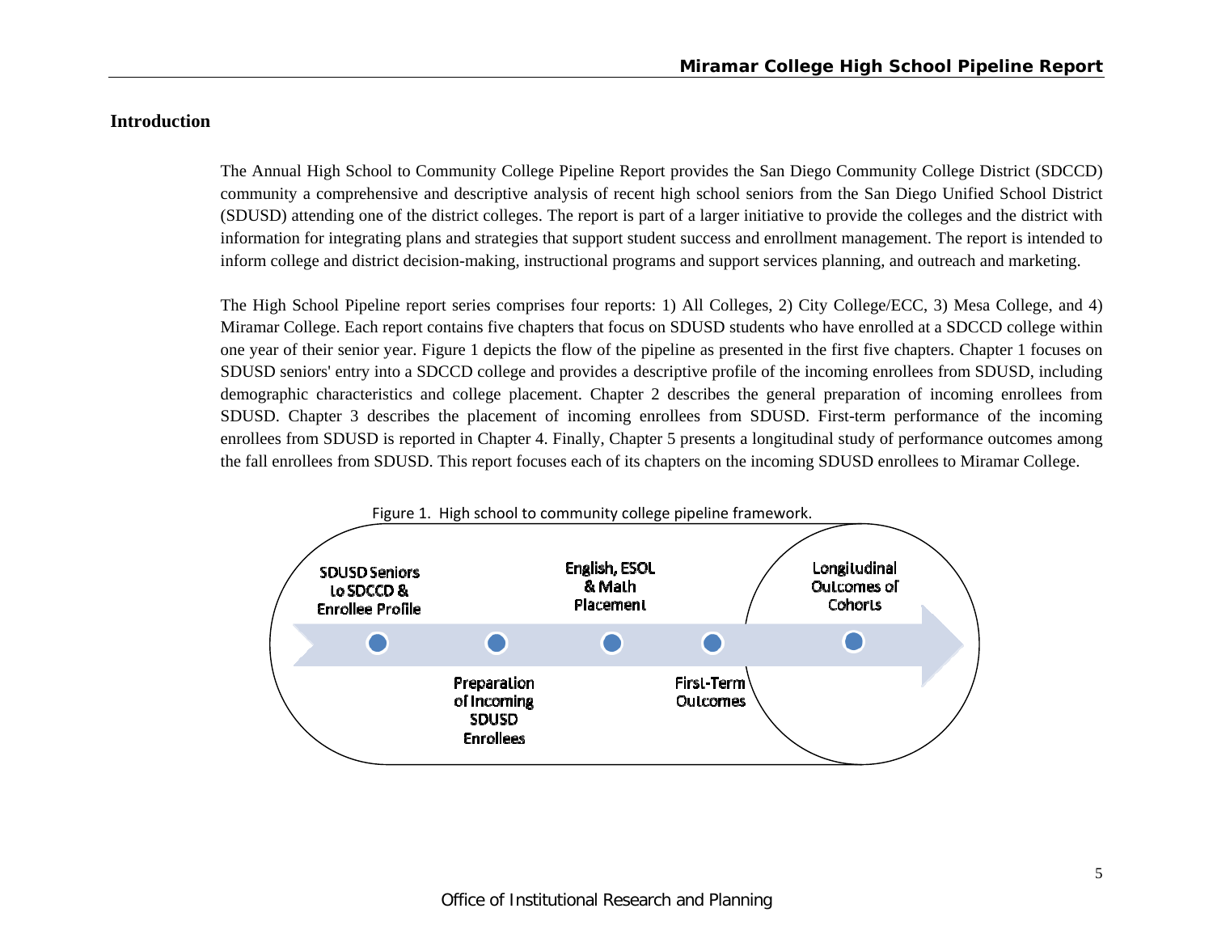## Introduction

The Annual High School to Community College Pipeline Report provides the San Diego Community College District (SDCCD) community a comprehensive and descriptive analysis of recent high school seniors from the San Diego Unified School District (SDUSD) attending one of the district colleges. The report is part of a larger initiative to provide the colleges and the district with information for integrating plans and strategies that support student success and enrollment management. The report is intended to inform college and district decision-making, instructional programs and support services planning, and outreach and marketing.

The High School Pipeline report series comprises four reports: 1) All Colleges, 2) City College/ECC, 3) Mesa College, and 4) Miramar College. Each report contains five chapters that focus on SDUSD students who have enrolled at a SDCCD college within one year of their senior year. Figure 1 depicts the flow of the pipeline as presented in the first five chapters. Chapter 1 focuses on SDUSD seniors' entry into a SDCCD college and provides a descriptive profile of the incoming enrollees from SDUSD, including demographic characteristics and college placement. Chapter 2 describes the general preparation of incoming enrollees from SDUSD. Chapter 3 describes the placement of incoming enrollees from SDUSD. First-term performance of the incoming enrollees from SDUSD is reported in Chapter 4. Finally, Chapter 5 presents a longitudinal study of performance outcomes among the fall enrollees from SDUSD. This report focuses each of its chapters on the incoming SDUSD enrollees to Miramar College.

Figure 1. High school to community college pipeline framework.

SDUSD Seniors to SDCCD & Enrollee Profile → Preparation of Incoming SDUSD Enrollees → English, ESOL & Math Placement → First-Term Outcomes → Longitudinal Outcomes of Cohorts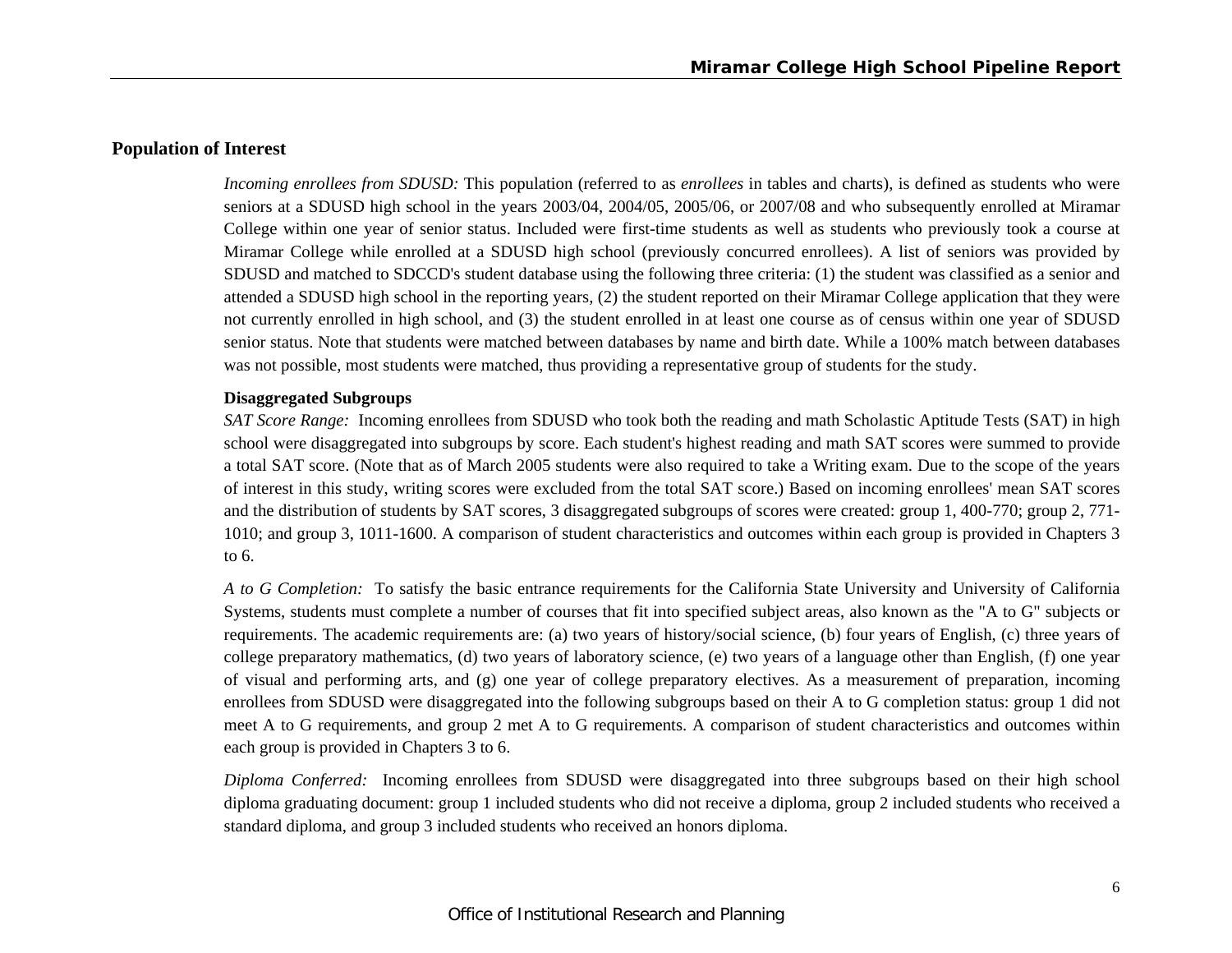## Population of Interest

*Incoming enrollees from SDUSD:* This population (referred to as *enrollees* in tables and charts), is defined as students who were seniors at a SDUSD high school in the years 2003/04, 2004/05, 2005/06, or 2007/08 and who subsequently enrolled at Miramar College within one year of senior status. Included were first-time students as well as students who previously took a course at Miramar College while enrolled at a SDUSD high school (previously concurred enrollees). A list of seniors was provided by SDUSD and matched to SDCCD's student database using the following three criteria: (1) the student was classified as a senior and attended a SDUSD high school in the reporting years, (2) the student reported on their Miramar College application that they were not currently enrolled in high school, and (3) the student enrolled in at least one course as of census within one year of SDUSD senior status. Note that students were matched between databases by name and birth date. While a 100% match between databases was not possible, most students were matched, thus providing a representative group of students for the study.

### Disaggregated Subgroups

*SAT Score Range:* Incoming enrollees from SDUSD who took both the reading and math Scholastic Aptitude Tests (SAT) in high school were disaggregated into subgroups by score. Each student's highest reading and math SAT scores were summed to provide a total SAT score. (Note that as of March 2005 students were also required to take a Writing exam. Due to the scope of the years of interest in this study, writing scores were excluded from the total SAT score.) Based on incoming enrollees' mean SAT scores and the distribution of students by SAT scores, 3 disaggregated subgroups of scores were created: group 1, 400-770; group 2, 771-1010; and group 3, 1011-1600. A comparison of student characteristics and outcomes within each group is provided in Chapters 3 to 6.

*A to G Completion:* To satisfy the basic entrance requirements for the California State University and University of California Systems, students must complete a number of courses that fit into specified subject areas, also known as the "A to G" subjects or requirements. The academic requirements are: (a) two years of history/social science, (b) four years of English, (c) three years of college preparatory mathematics, (d) two years of laboratory science, (e) two years of a language other than English, (f) one year of visual and performing arts, and (g) one year of college preparatory electives. As a measurement of preparation, incoming enrollees from SDUSD were disaggregated into the following subgroups based on their A to G completion status: group 1 did not meet A to G requirements, and group 2 met A to G requirements. A comparison of student characteristics and outcomes within each group is provided in Chapters 3 to 6.

*Diploma Conferred:* Incoming enrollees from SDUSD were disaggregated into three subgroups based on their high school diploma graduating document: group 1 included students who did not receive a diploma, group 2 included students who received a standard diploma, and group 3 included students who received an honors diploma.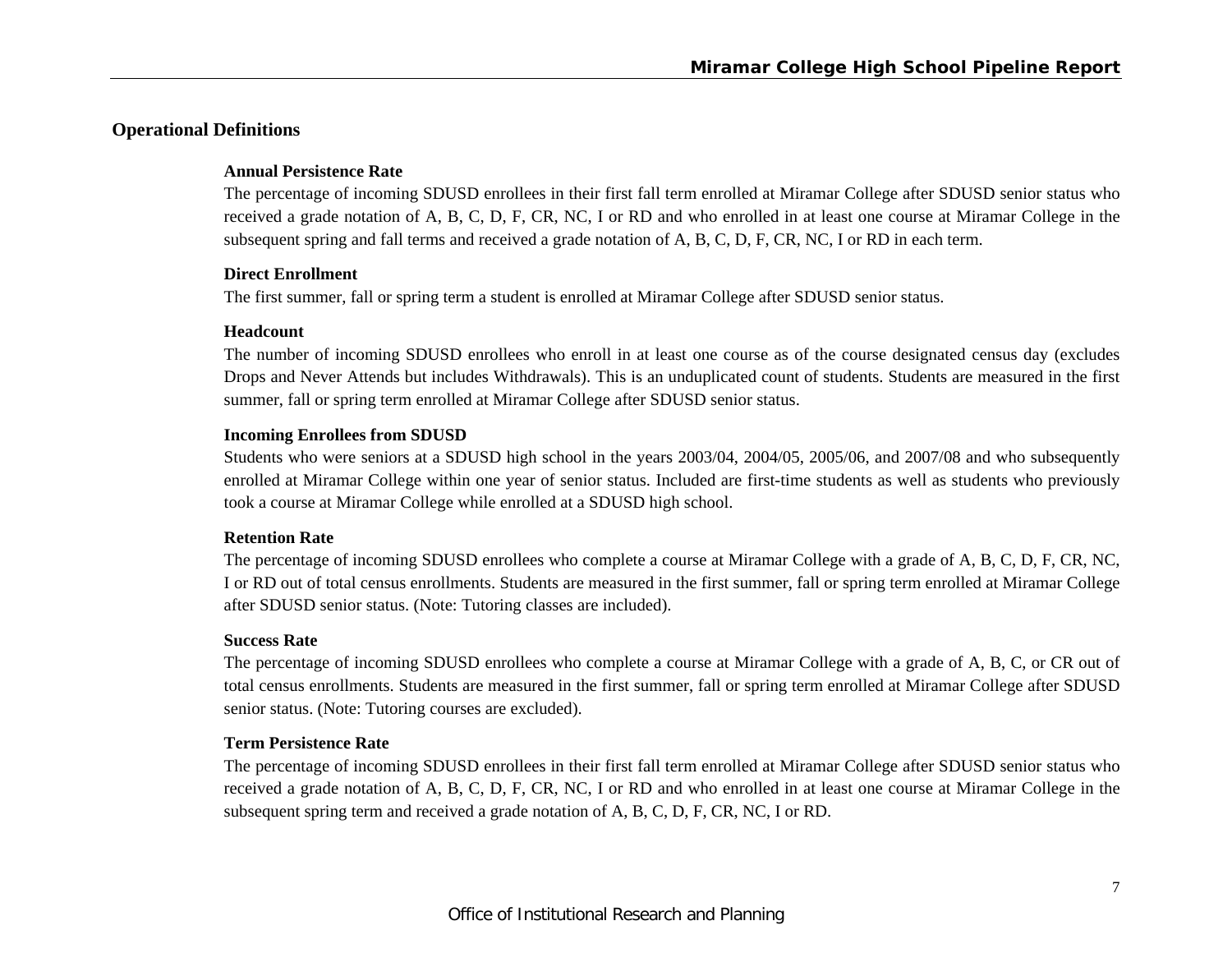## Operational Definitions

### Annual Persistence Rate

The percentage of incoming SDUSD enrollees in their first fall term enrolled at Miramar College after SDUSD senior status who received a grade notation of A, B, C, D, F, CR, NC, I or RD and who enrolled in at least one course at Miramar College in the subsequent spring and fall terms and received a grade notation of A, B, C, D, F, CR, NC, I or RD in each term.

### Direct Enrollment

The first summer, fall or spring term a student is enrolled at Miramar College after SDUSD senior status.

### Headcount

The number of incoming SDUSD enrollees who enroll in at least one course as of the course designated census day (excludes Drops and Never Attends but includes Withdrawals). This is an unduplicated count of students. Students are measured in the first summer, fall or spring term enrolled at Miramar College after SDUSD senior status.

### Incoming Enrollees from SDUSD

Students who were seniors at a SDUSD high school in the years 2003/04, 2004/05, 2005/06, and 2007/08 and who subsequently enrolled at Miramar College within one year of senior status. Included are first-time students as well as students who previously took a course at Miramar College while enrolled at a SDUSD high school.

### Retention Rate

The percentage of incoming SDUSD enrollees who complete a course at Miramar College with a grade of A, B, C, D, F, CR, NC, I or RD out of total census enrollments. Students are measured in the first summer, fall or spring term enrolled at Miramar College after SDUSD senior status. (Note: Tutoring classes are included).

### Success Rate

The percentage of incoming SDUSD enrollees who complete a course at Miramar College with a grade of A, B, C, or CR out of total census enrollments. Students are measured in the first summer, fall or spring term enrolled at Miramar College after SDUSD senior status. (Note: Tutoring courses are excluded).

### Term Persistence Rate

The percentage of incoming SDUSD enrollees in their first fall term enrolled at Miramar College after SDUSD senior status who received a grade notation of A, B, C, D, F, CR, NC, I or RD and who enrolled in at least one course at Miramar College in the subsequent spring term and received a grade notation of A, B, C, D, F, CR, NC, I or RD.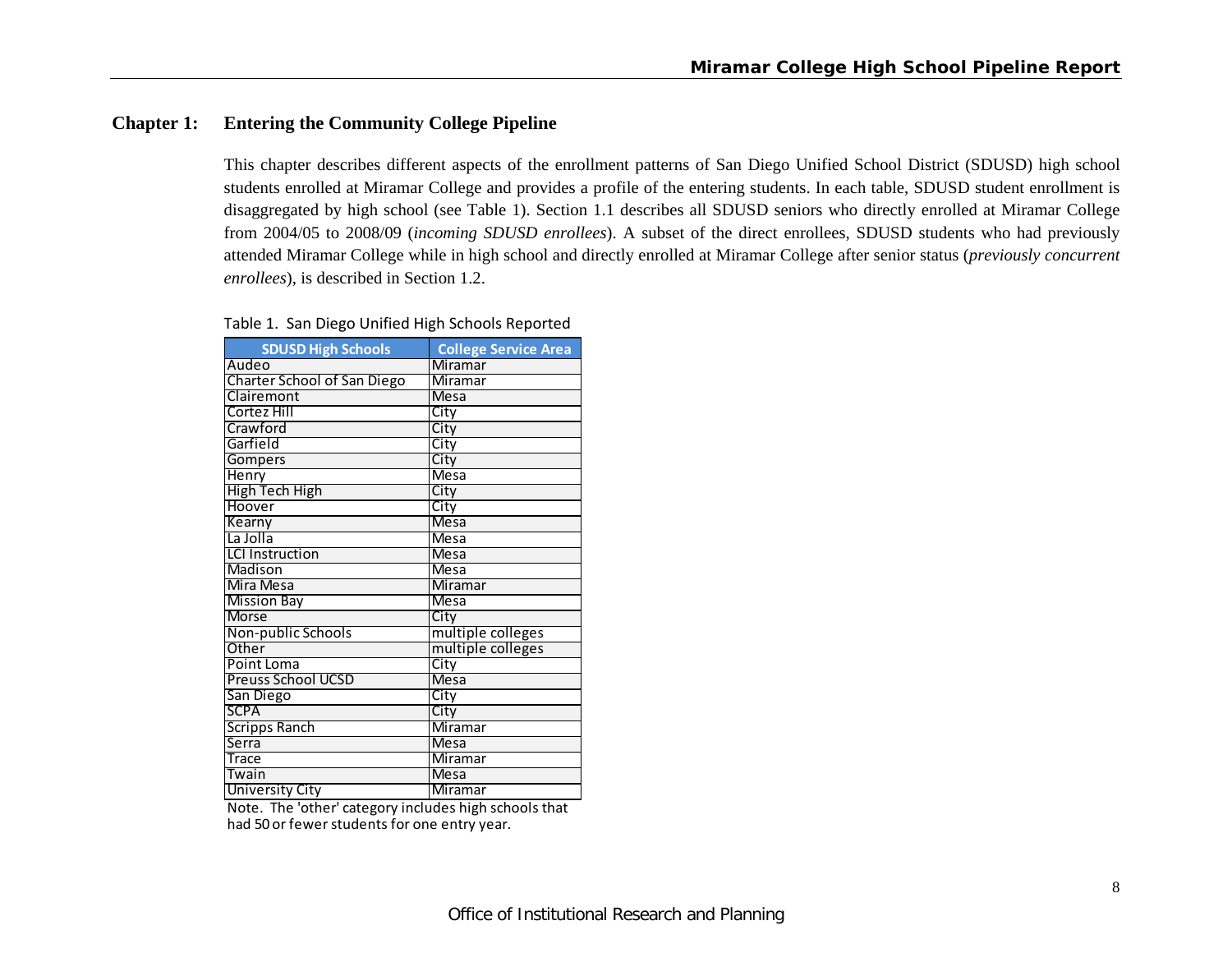## Chapter 1: Entering the Community College Pipeline

This chapter describes different aspects of the enrollment patterns of San Diego Unified School District (SDUSD) high school students enrolled at Miramar College and provides a profile of the entering students. In each table, SDUSD student enrollment is disaggregated by high school (see Table 1). Section 1.1 describes all SDUSD seniors who directly enrolled at Miramar College from 2004/05 to 2008/09 (*incoming SDUSD enrollees*). A subset of the direct enrollees, SDUSD students who had previously attended Miramar College while in high school and directly enrolled at Miramar College after senior status (*previously concurrent enrollees*), is described in Section 1.2.

Table 1. San Diego Unified High Schools Reported

| SDUSD High Schools | College Service Area |
|---|---|
| Audeo | Miramar |
| Charter School of San Diego | Miramar |
| Clairemont | Mesa |
| Cortez Hill | City |
| Crawford | City |
| Garfield | City |
| Gompers | City |
| Henry | Mesa |
| High Tech High | City |
| Hoover | City |
| Kearny | Mesa |
| La Jolla | Mesa |
| LCI Instruction | Mesa |
| Madison | Mesa |
| Mira Mesa | Miramar |
| Mission Bay | Mesa |
| Morse | City |
| Non-public Schools | multiple colleges |
| Other | multiple colleges |
| Point Loma | City |
| Preuss School UCSD | Mesa |
| San Diego | City |
| SCPA | City |
| Scripps Ranch | Miramar |
| Serra | Mesa |
| Trace | Miramar |
| Twain | Mesa |
| University City | Miramar |

Note. The 'other' category includes high schools that had 50 or fewer students for one entry year.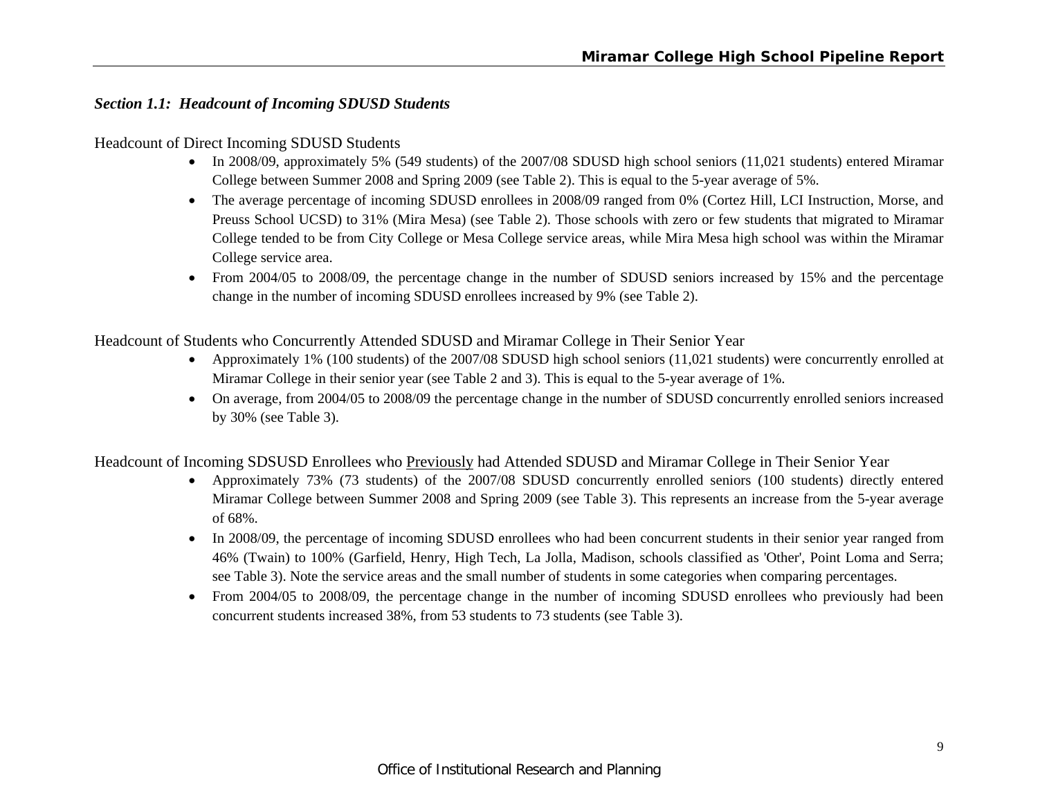### *Section 1.1: Headcount of Incoming SDUSD Students*

Headcount of Direct Incoming SDUSD Students

- In 2008/09, approximately 5% (549 students) of the 2007/08 SDUSD high school seniors (11,021 students) entered Miramar College between Summer 2008 and Spring 2009 (see Table 2). This is equal to the 5-year average of 5%.
- The average percentage of incoming SDUSD enrollees in 2008/09 ranged from 0% (Cortez Hill, LCI Instruction, Morse, and Preuss School UCSD) to 31% (Mira Mesa) (see Table 2). Those schools with zero or few students that migrated to Miramar College tended to be from City College or Mesa College service areas, while Mira Mesa high school was within the Miramar College service area.
- From 2004/05 to 2008/09, the percentage change in the number of SDUSD seniors increased by 15% and the percentage change in the number of incoming SDUSD enrollees increased by 9% (see Table 2).

Headcount of Students who Concurrently Attended SDUSD and Miramar College in Their Senior Year

- Approximately 1% (100 students) of the 2007/08 SDUSD high school seniors (11,021 students) were concurrently enrolled at Miramar College in their senior year (see Table 2 and 3). This is equal to the 5-year average of 1%.
- On average, from 2004/05 to 2008/09 the percentage change in the number of SDUSD concurrently enrolled seniors increased by 30% (see Table 3).

Headcount of Incoming SDSUSD Enrollees who <u>Previously</u> had Attended SDUSD and Miramar College in Their Senior Year

- Approximately 73% (73 students) of the 2007/08 SDUSD concurrently enrolled seniors (100 students) directly entered Miramar College between Summer 2008 and Spring 2009 (see Table 3). This represents an increase from the 5-year average of 68%.
- In 2008/09, the percentage of incoming SDUSD enrollees who had been concurrent students in their senior year ranged from 46% (Twain) to 100% (Garfield, Henry, High Tech, La Jolla, Madison, schools classified as 'Other', Point Loma and Serra; see Table 3). Note the service areas and the small number of students in some categories when comparing percentages.
- From 2004/05 to 2008/09, the percentage change in the number of incoming SDUSD enrollees who previously had been concurrent students increased 38%, from 53 students to 73 students (see Table 3).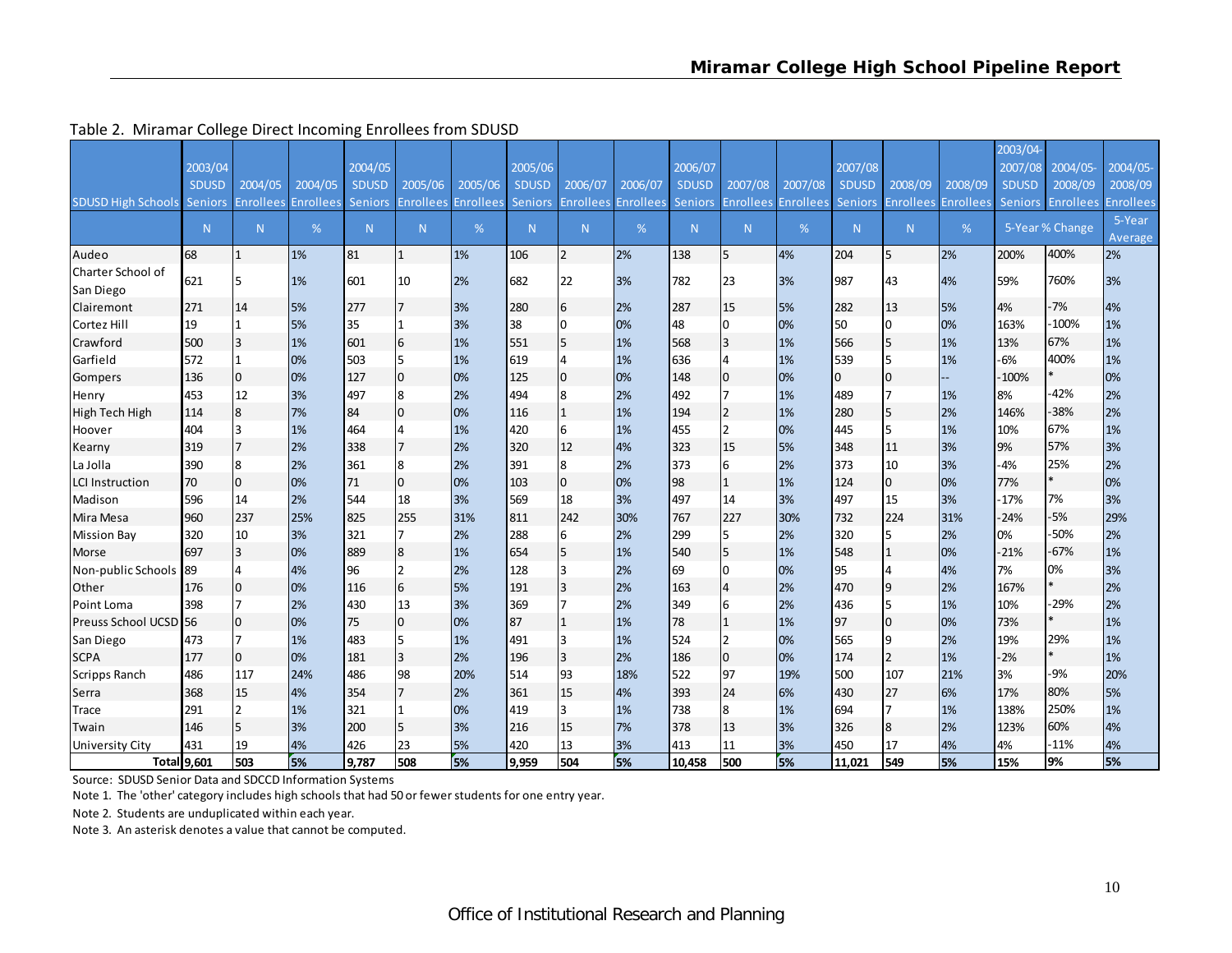Table 2. Miramar College Direct Incoming Enrollees from SDUSD

| SDUSD High Schools | 2003/04 SDUSD Seniors | 2004/05 Enrollees | 2004/05 Enrollees | 2004/05 SDUSD Seniors | 2005/06 Enrollees | 2005/06 Enrollees | 2005/06 SDUSD Seniors | 2006/07 Enrollees | 2006/07 Enrollees | 2006/07 SDUSD Seniors | 2007/08 Enrollees | 2007/08 Enrollees | 2007/08 SDUSD Seniors | 2008/09 Enrollees | 2008/09 Enrollees | 2003/04-2007/08 SDUSD Seniors | 2004/05-2008/09 Enrollees | 2004/05-2008/09 Enrollees |
|---|---|---|---|---|---|---|---|---|---|---|---|---|---|---|---|---|---|---|
| | N | N | % | N | N | % | N | N | % | N | N | % | N | N | % | 5-Year % Change | | 5-Year Average |
| Audeo | 68 | 1 | 1% | 81 | 1 | 1% | 106 | 2 | 2% | 138 | 5 | 4% | 204 | 5 | 2% | 200% | 400% | 2% |
| Charter School of San Diego | 621 | 5 | 1% | 601 | 10 | 2% | 682 | 22 | 3% | 782 | 23 | 3% | 987 | 43 | 4% | 59% | 760% | 3% |
| Clairemont | 271 | 14 | 5% | 277 | 7 | 3% | 280 | 6 | 2% | 287 | 15 | 5% | 282 | 13 | 5% | 4% | -7% | 4% |
| Cortez Hill | 19 | 1 | 5% | 35 | 1 | 3% | 38 | 0 | 0% | 48 | 0 | 0% | 50 | 0 | 0% | 163% | -100% | 1% |
| Crawford | 500 | 3 | 1% | 601 | 6 | 1% | 551 | 5 | 1% | 568 | 3 | 1% | 566 | 5 | 1% | 13% | 67% | 1% |
| Garfield | 572 | 1 | 0% | 503 | 5 | 1% | 619 | 4 | 1% | 636 | 4 | 1% | 539 | 5 | 1% | -6% | 400% | 1% |
| Gompers | 136 | 0 | 0% | 127 | 0 | 0% | 125 | 0 | 0% | 148 | 0 | 0% | 0 | 0 | -- | -100% | * | 0% |
| Henry | 453 | 12 | 3% | 497 | 8 | 2% | 494 | 8 | 2% | 492 | 7 | 1% | 489 | 7 | 1% | 8% | -42% | 2% |
| High Tech High | 114 | 8 | 7% | 84 | 0 | 0% | 116 | 1 | 1% | 194 | 2 | 1% | 280 | 5 | 2% | 146% | -38% | 2% |
| Hoover | 404 | 3 | 1% | 464 | 4 | 1% | 420 | 6 | 1% | 455 | 2 | 0% | 445 | 5 | 1% | 10% | 67% | 1% |
| Kearny | 319 | 7 | 2% | 338 | 7 | 2% | 320 | 12 | 4% | 323 | 15 | 5% | 348 | 11 | 3% | 9% | 57% | 3% |
| La Jolla | 390 | 8 | 2% | 361 | 8 | 2% | 391 | 8 | 2% | 373 | 6 | 2% | 373 | 10 | 3% | -4% | 25% | 2% |
| LCI Instruction | 70 | 0 | 0% | 71 | 0 | 0% | 103 | 0 | 0% | 98 | 1 | 1% | 124 | 0 | 0% | 77% | * | 0% |
| Madison | 596 | 14 | 2% | 544 | 18 | 3% | 569 | 18 | 3% | 497 | 14 | 3% | 497 | 15 | 3% | -17% | 7% | 3% |
| Mira Mesa | 960 | 237 | 25% | 825 | 255 | 31% | 811 | 242 | 30% | 767 | 227 | 30% | 732 | 224 | 31% | -24% | -5% | 29% |
| Mission Bay | 320 | 10 | 3% | 321 | 7 | 2% | 288 | 6 | 2% | 299 | 5 | 2% | 320 | 5 | 2% | 0% | -50% | 2% |
| Morse | 697 | 3 | 0% | 889 | 8 | 1% | 654 | 5 | 1% | 540 | 5 | 1% | 548 | 1 | 0% | -21% | -67% | 1% |
| Non-public Schools | 89 | 4 | 4% | 96 | 2 | 2% | 128 | 3 | 2% | 69 | 0 | 0% | 95 | 4 | 4% | 7% | 0% | 3% |
| Other | 176 | 0 | 0% | 116 | 6 | 5% | 191 | 3 | 2% | 163 | 4 | 2% | 470 | 9 | 2% | 167% | * | 2% |
| Point Loma | 398 | 7 | 2% | 430 | 13 | 3% | 369 | 7 | 2% | 349 | 6 | 2% | 436 | 5 | 1% | 10% | -29% | 2% |
| Preuss School UCSD | 56 | 0 | 0% | 75 | 0 | 0% | 87 | 1 | 1% | 78 | 1 | 1% | 97 | 0 | 0% | 73% | * | 1% |
| San Diego | 473 | 7 | 1% | 483 | 5 | 1% | 491 | 3 | 1% | 524 | 2 | 0% | 565 | 9 | 2% | 19% | 29% | 1% |
| SCPA | 177 | 0 | 0% | 181 | 3 | 2% | 196 | 3 | 2% | 186 | 0 | 0% | 174 | 2 | 1% | -2% | * | 1% |
| Scripps Ranch | 486 | 117 | 24% | 486 | 98 | 20% | 514 | 93 | 18% | 522 | 97 | 19% | 500 | 107 | 21% | 3% | -9% | 20% |
| Serra | 368 | 15 | 4% | 354 | 7 | 2% | 361 | 15 | 4% | 393 | 24 | 6% | 430 | 27 | 6% | 17% | 80% | 5% |
| Trace | 291 | 2 | 1% | 321 | 1 | 0% | 419 | 3 | 1% | 738 | 8 | 1% | 694 | 7 | 1% | 138% | 250% | 1% |
| Twain | 146 | 5 | 3% | 200 | 5 | 3% | 216 | 15 | 7% | 378 | 13 | 3% | 326 | 8 | 2% | 123% | 60% | 4% |
| University City | 431 | 19 | 4% | 426 | 23 | 5% | 420 | 13 | 3% | 413 | 11 | 3% | 450 | 17 | 4% | 4% | -11% | 4% |
| **Total** | **9,601** | **503** | **5%** | **9,787** | **508** | **5%** | **9,959** | **504** | **5%** | **10,458** | **500** | **5%** | **11,021** | **549** | **5%** | **15%** | **9%** | **5%** |

Source: SDUSD Senior Data and SDCCD Information Systems

Note 1. The 'other' category includes high schools that had 50 or fewer students for one entry year.

Note 2. Students are unduplicated within each year.

Note 3. An asterisk denotes a value that cannot be computed.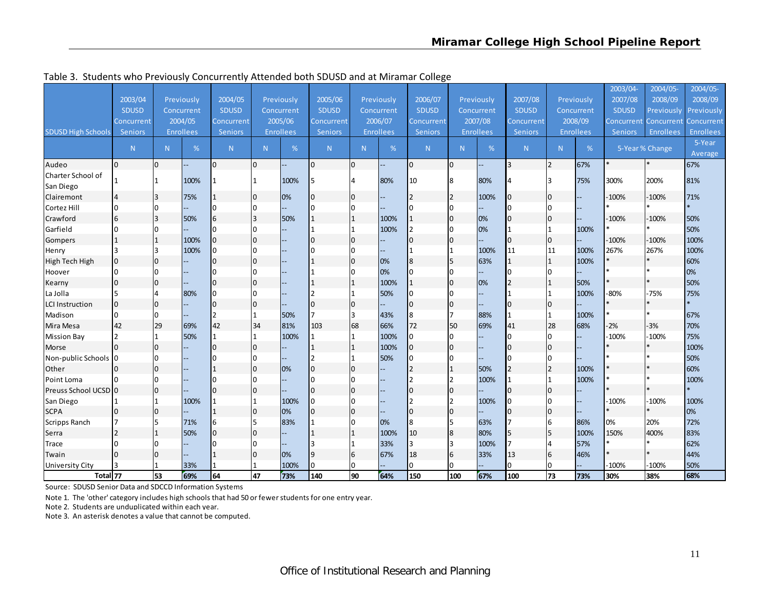Table 3. Students who Previously Concurrently Attended both SDUSD and at Miramar College

| SDUSD High Schools | 2003/04 SDUSD Concurrent Seniors | Previously Concurrent 2004/05 Enrollees | | 2004/05 SDUSD Concurrent Seniors | Previously Concurrent 2005/06 Enrollees | | 2005/06 SDUSD Concurrent Seniors | Previously Concurrent 2006/07 Enrollees | | 2006/07 SDUSD Concurrent Seniors | Previously Concurrent 2007/08 Enrollees | | 2007/08 SDUSD Concurrent Seniors | Previously Concurrent 2008/09 Enrollees | | 2003/04-2007/08 SDUSD Concurrent Seniors | 2004/05-2008/09 Previously Concurrent Enrollees | 2004/05-2008/09 Previously Concurrent Enrollees |
|---|---|---|---|---|---|---|---|---|---|---|---|---|---|---|---|---|---|---|
| | N | N | % | N | N | % | N | N | % | N | N | % | N | N | % | 5-Year % Change | | 5-Year Average |
| Audeo | 0 | 0 | -- | 0 | 0 | -- | 0 | 0 | -- | 0 | 0 | -- | 3 | 2 | 67% | * | * | 67% |
| Charter School of San Diego | 1 | 1 | 100% | 1 | 1 | 100% | 5 | 4 | 80% | 10 | 8 | 80% | 4 | 3 | 75% | 300% | 200% | 81% |
| Clairemont | 4 | 3 | 75% | 1 | 0 | 0% | 0 | 0 | -- | 2 | 2 | 100% | 0 | 0 | -- | -100% | -100% | 71% |
| Cortez Hill | 0 | 0 | -- | 0 | 0 | -- | 0 | 0 | -- | 0 | 0 | -- | 0 | 0 | -- | * | * | * |
| Crawford | 6 | 3 | 50% | 6 | 3 | 50% | 1 | 1 | 100% | 1 | 0 | 0% | 0 | 0 | -- | -100% | -100% | 50% |
| Garfield | 0 | 0 | -- | 0 | 0 | -- | 1 | 1 | 100% | 2 | 0 | 0% | 1 | 1 | 100% | * | * | 50% |
| Gompers | 1 | 1 | 100% | 0 | 0 | -- | 0 | 0 | -- | 0 | 0 | -- | 0 | 0 | -- | -100% | -100% | 100% |
| Henry | 3 | 3 | 100% | 0 | 0 | -- | 0 | 0 | -- | 1 | 1 | 100% | 11 | 11 | 100% | 267% | 267% | 100% |
| High Tech High | 0 | 0 | -- | 0 | 0 | -- | 1 | 0 | 0% | 8 | 5 | 63% | 1 | 1 | 100% | * | * | 60% |
| Hoover | 0 | 0 | -- | 0 | 0 | -- | 1 | 0 | 0% | 0 | 0 | -- | 0 | 0 | -- | * | * | 0% |
| Kearny | 0 | 0 | -- | 0 | 0 | -- | 1 | 1 | 100% | 1 | 0 | 0% | 2 | 1 | 50% | * | * | 50% |
| La Jolla | 5 | 4 | 80% | 0 | 0 | -- | 2 | 1 | 50% | 0 | 0 | -- | 1 | 1 | 100% | -80% | -75% | 75% |
| LCI Instruction | 0 | 0 | -- | 0 | 0 | -- | 0 | 0 | -- | 0 | 0 | -- | 0 | 0 | -- | * | * | * |
| Madison | 0 | 0 | -- | 2 | 1 | 50% | 7 | 3 | 43% | 8 | 7 | 88% | 1 | 1 | 100% | * | * | 67% |
| Mira Mesa | 42 | 29 | 69% | 42 | 34 | 81% | 103 | 68 | 66% | 72 | 50 | 69% | 41 | 28 | 68% | -2% | -3% | 70% |
| Mission Bay | 2 | 1 | 50% | 1 | 1 | 100% | 1 | 1 | 100% | 0 | 0 | -- | 0 | 0 | -- | -100% | -100% | 75% |
| Morse | 0 | 0 | -- | 0 | 0 | -- | 1 | 1 | 100% | 0 | 0 | -- | 0 | 0 | -- | * | * | 100% |
| Non-public Schools | 0 | 0 | -- | 0 | 0 | -- | 2 | 1 | 50% | 0 | 0 | -- | 0 | 0 | -- | * | * | 50% |
| Other | 0 | 0 | -- | 1 | 0 | 0% | 0 | 0 | -- | 2 | 1 | 50% | 2 | 2 | 100% | * | * | 60% |
| Point Loma | 0 | 0 | -- | 0 | 0 | -- | 0 | 0 | -- | 2 | 2 | 100% | 1 | 1 | 100% | * | * | 100% |
| Preuss School UCSD | 0 | 0 | -- | 0 | 0 | -- | 0 | 0 | -- | 0 | 0 | -- | 0 | 0 | -- | * | * | * |
| San Diego | 1 | 1 | 100% | 1 | 1 | 100% | 0 | 0 | -- | 2 | 2 | 100% | 0 | 0 | -- | -100% | -100% | 100% |
| SCPA | 0 | 0 | -- | 1 | 0 | 0% | 0 | 0 | -- | 0 | 0 | -- | 0 | 0 | -- | * | * | 0% |
| Scripps Ranch | 7 | 5 | 71% | 6 | 5 | 83% | 1 | 0 | 0% | 8 | 5 | 63% | 7 | 6 | 86% | 0% | 20% | 72% |
| Serra | 2 | 1 | 50% | 0 | 0 | -- | 1 | 1 | 100% | 10 | 8 | 80% | 5 | 5 | 100% | 150% | 400% | 83% |
| Trace | 0 | 0 | -- | 0 | 0 | -- | 3 | 1 | 33% | 3 | 3 | 100% | 7 | 4 | 57% | * | * | 62% |
| Twain | 0 | 0 | -- | 1 | 0 | 0% | 9 | 6 | 67% | 18 | 6 | 33% | 13 | 6 | 46% | * | * | 44% |
| University City | 3 | 1 | 33% | 1 | 1 | 100% | 0 | 0 | -- | 0 | 0 | -- | 0 | 0 | -- | -100% | -100% | 50% |
| **Total** | **77** | **53** | **69%** | **64** | **47** | **73%** | **140** | **90** | **64%** | **150** | **100** | **67%** | **100** | **73** | **73%** | **30%** | **38%** | **68%** |

Source: SDUSD Senior Data and SDCCD Information Systems

Note 1. The 'other' category includes high schools that had 50 or fewer students for one entry year.

Note 2. Students are unduplicated within each year.

Note 3. An asterisk denotes a value that cannot be computed.

Office of Institutional Research and Planning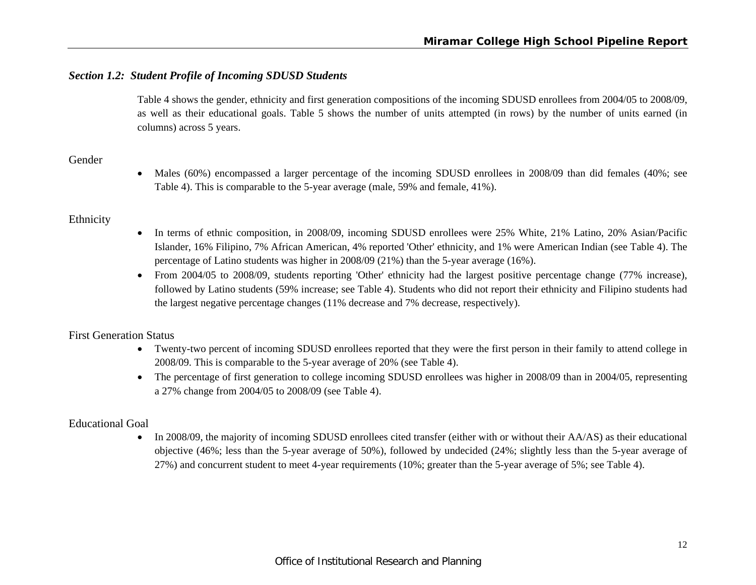### *Section 1.2: Student Profile of Incoming SDUSD Students*

Table 4 shows the gender, ethnicity and first generation compositions of the incoming SDUSD enrollees from 2004/05 to 2008/09, as well as their educational goals. Table 5 shows the number of units attempted (in rows) by the number of units earned (in columns) across 5 years.

Gender

- Males (60%) encompassed a larger percentage of the incoming SDUSD enrollees in 2008/09 than did females (40%; see Table 4). This is comparable to the 5-year average (male, 59% and female, 41%).

Ethnicity

- In terms of ethnic composition, in 2008/09, incoming SDUSD enrollees were 25% White, 21% Latino, 20% Asian/Pacific Islander, 16% Filipino, 7% African American, 4% reported 'Other' ethnicity, and 1% were American Indian (see Table 4). The percentage of Latino students was higher in 2008/09 (21%) than the 5-year average (16%).
- From 2004/05 to 2008/09, students reporting 'Other' ethnicity had the largest positive percentage change (77% increase), followed by Latino students (59% increase; see Table 4). Students who did not report their ethnicity and Filipino students had the largest negative percentage changes (11% decrease and 7% decrease, respectively).

First Generation Status

- Twenty-two percent of incoming SDUSD enrollees reported that they were the first person in their family to attend college in 2008/09. This is comparable to the 5-year average of 20% (see Table 4).
- The percentage of first generation to college incoming SDUSD enrollees was higher in 2008/09 than in 2004/05, representing a 27% change from 2004/05 to 2008/09 (see Table 4).

Educational Goal

- In 2008/09, the majority of incoming SDUSD enrollees cited transfer (either with or without their AA/AS) as their educational objective (46%; less than the 5-year average of 50%), followed by undecided (24%; slightly less than the 5-year average of 27%) and concurrent student to meet 4-year requirements (10%; greater than the 5-year average of 5%; see Table 4).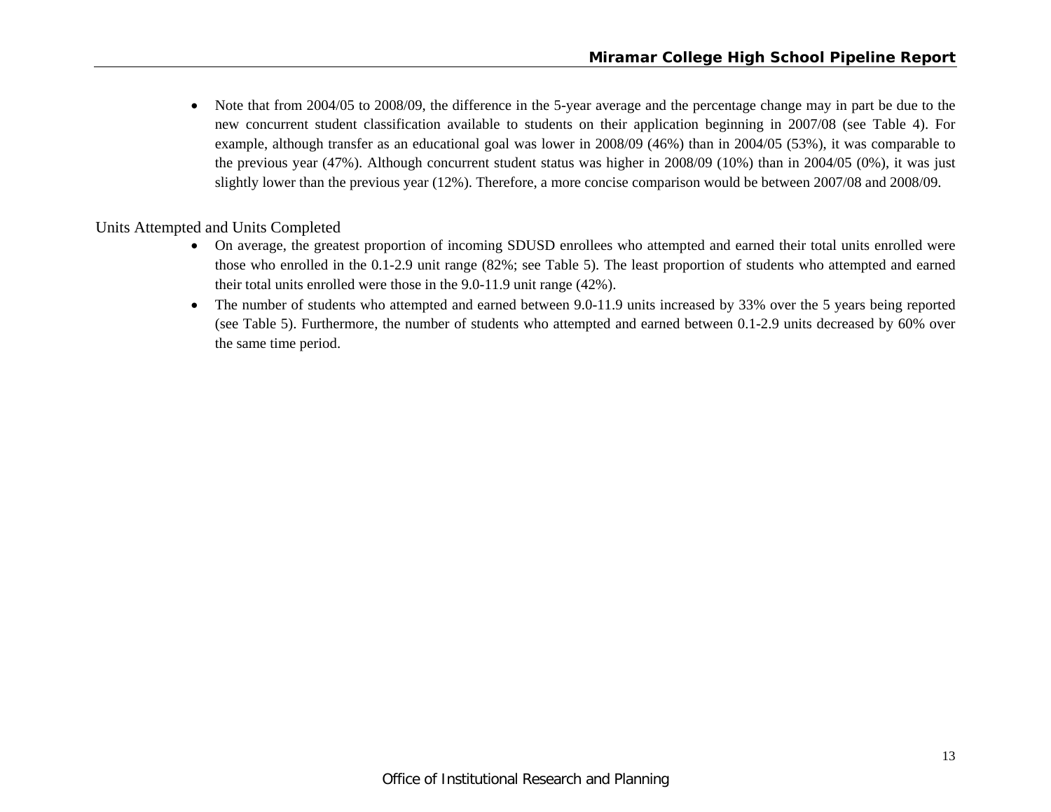- Note that from 2004/05 to 2008/09, the difference in the 5-year average and the percentage change may in part be due to the new concurrent student classification available to students on their application beginning in 2007/08 (see Table 4). For example, although transfer as an educational goal was lower in 2008/09 (46%) than in 2004/05 (53%), it was comparable to the previous year (47%). Although concurrent student status was higher in 2008/09 (10%) than in 2004/05 (0%), it was just slightly lower than the previous year (12%). Therefore, a more concise comparison would be between 2007/08 and 2008/09.

## Units Attempted and Units Completed

- On average, the greatest proportion of incoming SDUSD enrollees who attempted and earned their total units enrolled were those who enrolled in the 0.1-2.9 unit range (82%; see Table 5). The least proportion of students who attempted and earned their total units enrolled were those in the 9.0-11.9 unit range (42%).
- The number of students who attempted and earned between 9.0-11.9 units increased by 33% over the 5 years being reported (see Table 5). Furthermore, the number of students who attempted and earned between 0.1-2.9 units decreased by 60% over the same time period.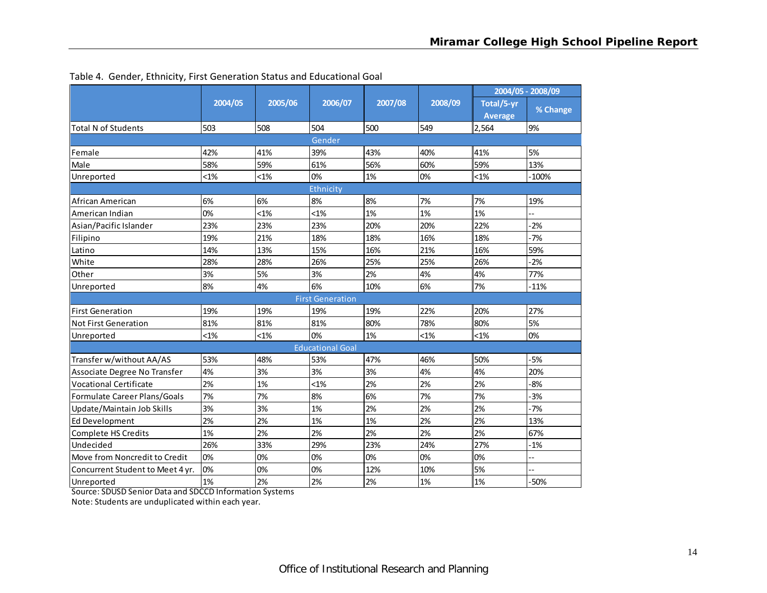Table 4. Gender, Ethnicity, First Generation Status and Educational Goal

| | 2004/05 | 2005/06 | 2006/07 | 2007/08 | 2008/09 | 2004/05 - 2008/09 Total/5-yr Average | 2004/05 - 2008/09 % Change |
|---|---|---|---|---|---|---|---|
| Total N of Students | 503 | 508 | 504 | 500 | 549 | 2,564 | 9% |
| **Gender** | | | | | | | |
| Female | 42% | 41% | 39% | 43% | 40% | 41% | 5% |
| Male | 58% | 59% | 61% | 56% | 60% | 59% | 13% |
| Unreported | <1% | <1% | 0% | 1% | 0% | <1% | -100% |
| **Ethnicity** | | | | | | | |
| African American | 6% | 6% | 8% | 8% | 7% | 7% | 19% |
| American Indian | 0% | <1% | <1% | 1% | 1% | 1% | -- |
| Asian/Pacific Islander | 23% | 23% | 23% | 20% | 20% | 22% | -2% |
| Filipino | 19% | 21% | 18% | 18% | 16% | 18% | -7% |
| Latino | 14% | 13% | 15% | 16% | 21% | 16% | 59% |
| White | 28% | 28% | 26% | 25% | 25% | 26% | -2% |
| Other | 3% | 5% | 3% | 2% | 4% | 4% | 77% |
| Unreported | 8% | 4% | 6% | 10% | 6% | 7% | -11% |
| **First Generation** | | | | | | | |
| First Generation | 19% | 19% | 19% | 19% | 22% | 20% | 27% |
| Not First Generation | 81% | 81% | 81% | 80% | 78% | 80% | 5% |
| Unreported | <1% | <1% | 0% | 1% | <1% | <1% | 0% |
| **Educational Goal** | | | | | | | |
| Transfer w/without AA/AS | 53% | 48% | 53% | 47% | 46% | 50% | -5% |
| Associate Degree No Transfer | 4% | 3% | 3% | 3% | 4% | 4% | 20% |
| Vocational Certificate | 2% | 1% | <1% | 2% | 2% | 2% | -8% |
| Formulate Career Plans/Goals | 7% | 7% | 8% | 6% | 7% | 7% | -3% |
| Update/Maintain Job Skills | 3% | 3% | 1% | 2% | 2% | 2% | -7% |
| Ed Development | 2% | 2% | 1% | 1% | 2% | 2% | 13% |
| Complete HS Credits | 1% | 2% | 2% | 2% | 2% | 2% | 67% |
| Undecided | 26% | 33% | 29% | 23% | 24% | 27% | -1% |
| Move from Noncredit to Credit | 0% | 0% | 0% | 0% | 0% | 0% | -- |
| Concurrent Student to Meet 4 yr. | 0% | 0% | 0% | 12% | 10% | 5% | -- |
| Unreported | 1% | 2% | 2% | 2% | 1% | 1% | -50% |

Source: SDUSD Senior Data and SDCCD Information Systems

Note: Students are unduplicated within each year.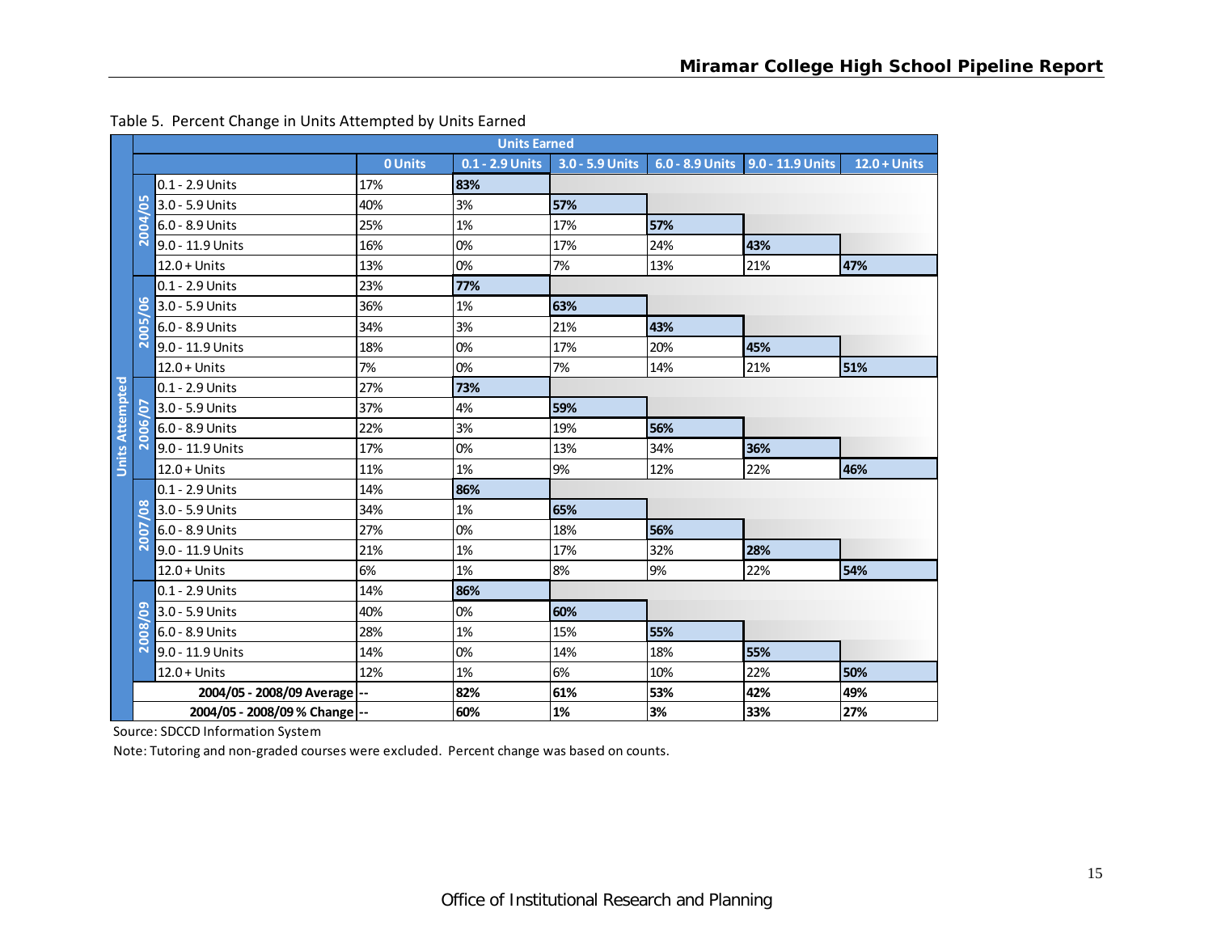Table 5. Percent Change in Units Attempted by Units Earned

| Units Attempted | | Units Earned | | | | | |
|---|---|---|---|---|---|---|---|
| | | 0 Units | 0.1 - 2.9 Units | 3.0 - 5.9 Units | 6.0 - 8.9 Units | 9.0 - 11.9 Units | 12.0 + Units |
| 2004/05 | 0.1 - 2.9 Units | 17% | **83%** | | | | |
| | 3.0 - 5.9 Units | 40% | 3% | **57%** | | | |
| | 6.0 - 8.9 Units | 25% | 1% | 17% | **57%** | | |
| | 9.0 - 11.9 Units | 16% | 0% | 17% | 24% | **43%** | |
| | 12.0 + Units | 13% | 0% | 7% | 13% | 21% | **47%** |
| 2005/06 | 0.1 - 2.9 Units | 23% | **77%** | | | | |
| | 3.0 - 5.9 Units | 36% | 1% | **63%** | | | |
| | 6.0 - 8.9 Units | 34% | 3% | 21% | **43%** | | |
| | 9.0 - 11.9 Units | 18% | 0% | 17% | 20% | **45%** | |
| | 12.0 + Units | 7% | 0% | 7% | 14% | 21% | **51%** |
| 2006/07 | 0.1 - 2.9 Units | 27% | **73%** | | | | |
| | 3.0 - 5.9 Units | 37% | 4% | **59%** | | | |
| | 6.0 - 8.9 Units | 22% | 3% | 19% | **56%** | | |
| | 9.0 - 11.9 Units | 17% | 0% | 13% | 34% | **36%** | |
| | 12.0 + Units | 11% | 1% | 9% | 12% | 22% | **46%** |
| 2007/08 | 0.1 - 2.9 Units | 14% | **86%** | | | | |
| | 3.0 - 5.9 Units | 34% | 1% | **65%** | | | |
| | 6.0 - 8.9 Units | 27% | 0% | 18% | **56%** | | |
| | 9.0 - 11.9 Units | 21% | 1% | 17% | 32% | **28%** | |
| | 12.0 + Units | 6% | 1% | 8% | 9% | 22% | **54%** |
| 2008/09 | 0.1 - 2.9 Units | 14% | **86%** | | | | |
| | 3.0 - 5.9 Units | 40% | 0% | **60%** | | | |
| | 6.0 - 8.9 Units | 28% | 1% | 15% | **55%** | | |
| | 9.0 - 11.9 Units | 14% | 0% | 14% | 18% | **55%** | |
| | 12.0 + Units | 12% | 1% | 6% | 10% | 22% | **50%** |
| | **2004/05 - 2008/09 Average** | -- | **82%** | **61%** | **53%** | **42%** | **49%** |
| | **2004/05 - 2008/09 % Change** | -- | **60%** | **1%** | **3%** | **33%** | **27%** |

Source: SDCCD Information System

Note: Tutoring and non-graded courses were excluded. Percent change was based on counts.

Office of Institutional Research and Planning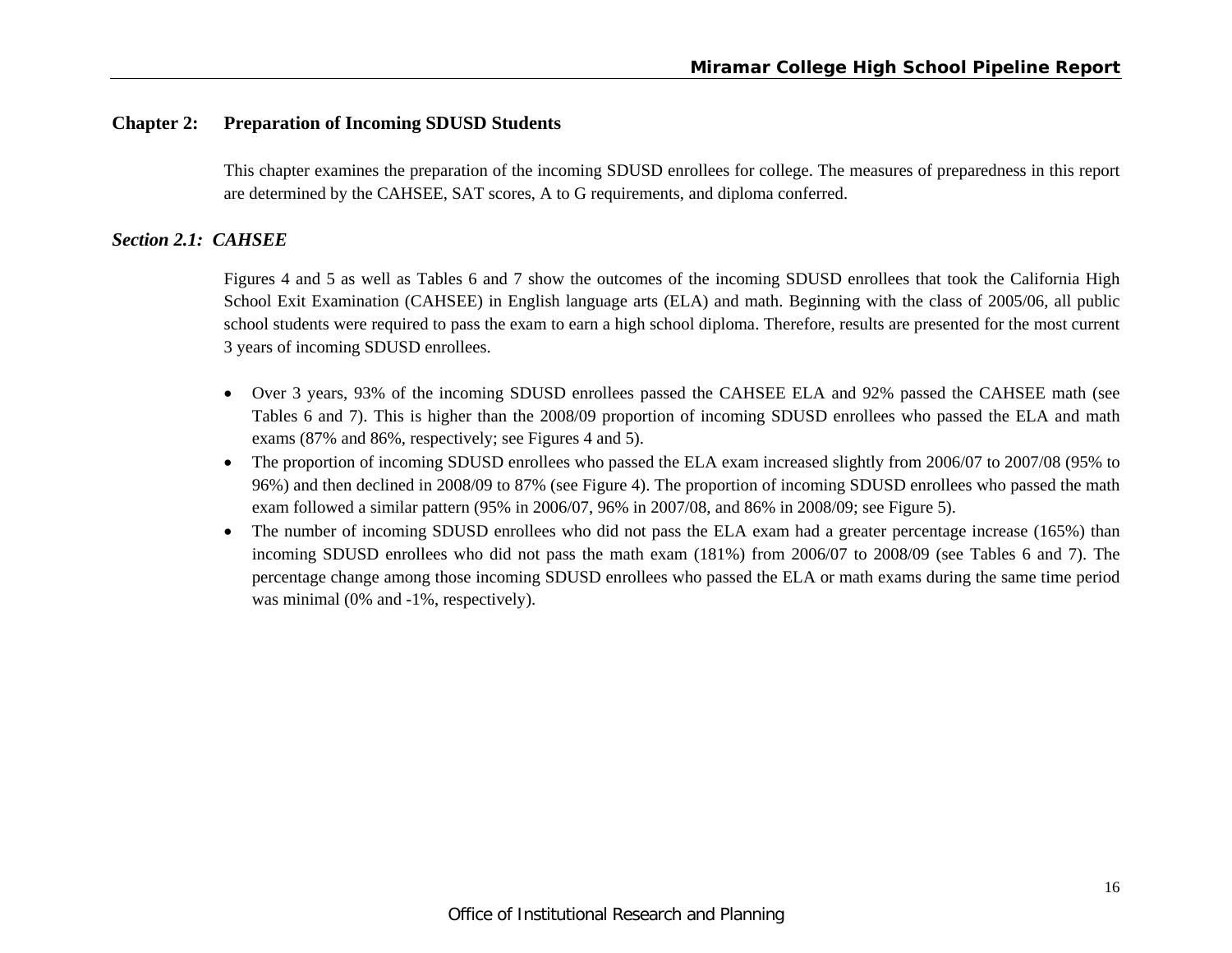## Chapter 2: Preparation of Incoming SDUSD Students

This chapter examines the preparation of the incoming SDUSD enrollees for college. The measures of preparedness in this report are determined by the CAHSEE, SAT scores, A to G requirements, and diploma conferred.

### *Section 2.1: CAHSEE*

Figures 4 and 5 as well as Tables 6 and 7 show the outcomes of the incoming SDUSD enrollees that took the California High School Exit Examination (CAHSEE) in English language arts (ELA) and math. Beginning with the class of 2005/06, all public school students were required to pass the exam to earn a high school diploma. Therefore, results are presented for the most current 3 years of incoming SDUSD enrollees.

- Over 3 years, 93% of the incoming SDUSD enrollees passed the CAHSEE ELA and 92% passed the CAHSEE math (see Tables 6 and 7). This is higher than the 2008/09 proportion of incoming SDUSD enrollees who passed the ELA and math exams (87% and 86%, respectively; see Figures 4 and 5).
- The proportion of incoming SDUSD enrollees who passed the ELA exam increased slightly from 2006/07 to 2007/08 (95% to 96%) and then declined in 2008/09 to 87% (see Figure 4). The proportion of incoming SDUSD enrollees who passed the math exam followed a similar pattern (95% in 2006/07, 96% in 2007/08, and 86% in 2008/09; see Figure 5).
- The number of incoming SDUSD enrollees who did not pass the ELA exam had a greater percentage increase (165%) than incoming SDUSD enrollees who did not pass the math exam (181%) from 2006/07 to 2008/09 (see Tables 6 and 7). The percentage change among those incoming SDUSD enrollees who passed the ELA or math exams during the same time period was minimal (0% and -1%, respectively).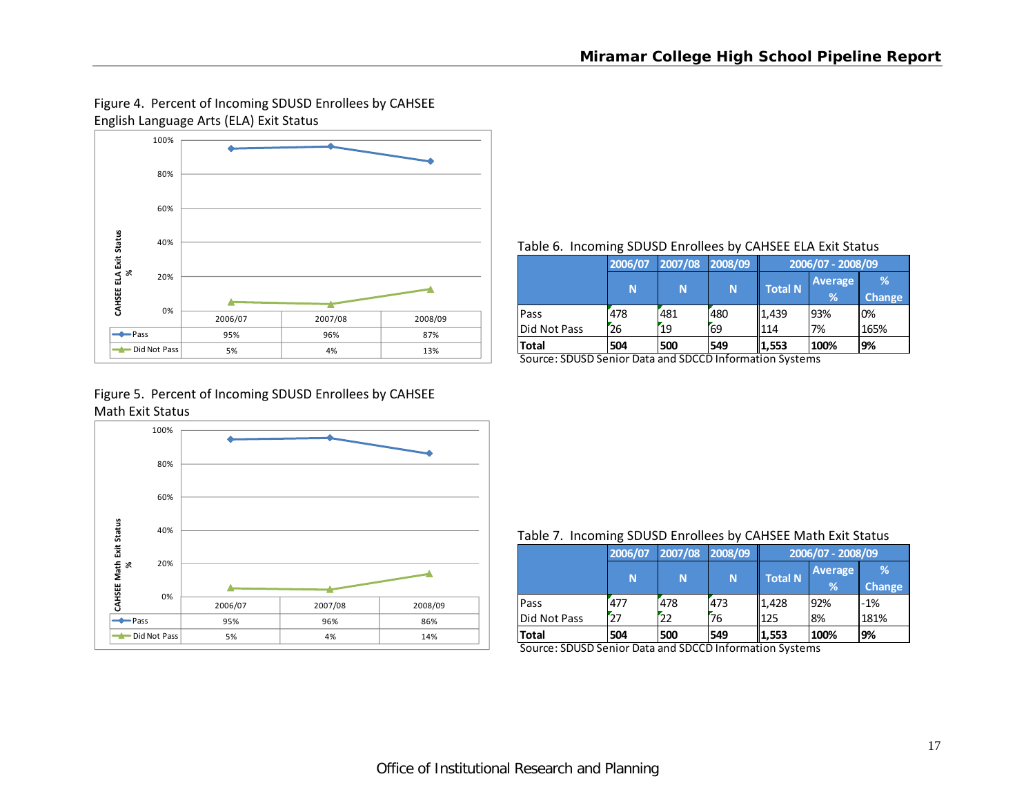Figure 4. Percent of Incoming SDUSD Enrollees by CAHSEE English Language Arts (ELA) Exit Status

| | 2006/07 | 2007/08 | 2008/09 |
|---|---|---|---|
| Pass | 95% | 96% | 87% |
| Did Not Pass | 5% | 4% | 13% |

Table 6. Incoming SDUSD Enrollees by CAHSEE ELA Exit Status

| | 2006/07 | 2007/08 | 2008/09 | 2006/07 - 2008/09 | | |
|---|---|---|---|---|---|---|
| | N | N | N | Total N | Average % | % Change |
| Pass | 478 | 481 | 480 | 1,439 | 93% | 0% |
| Did Not Pass | 26 | 19 | 69 | 114 | 7% | 165% |
| **Total** | **504** | **500** | **549** | **1,553** | **100%** | **9%** |

Source: SDUSD Senior Data and SDCCD Information Systems

Figure 5. Percent of Incoming SDUSD Enrollees by CAHSEE Math Exit Status

| | 2006/07 | 2007/08 | 2008/09 |
|---|---|---|---|
| Pass | 95% | 96% | 86% |
| Did Not Pass | 5% | 4% | 14% |

Table 7. Incoming SDUSD Enrollees by CAHSEE Math Exit Status

| | 2006/07 | 2007/08 | 2008/09 | 2006/07 - 2008/09 | | |
|---|---|---|---|---|---|---|
| | N | N | N | Total N | Average % | % Change |
| Pass | 477 | 478 | 473 | 1,428 | 92% | -1% |
| Did Not Pass | 27 | 22 | 76 | 125 | 8% | 181% |
| **Total** | **504** | **500** | **549** | **1,553** | **100%** | **9%** |

Source: SDUSD Senior Data and SDCCD Information Systems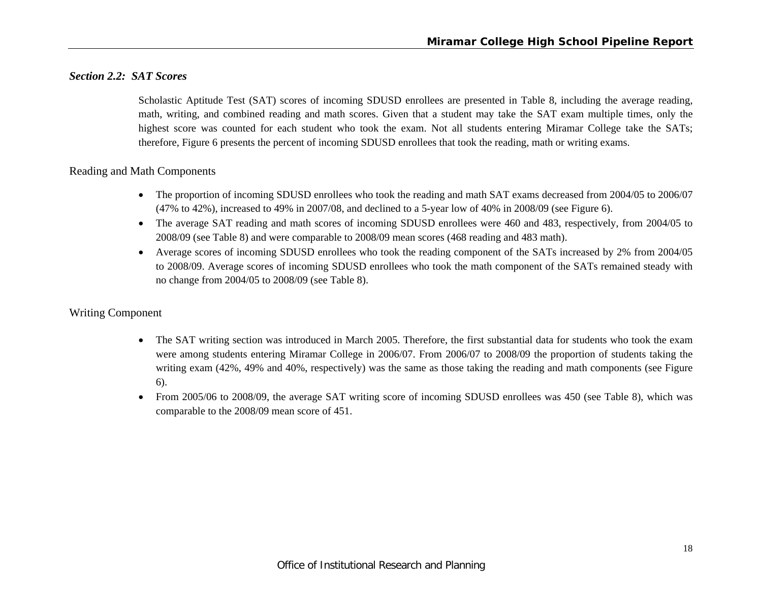## *Section 2.2: SAT Scores*

Scholastic Aptitude Test (SAT) scores of incoming SDUSD enrollees are presented in Table 8, including the average reading, math, writing, and combined reading and math scores. Given that a student may take the SAT exam multiple times, only the highest score was counted for each student who took the exam. Not all students entering Miramar College take the SATs; therefore, Figure 6 presents the percent of incoming SDUSD enrollees that took the reading, math or writing exams.

### Reading and Math Components

- The proportion of incoming SDUSD enrollees who took the reading and math SAT exams decreased from 2004/05 to 2006/07 (47% to 42%), increased to 49% in 2007/08, and declined to a 5-year low of 40% in 2008/09 (see Figure 6).
- The average SAT reading and math scores of incoming SDUSD enrollees were 460 and 483, respectively, from 2004/05 to 2008/09 (see Table 8) and were comparable to 2008/09 mean scores (468 reading and 483 math).
- Average scores of incoming SDUSD enrollees who took the reading component of the SATs increased by 2% from 2004/05 to 2008/09. Average scores of incoming SDUSD enrollees who took the math component of the SATs remained steady with no change from 2004/05 to 2008/09 (see Table 8).

### Writing Component

- The SAT writing section was introduced in March 2005. Therefore, the first substantial data for students who took the exam were among students entering Miramar College in 2006/07. From 2006/07 to 2008/09 the proportion of students taking the writing exam (42%, 49% and 40%, respectively) was the same as those taking the reading and math components (see Figure 6).
- From 2005/06 to 2008/09, the average SAT writing score of incoming SDUSD enrollees was 450 (see Table 8), which was comparable to the 2008/09 mean score of 451.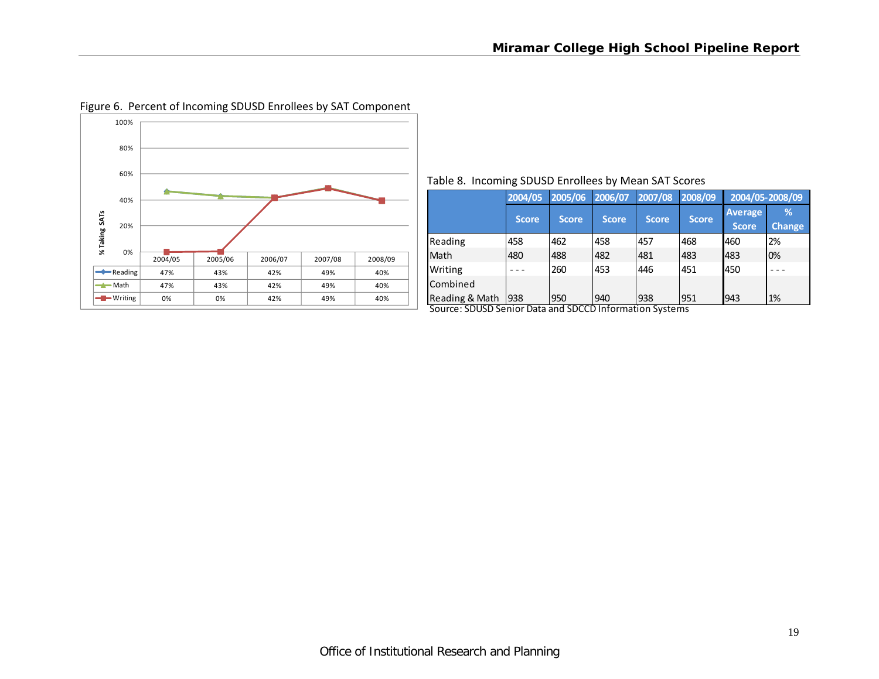Figure 6. Percent of Incoming SDUSD Enrollees by SAT Component

| | 2004/05 | 2005/06 | 2006/07 | 2007/08 | 2008/09 |
|---|---|---|---|---|---|
| Reading | 47% | 43% | 42% | 49% | 40% |
| Math | 47% | 43% | 42% | 49% | 40% |
| Writing | 0% | 0% | 42% | 49% | 40% |

Table 8. Incoming SDUSD Enrollees by Mean SAT Scores

| | 2004/05 | 2005/06 | 2006/07 | 2007/08 | 2008/09 | 2004/05-2008/09 | |
|---|---|---|---|---|---|---|---|
| | Score | Score | Score | Score | Score | Average Score | % Change |
| Reading | 458 | 462 | 458 | 457 | 468 | 460 | 2% |
| Math | 480 | 488 | 482 | 481 | 483 | 483 | 0% |
| Writing | - - - | 260 | 453 | 446 | 451 | 450 | - - - |
| Combined Reading & Math | 938 | 950 | 940 | 938 | 951 | 943 | 1% |

Source: SDUSD Senior Data and SDCCD Information Systems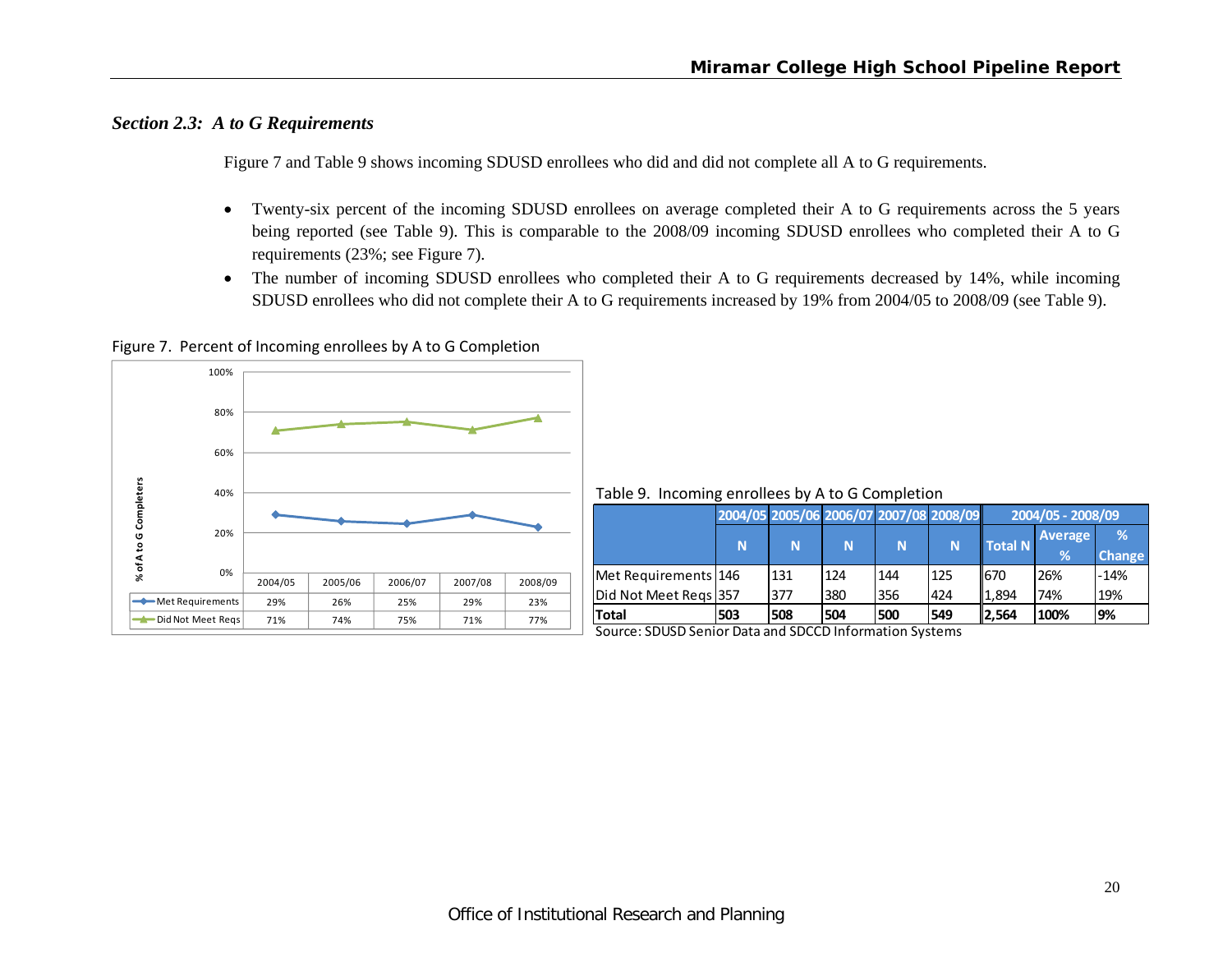### Section 2.3: A to G Requirements

Figure 7 and Table 9 shows incoming SDUSD enrollees who did and did not complete all A to G requirements.

- Twenty-six percent of the incoming SDUSD enrollees on average completed their A to G requirements across the 5 years being reported (see Table 9). This is comparable to the 2008/09 incoming SDUSD enrollees who completed their A to G requirements (23%; see Figure 7).
- The number of incoming SDUSD enrollees who completed their A to G requirements decreased by 14%, while incoming SDUSD enrollees who did not complete their A to G requirements increased by 19% from 2004/05 to 2008/09 (see Table 9).

Figure 7. Percent of Incoming enrollees by A to G Completion

| | 2004/05 | 2005/06 | 2006/07 | 2007/08 | 2008/09 |
|---|---|---|---|---|---|
| Met Requirements | 29% | 26% | 25% | 29% | 23% |
| Did Not Meet Reqs | 71% | 74% | 75% | 71% | 77% |

Table 9. Incoming enrollees by A to G Completion

| | 2004/05 | 2005/06 | 2006/07 | 2007/08 | 2008/09 | 2004/05 - 2008/09 | | |
|---|---|---|---|---|---|---|---|---|
| | N | N | N | N | N | Total N | Average % | % Change |
| Met Requirements | 146 | 131 | 124 | 144 | 125 | 670 | 26% | -14% |
| Did Not Meet Reqs | 357 | 377 | 380 | 356 | 424 | 1,894 | 74% | 19% |
| **Total** | **503** | **508** | **504** | **500** | **549** | **2,564** | **100%** | **9%** |

Source: SDUSD Senior Data and SDCCD Information Systems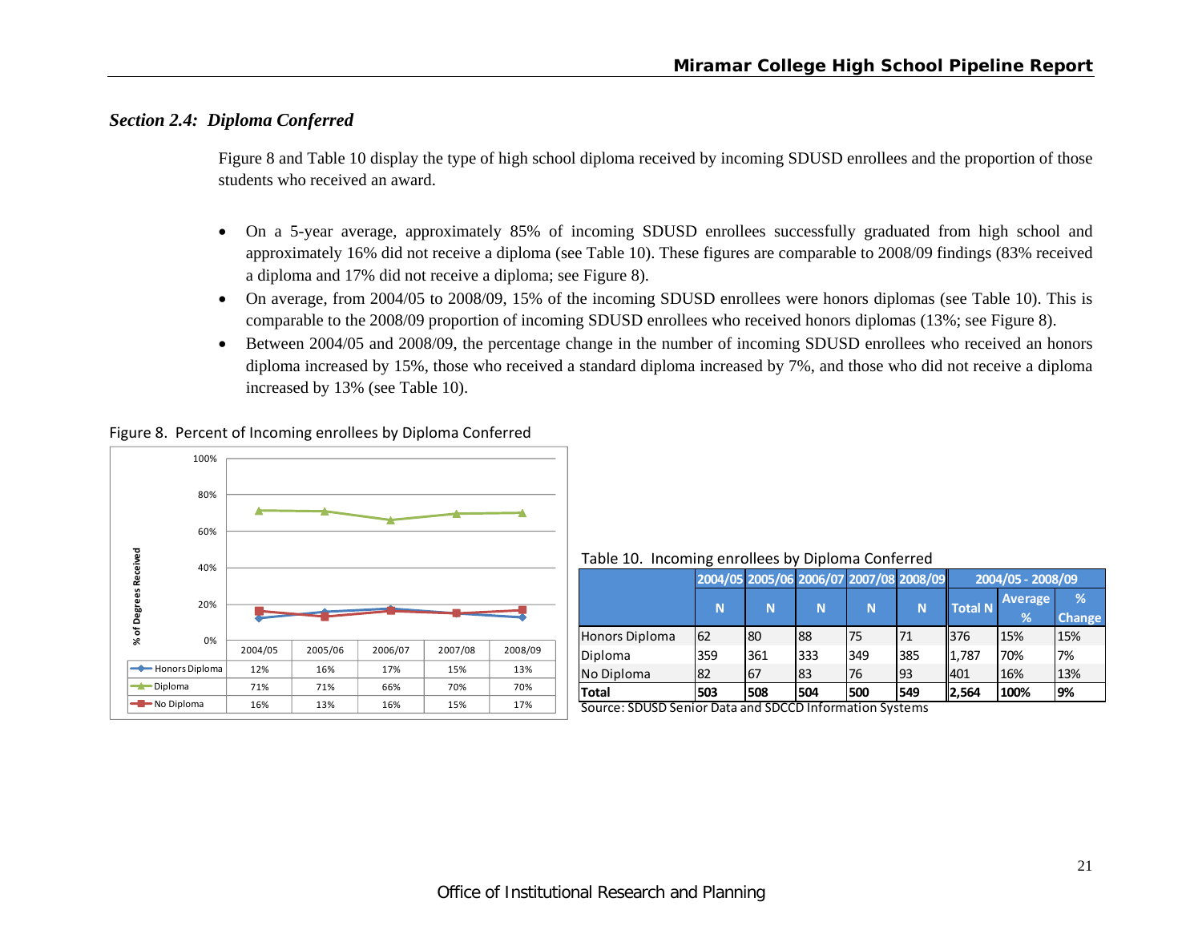### *Section 2.4: Diploma Conferred*

Figure 8 and Table 10 display the type of high school diploma received by incoming SDUSD enrollees and the proportion of those students who received an award.

- On a 5-year average, approximately 85% of incoming SDUSD enrollees successfully graduated from high school and approximately 16% did not receive a diploma (see Table 10). These figures are comparable to 2008/09 findings (83% received a diploma and 17% did not receive a diploma; see Figure 8).
- On average, from 2004/05 to 2008/09, 15% of the incoming SDUSD enrollees were honors diplomas (see Table 10). This is comparable to the 2008/09 proportion of incoming SDUSD enrollees who received honors diplomas (13%; see Figure 8).
- Between 2004/05 and 2008/09, the percentage change in the number of incoming SDUSD enrollees who received an honors diploma increased by 15%, those who received a standard diploma increased by 7%, and those who did not receive a diploma increased by 13% (see Table 10).

Figure 8. Percent of Incoming enrollees by Diploma Conferred

| | 2004/05 | 2005/06 | 2006/07 | 2007/08 | 2008/09 |
|---|---|---|---|---|---|
| Honors Diploma | 12% | 16% | 17% | 15% | 13% |
| Diploma | 71% | 71% | 66% | 70% | 70% |
| No Diploma | 16% | 13% | 16% | 15% | 17% |

Table 10. Incoming enrollees by Diploma Conferred

| | 2004/05 | 2005/06 | 2006/07 | 2007/08 | 2008/09 | 2004/05 - 2008/09 | | |
|---|---|---|---|---|---|---|---|---|
| | N | N | N | N | N | Total N | Average % | % Change |
| Honors Diploma | 62 | 80 | 88 | 75 | 71 | 376 | 15% | 15% |
| Diploma | 359 | 361 | 333 | 349 | 385 | 1,787 | 70% | 7% |
| No Diploma | 82 | 67 | 83 | 76 | 93 | 401 | 16% | 13% |
| **Total** | **503** | **508** | **504** | **500** | **549** | **2,564** | **100%** | **9%** |

Source: SDUSD Senior Data and SDCCD Information Systems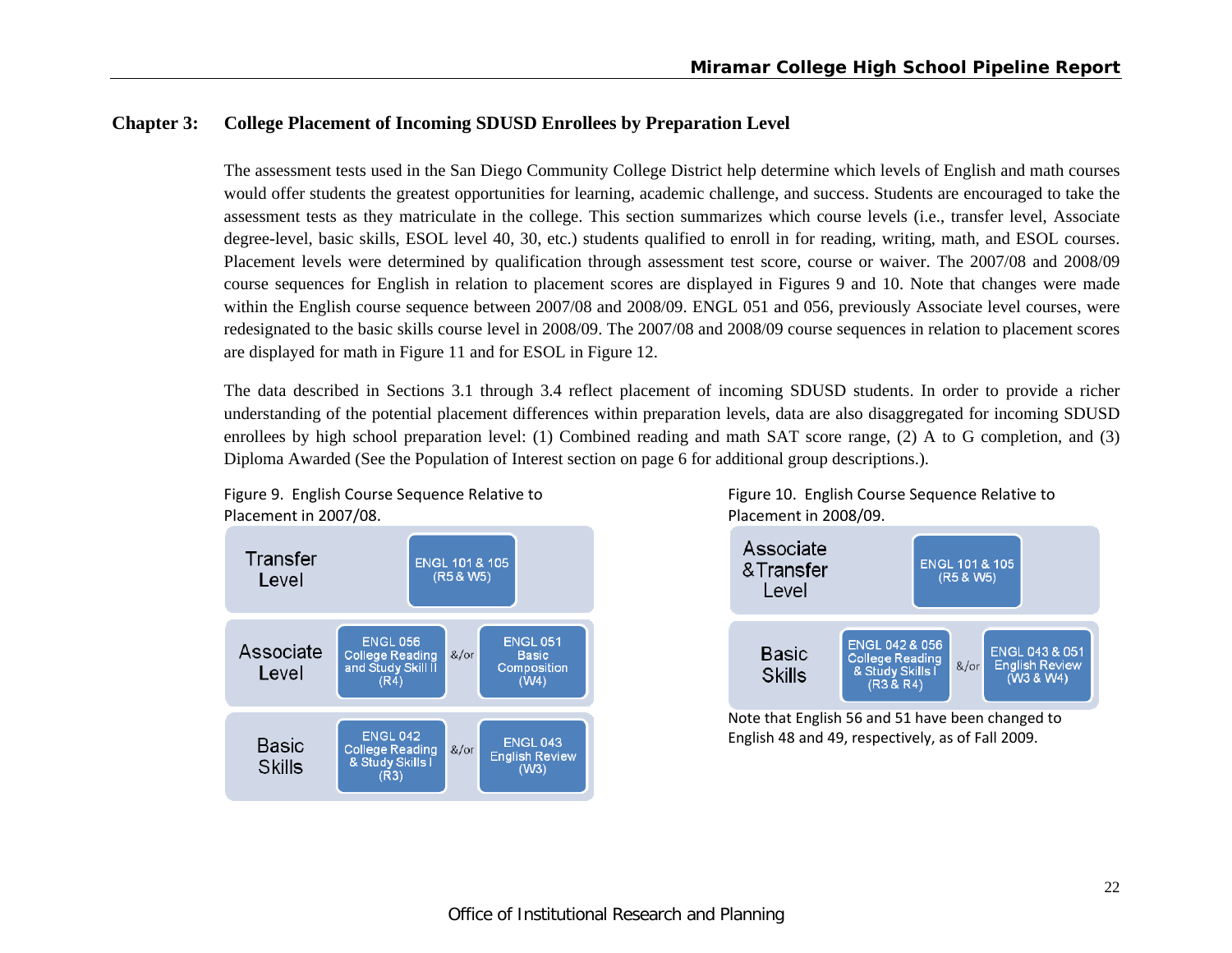## Chapter 3: College Placement of Incoming SDUSD Enrollees by Preparation Level

The assessment tests used in the San Diego Community College District help determine which levels of English and math courses would offer students the greatest opportunities for learning, academic challenge, and success. Students are encouraged to take the assessment tests as they matriculate in the college. This section summarizes which course levels (i.e., transfer level, Associate degree-level, basic skills, ESOL level 40, 30, etc.) students qualified to enroll in for reading, writing, math, and ESOL courses. Placement levels were determined by qualification through assessment test score, course or waiver. The 2007/08 and 2008/09 course sequences for English in relation to placement scores are displayed in Figures 9 and 10. Note that changes were made within the English course sequence between 2007/08 and 2008/09. ENGL 051 and 056, previously Associate level courses, were redesignated to the basic skills course level in 2008/09. The 2007/08 and 2008/09 course sequences in relation to placement scores are displayed for math in Figure 11 and for ESOL in Figure 12.

The data described in Sections 3.1 through 3.4 reflect placement of incoming SDUSD students. In order to provide a richer understanding of the potential placement differences within preparation levels, data are also disaggregated for incoming SDUSD enrollees by high school preparation level: (1) Combined reading and math SAT score range, (2) A to G completion, and (3) Diploma Awarded (See the Population of Interest section on page 6 for additional group descriptions.).

Figure 9. English Course Sequence Relative to Placement in 2007/08.

| Level | Course | | Course |
|---|---|---|---|
| Transfer Level | ENGL 101 & 105 (R5 & W5) | | |
| Associate Level | ENGL 056 College Reading and Study Skill II (R4) | &/or | ENGL 051 Basic Composition (W4) |
| Basic Skills | ENGL 042 College Reading & Study Skills I (R3) | &/or | ENGL 043 English Review (W3) |

Figure 10. English Course Sequence Relative to Placement in 2008/09.

| Level | Course | | Course |
|---|---|---|---|
| Associate & Transfer Level | ENGL 101 & 105 (R5 & W5) | | |
| Basic Skills | ENGL 042 & 056 College Reading & Study Skills I (R3 & R4) | &/or | ENGL 043 & 051 English Review (W3 & W4) |

Note that English 56 and 51 have been changed to English 48 and 49, respectively, as of Fall 2009.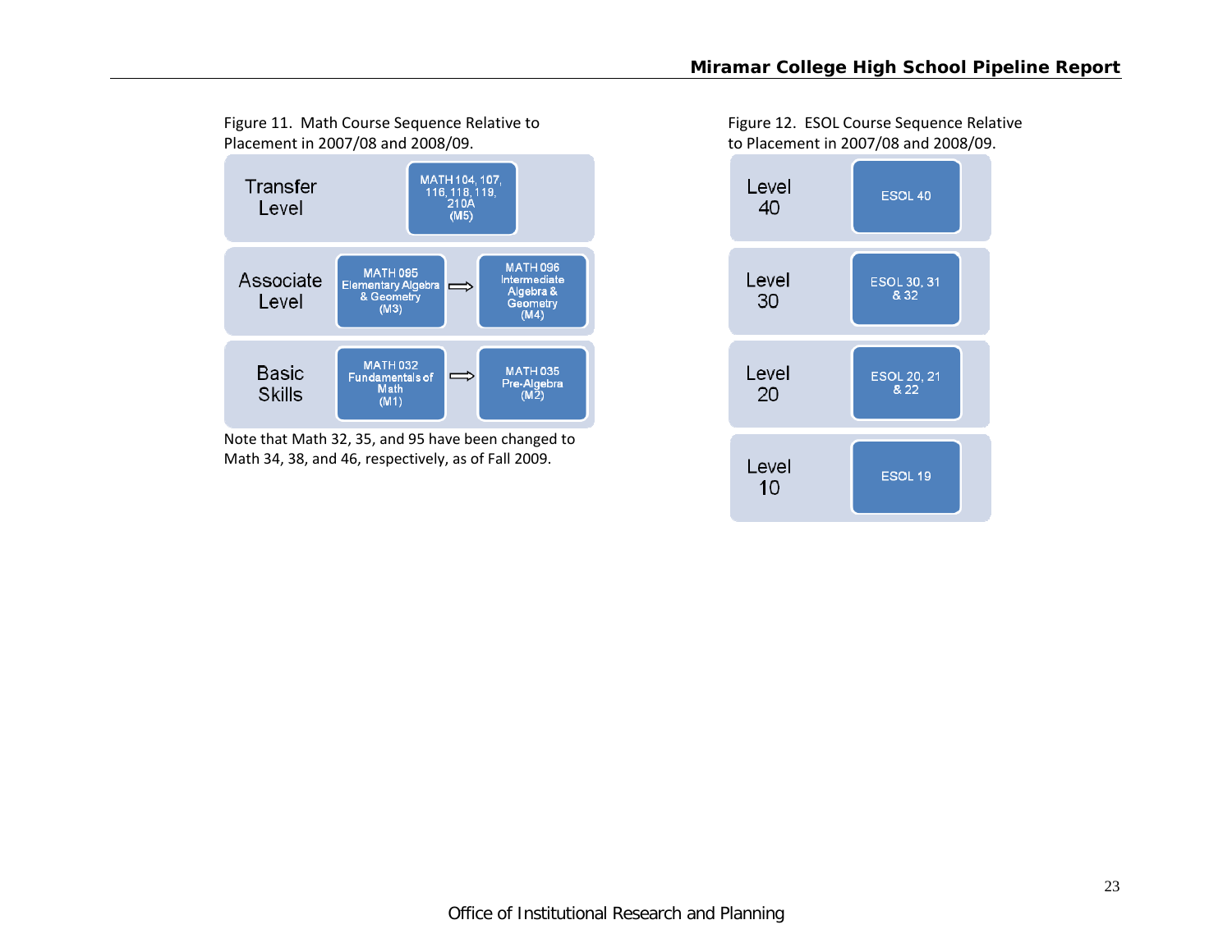Figure 11. Math Course Sequence Relative to Placement in 2007/08 and 2008/09.

| Level | | |
|---|---|---|
| Transfer Level | MATH 104, 107, 116, 118, 119, 210A (M5) | |
| Associate Level | MATH 095 Elementary Algebra & Geometry (M3) ⇒ | MATH 096 Intermediate Algebra & Geometry (M4) |
| Basic Skills | MATH 032 Fundamentals of Math (M1) ⇒ | MATH 035 Pre-Algebra (M2) |

Note that Math 32, 35, and 95 have been changed to Math 34, 38, and 46, respectively, as of Fall 2009.

Figure 12. ESOL Course Sequence Relative to Placement in 2007/08 and 2008/09.

| Level | Course |
|---|---|
| Level 40 | ESOL 40 |
| Level 30 | ESOL 30, 31 & 32 |
| Level 20 | ESOL 20, 21 & 22 |
| Level 10 | ESOL 19 |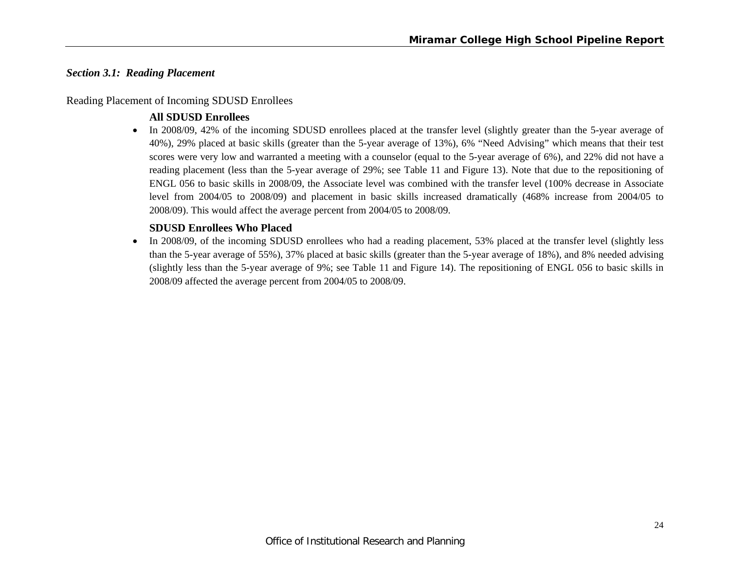### *Section 3.1: Reading Placement*

Reading Placement of Incoming SDUSD Enrollees

**All SDUSD Enrollees**

- In 2008/09, 42% of the incoming SDUSD enrollees placed at the transfer level (slightly greater than the 5-year average of 40%), 29% placed at basic skills (greater than the 5-year average of 13%), 6% "Need Advising" which means that their test scores were very low and warranted a meeting with a counselor (equal to the 5-year average of 6%), and 22% did not have a reading placement (less than the 5-year average of 29%; see Table 11 and Figure 13). Note that due to the repositioning of ENGL 056 to basic skills in 2008/09, the Associate level was combined with the transfer level (100% decrease in Associate level from 2004/05 to 2008/09) and placement in basic skills increased dramatically (468% increase from 2004/05 to 2008/09). This would affect the average percent from 2004/05 to 2008/09.

**SDUSD Enrollees Who Placed**

- In 2008/09, of the incoming SDUSD enrollees who had a reading placement, 53% placed at the transfer level (slightly less than the 5-year average of 55%), 37% placed at basic skills (greater than the 5-year average of 18%), and 8% needed advising (slightly less than the 5-year average of 9%; see Table 11 and Figure 14). The repositioning of ENGL 056 to basic skills in 2008/09 affected the average percent from 2004/05 to 2008/09.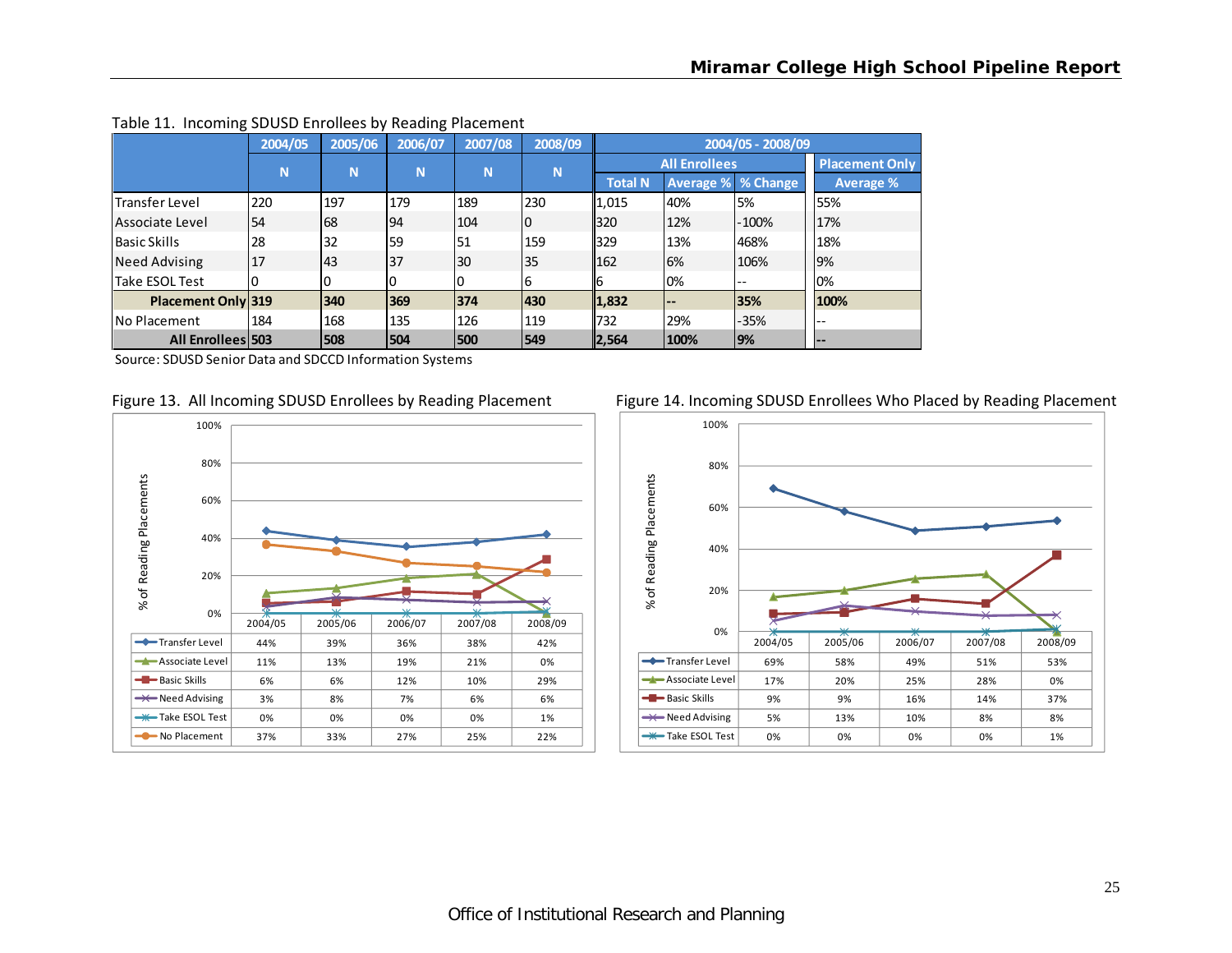Table 11. Incoming SDUSD Enrollees by Reading Placement

| | 2004/05 | 2005/06 | 2006/07 | 2007/08 | 2008/09 | 2004/05 - 2008/09 | | | |
|---|---|---|---|---|---|---|---|---|---|
| | | | | | | All Enrollees | | | Placement Only |
| | N | N | N | N | N | Total N | Average % | % Change | Average % |
| Transfer Level | 220 | 197 | 179 | 189 | 230 | 1,015 | 40% | 5% | 55% |
| Associate Level | 54 | 68 | 94 | 104 | 0 | 320 | 12% | -100% | 17% |
| Basic Skills | 28 | 32 | 59 | 51 | 159 | 329 | 13% | 468% | 18% |
| Need Advising | 17 | 43 | 37 | 30 | 35 | 162 | 6% | 106% | 9% |
| Take ESOL Test | 0 | 0 | 0 | 0 | 6 | 6 | 0% | -- | 0% |
| **Placement Only** | **319** | **340** | **369** | **374** | **430** | **1,832** | **--** | **35%** | **100%** |
| No Placement | 184 | 168 | 135 | 126 | 119 | 732 | 29% | -35% | -- |
| **All Enrollees** | **503** | **508** | **504** | **500** | **549** | **2,564** | **100%** | **9%** | **--** |

Source: SDUSD Senior Data and SDCCD Information Systems

Figure 13. All Incoming SDUSD Enrollees by Reading Placement

| | 2004/05 | 2005/06 | 2006/07 | 2007/08 | 2008/09 |
|---|---|---|---|---|---|
| Transfer Level | 44% | 39% | 36% | 38% | 42% |
| Associate Level | 11% | 13% | 19% | 21% | 0% |
| Basic Skills | 6% | 6% | 12% | 10% | 29% |
| Need Advising | 3% | 8% | 7% | 6% | 6% |
| Take ESOL Test | 0% | 0% | 0% | 0% | 1% |
| No Placement | 37% | 33% | 27% | 25% | 22% |

Figure 14. Incoming SDUSD Enrollees Who Placed by Reading Placement

| | 2004/05 | 2005/06 | 2006/07 | 2007/08 | 2008/09 |
|---|---|---|---|---|---|
| Transfer Level | 69% | 58% | 49% | 51% | 53% |
| Associate Level | 17% | 20% | 25% | 28% | 0% |
| Basic Skills | 9% | 9% | 16% | 14% | 37% |
| Need Advising | 5% | 13% | 10% | 8% | 8% |
| Take ESOL Test | 0% | 0% | 0% | 0% | 1% |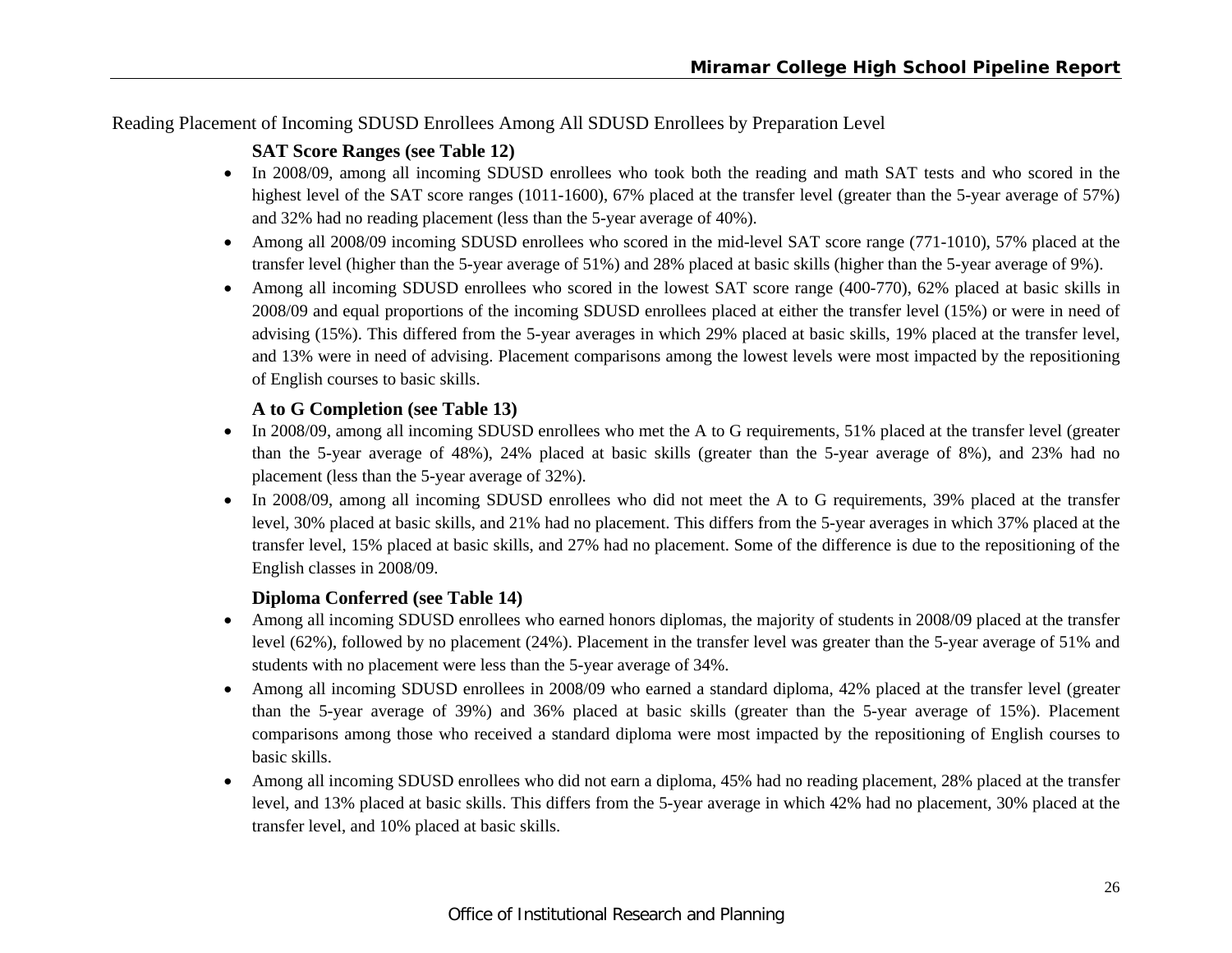Reading Placement of Incoming SDUSD Enrollees Among All SDUSD Enrollees by Preparation Level

**SAT Score Ranges (see Table 12)**

- In 2008/09, among all incoming SDUSD enrollees who took both the reading and math SAT tests and who scored in the highest level of the SAT score ranges (1011-1600), 67% placed at the transfer level (greater than the 5-year average of 57%) and 32% had no reading placement (less than the 5-year average of 40%).
- Among all 2008/09 incoming SDUSD enrollees who scored in the mid-level SAT score range (771-1010), 57% placed at the transfer level (higher than the 5-year average of 51%) and 28% placed at basic skills (higher than the 5-year average of 9%).
- Among all incoming SDUSD enrollees who scored in the lowest SAT score range (400-770), 62% placed at basic skills in 2008/09 and equal proportions of the incoming SDUSD enrollees placed at either the transfer level (15%) or were in need of advising (15%). This differed from the 5-year averages in which 29% placed at basic skills, 19% placed at the transfer level, and 13% were in need of advising. Placement comparisons among the lowest levels were most impacted by the repositioning of English courses to basic skills.

**A to G Completion (see Table 13)**

- In 2008/09, among all incoming SDUSD enrollees who met the A to G requirements, 51% placed at the transfer level (greater than the 5-year average of 48%), 24% placed at basic skills (greater than the 5-year average of 8%), and 23% had no placement (less than the 5-year average of 32%).
- In 2008/09, among all incoming SDUSD enrollees who did not meet the A to G requirements, 39% placed at the transfer level, 30% placed at basic skills, and 21% had no placement. This differs from the 5-year averages in which 37% placed at the transfer level, 15% placed at basic skills, and 27% had no placement. Some of the difference is due to the repositioning of the English classes in 2008/09.

**Diploma Conferred (see Table 14)**

- Among all incoming SDUSD enrollees who earned honors diplomas, the majority of students in 2008/09 placed at the transfer level (62%), followed by no placement (24%). Placement in the transfer level was greater than the 5-year average of 51% and students with no placement were less than the 5-year average of 34%.
- Among all incoming SDUSD enrollees in 2008/09 who earned a standard diploma, 42% placed at the transfer level (greater than the 5-year average of 39%) and 36% placed at basic skills (greater than the 5-year average of 15%). Placement comparisons among those who received a standard diploma were most impacted by the repositioning of English courses to basic skills.
- Among all incoming SDUSD enrollees who did not earn a diploma, 45% had no reading placement, 28% placed at the transfer level, and 13% placed at basic skills. This differs from the 5-year average in which 42% had no placement, 30% placed at the transfer level, and 10% placed at basic skills.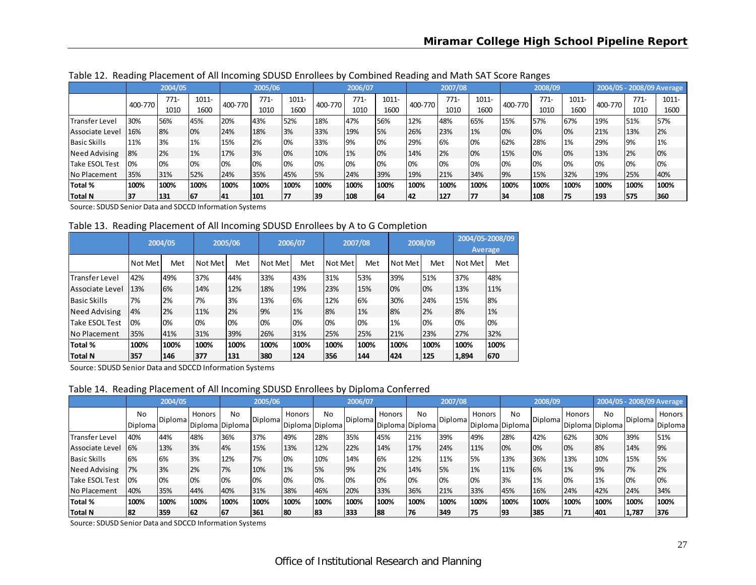Table 12. Reading Placement of All Incoming SDUSD Enrollees by Combined Reading and Math SAT Score Ranges

| | 2004/05 | | | 2005/06 | | | 2006/07 | | | 2007/08 | | | 2008/09 | | | 2004/05 - 2008/09 Average | | |
|---|---|---|---|---|---|---|---|---|---|---|---|---|---|---|---|---|---|---|
| | 400-770 | 771-1010 | 1011-1600 | 400-770 | 771-1010 | 1011-1600 | 400-770 | 771-1010 | 1011-1600 | 400-770 | 771-1010 | 1011-1600 | 400-770 | 771-1010 | 1011-1600 | 400-770 | 771-1010 | 1011-1600 |
| Transfer Level | 30% | 56% | 45% | 20% | 43% | 52% | 18% | 47% | 56% | 12% | 48% | 65% | 15% | 57% | 67% | 19% | 51% | 57% |
| Associate Level | 16% | 8% | 0% | 24% | 18% | 3% | 33% | 19% | 5% | 26% | 23% | 1% | 0% | 0% | 0% | 21% | 13% | 2% |
| Basic Skills | 11% | 3% | 1% | 15% | 2% | 0% | 33% | 9% | 0% | 29% | 6% | 0% | 62% | 28% | 1% | 29% | 9% | 1% |
| Need Advising | 8% | 2% | 1% | 17% | 3% | 0% | 10% | 1% | 0% | 14% | 2% | 0% | 15% | 0% | 0% | 13% | 2% | 0% |
| Take ESOL Test | 0% | 0% | 0% | 0% | 0% | 0% | 0% | 0% | 0% | 0% | 0% | 0% | 0% | 0% | 0% | 0% | 0% | 0% |
| No Placement | 35% | 31% | 52% | 24% | 35% | 45% | 5% | 24% | 39% | 19% | 21% | 34% | 9% | 15% | 32% | 19% | 25% | 40% |
| **Total %** | **100%** | **100%** | **100%** | **100%** | **100%** | **100%** | **100%** | **100%** | **100%** | **100%** | **100%** | **100%** | **100%** | **100%** | **100%** | **100%** | **100%** | **100%** |
| **Total N** | **37** | **131** | **67** | **41** | **101** | **77** | **39** | **108** | **64** | **42** | **127** | **77** | **34** | **108** | **75** | **193** | **575** | **360** |

Source: SDUSD Senior Data and SDCCD Information Systems

Table 13. Reading Placement of All Incoming SDUSD Enrollees by A to G Completion

| | 2004/05 | | 2005/06 | | 2006/07 | | 2007/08 | | 2008/09 | | 2004/05-2008/09 Average | |
|---|---|---|---|---|---|---|---|---|---|---|---|---|
| | Not Met | Met | Not Met | Met | Not Met | Met | Not Met | Met | Not Met | Met | Not Met | Met |
| Transfer Level | 42% | 49% | 37% | 44% | 33% | 43% | 31% | 53% | 39% | 51% | 37% | 48% |
| Associate Level | 13% | 6% | 14% | 12% | 18% | 19% | 23% | 15% | 0% | 0% | 13% | 11% |
| Basic Skills | 7% | 2% | 7% | 3% | 13% | 6% | 12% | 6% | 30% | 24% | 15% | 8% |
| Need Advising | 4% | 2% | 11% | 2% | 9% | 1% | 8% | 1% | 8% | 2% | 8% | 1% |
| Take ESOL Test | 0% | 0% | 0% | 0% | 0% | 0% | 0% | 0% | 1% | 0% | 0% | 0% |
| No Placement | 35% | 41% | 31% | 39% | 26% | 31% | 25% | 25% | 21% | 23% | 27% | 32% |
| **Total %** | **100%** | **100%** | **100%** | **100%** | **100%** | **100%** | **100%** | **100%** | **100%** | **100%** | **100%** | **100%** |
| **Total N** | **357** | **146** | **377** | **131** | **380** | **124** | **356** | **144** | **424** | **125** | **1,894** | **670** |

Source: SDUSD Senior Data and SDCCD Information Systems

Table 14. Reading Placement of All Incoming SDUSD Enrollees by Diploma Conferred

| | 2004/05 | | | 2005/06 | | | 2006/07 | | | 2007/08 | | | 2008/09 | | | 2004/05 - 2008/09 Average | | |
|---|---|---|---|---|---|---|---|---|---|---|---|---|---|---|---|---|---|---|
| | No Diploma | Diploma | Honors Diploma | No Diploma | Diploma | Honors Diploma | No Diploma | Diploma | Honors Diploma | No Diploma | Diploma | Honors Diploma | No Diploma | Diploma | Honors Diploma | No Diploma | Diploma | Honors Diploma |
| Transfer Level | 40% | 44% | 48% | 36% | 37% | 49% | 28% | 35% | 45% | 21% | 39% | 49% | 28% | 42% | 62% | 30% | 39% | 51% |
| Associate Level | 6% | 13% | 3% | 4% | 15% | 13% | 12% | 22% | 14% | 17% | 24% | 11% | 0% | 0% | 0% | 8% | 14% | 9% |
| Basic Skills | 6% | 6% | 3% | 12% | 7% | 0% | 10% | 14% | 6% | 12% | 11% | 5% | 13% | 36% | 13% | 10% | 15% | 5% |
| Need Advising | 7% | 3% | 2% | 7% | 10% | 1% | 5% | 9% | 2% | 14% | 5% | 1% | 11% | 6% | 1% | 9% | 7% | 2% |
| Take ESOL Test | 0% | 0% | 0% | 0% | 0% | 0% | 0% | 0% | 0% | 0% | 0% | 0% | 3% | 1% | 0% | 1% | 0% | 0% |
| No Placement | 40% | 35% | 44% | 40% | 31% | 38% | 46% | 20% | 33% | 36% | 21% | 33% | 45% | 16% | 24% | 42% | 24% | 34% |
| **Total %** | **100%** | **100%** | **100%** | **100%** | **100%** | **100%** | **100%** | **100%** | **100%** | **100%** | **100%** | **100%** | **100%** | **100%** | **100%** | **100%** | **100%** | **100%** |
| **Total N** | **82** | **359** | **62** | **67** | **361** | **80** | **83** | **333** | **88** | **76** | **349** | **75** | **93** | **385** | **71** | **401** | **1,787** | **376** |

Source: SDUSD Senior Data and SDCCD Information Systems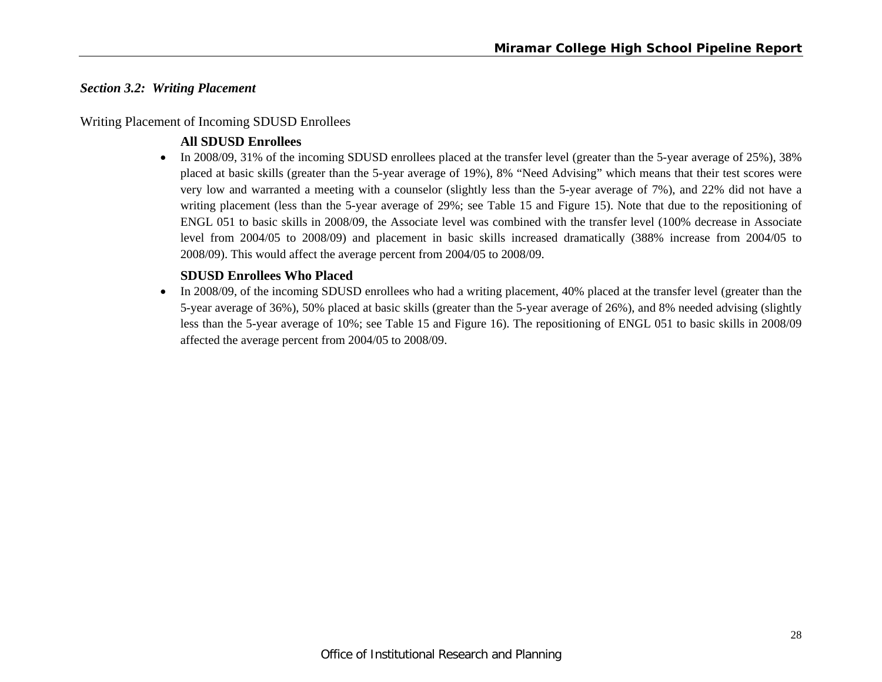### *Section 3.2: Writing Placement*

Writing Placement of Incoming SDUSD Enrollees

**All SDUSD Enrollees**

- In 2008/09, 31% of the incoming SDUSD enrollees placed at the transfer level (greater than the 5-year average of 25%), 38% placed at basic skills (greater than the 5-year average of 19%), 8% "Need Advising" which means that their test scores were very low and warranted a meeting with a counselor (slightly less than the 5-year average of 7%), and 22% did not have a writing placement (less than the 5-year average of 29%; see Table 15 and Figure 15). Note that due to the repositioning of ENGL 051 to basic skills in 2008/09, the Associate level was combined with the transfer level (100% decrease in Associate level from 2004/05 to 2008/09) and placement in basic skills increased dramatically (388% increase from 2004/05 to 2008/09). This would affect the average percent from 2004/05 to 2008/09.

**SDUSD Enrollees Who Placed**

- In 2008/09, of the incoming SDUSD enrollees who had a writing placement, 40% placed at the transfer level (greater than the 5-year average of 36%), 50% placed at basic skills (greater than the 5-year average of 26%), and 8% needed advising (slightly less than the 5-year average of 10%; see Table 15 and Figure 16). The repositioning of ENGL 051 to basic skills in 2008/09 affected the average percent from 2004/05 to 2008/09.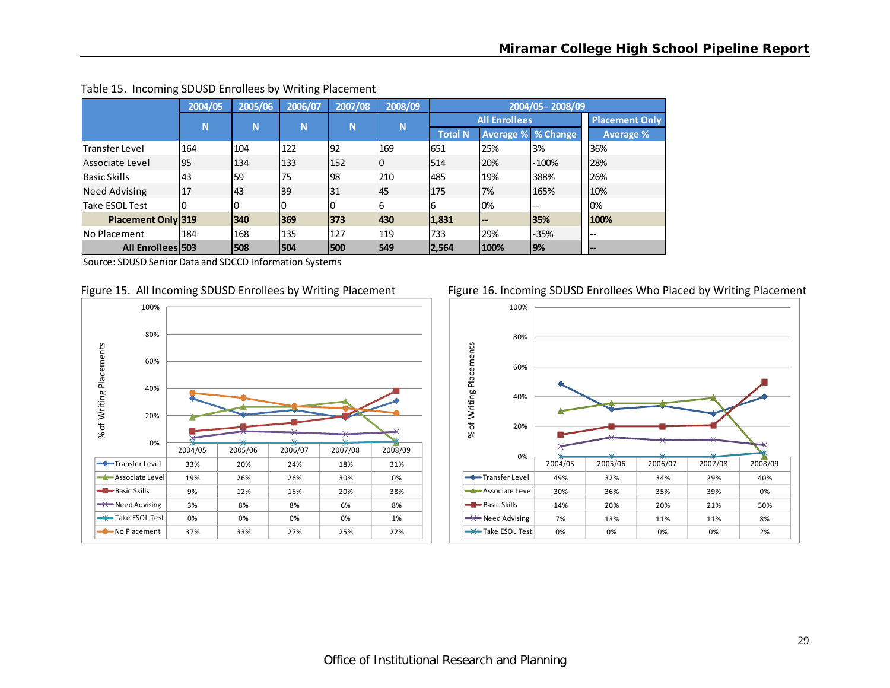Table 15. Incoming SDUSD Enrollees by Writing Placement

| | 2004/05 | 2005/06 | 2006/07 | 2007/08 | 2008/09 | 2004/05 - 2008/09 | | | |
|---|---|---|---|---|---|---|---|---|---|
| | N | N | N | N | N | All Enrollees | | | Placement Only |
| | | | | | | Total N | Average % | % Change | Average % |
| Transfer Level | 164 | 104 | 122 | 92 | 169 | 651 | 25% | 3% | 36% |
| Associate Level | 95 | 134 | 133 | 152 | 0 | 514 | 20% | -100% | 28% |
| Basic Skills | 43 | 59 | 75 | 98 | 210 | 485 | 19% | 388% | 26% |
| Need Advising | 17 | 43 | 39 | 31 | 45 | 175 | 7% | 165% | 10% |
| Take ESOL Test | 0 | 0 | 0 | 0 | 6 | 6 | 0% | -- | 0% |
| **Placement Only** | **319** | **340** | **369** | **373** | **430** | **1,831** | **--** | **35%** | **100%** |
| No Placement | 184 | 168 | 135 | 127 | 119 | 733 | 29% | -35% | -- |
| **All Enrollees** | **503** | **508** | **504** | **500** | **549** | **2,564** | **100%** | **9%** | **--** |

Source: SDUSD Senior Data and SDCCD Information Systems

Figure 15. All Incoming SDUSD Enrollees by Writing Placement

| | 2004/05 | 2005/06 | 2006/07 | 2007/08 | 2008/09 |
|---|---|---|---|---|---|
| Transfer Level | 33% | 20% | 24% | 18% | 31% |
| Associate Level | 19% | 26% | 26% | 30% | 0% |
| Basic Skills | 9% | 12% | 15% | 20% | 38% |
| Need Advising | 3% | 8% | 8% | 6% | 8% |
| Take ESOL Test | 0% | 0% | 0% | 0% | 1% |
| No Placement | 37% | 33% | 27% | 25% | 22% |

Figure 16. Incoming SDUSD Enrollees Who Placed by Writing Placement

| | 2004/05 | 2005/06 | 2006/07 | 2007/08 | 2008/09 |
|---|---|---|---|---|---|
| Transfer Level | 49% | 32% | 34% | 29% | 40% |
| Associate Level | 30% | 36% | 35% | 39% | 0% |
| Basic Skills | 14% | 20% | 20% | 21% | 50% |
| Need Advising | 7% | 13% | 11% | 11% | 8% |
| Take ESOL Test | 0% | 0% | 0% | 0% | 2% |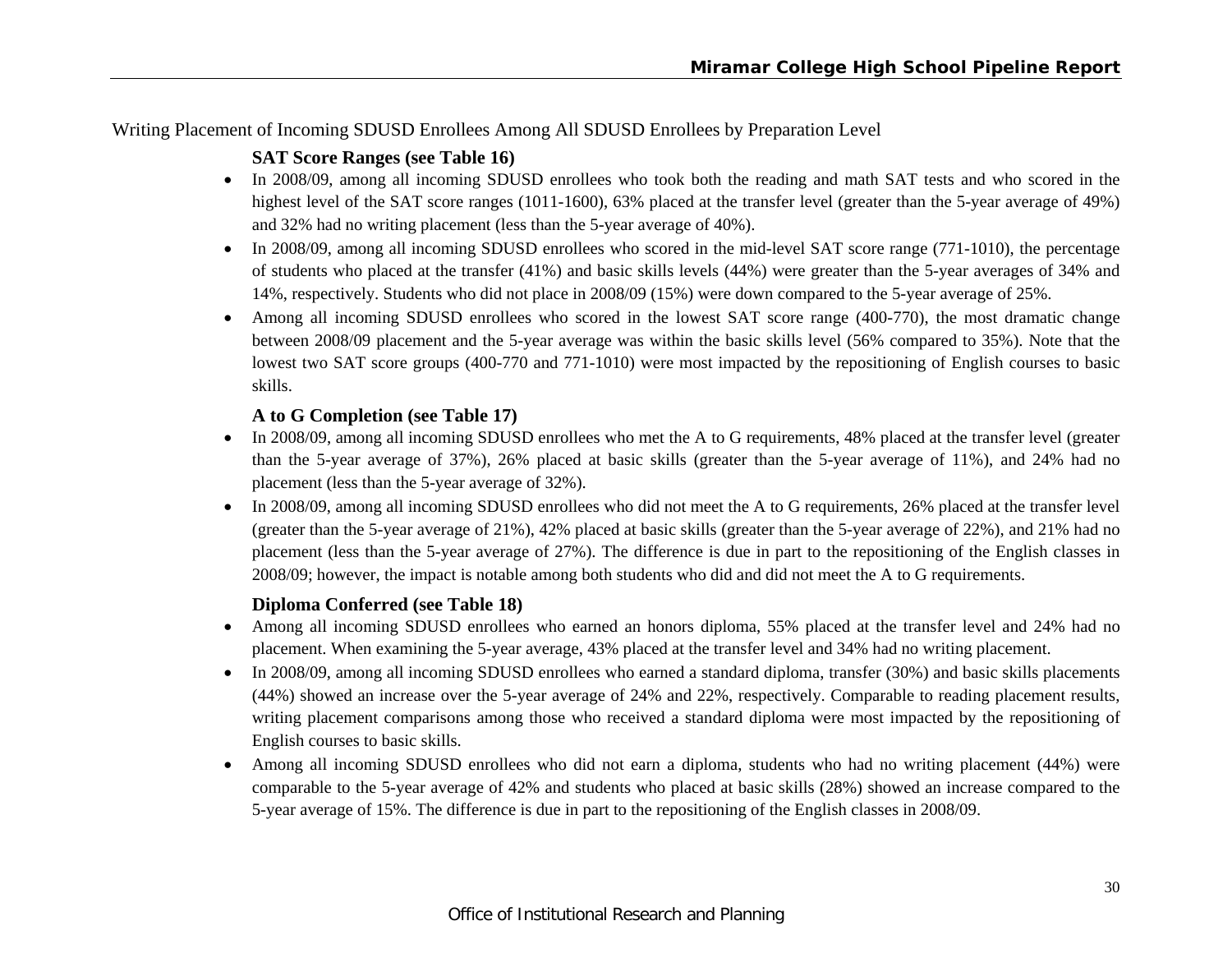Writing Placement of Incoming SDUSD Enrollees Among All SDUSD Enrollees by Preparation Level

### SAT Score Ranges (see Table 16)

- In 2008/09, among all incoming SDUSD enrollees who took both the reading and math SAT tests and who scored in the highest level of the SAT score ranges (1011-1600), 63% placed at the transfer level (greater than the 5-year average of 49%) and 32% had no writing placement (less than the 5-year average of 40%).
- In 2008/09, among all incoming SDUSD enrollees who scored in the mid-level SAT score range (771-1010), the percentage of students who placed at the transfer (41%) and basic skills levels (44%) were greater than the 5-year averages of 34% and 14%, respectively. Students who did not place in 2008/09 (15%) were down compared to the 5-year average of 25%.
- Among all incoming SDUSD enrollees who scored in the lowest SAT score range (400-770), the most dramatic change between 2008/09 placement and the 5-year average was within the basic skills level (56% compared to 35%). Note that the lowest two SAT score groups (400-770 and 771-1010) were most impacted by the repositioning of English courses to basic skills.

### A to G Completion (see Table 17)

- In 2008/09, among all incoming SDUSD enrollees who met the A to G requirements, 48% placed at the transfer level (greater than the 5-year average of 37%), 26% placed at basic skills (greater than the 5-year average of 11%), and 24% had no placement (less than the 5-year average of 32%).
- In 2008/09, among all incoming SDUSD enrollees who did not meet the A to G requirements, 26% placed at the transfer level (greater than the 5-year average of 21%), 42% placed at basic skills (greater than the 5-year average of 22%), and 21% had no placement (less than the 5-year average of 27%). The difference is due in part to the repositioning of the English classes in 2008/09; however, the impact is notable among both students who did and did not meet the A to G requirements.

### Diploma Conferred (see Table 18)

- Among all incoming SDUSD enrollees who earned an honors diploma, 55% placed at the transfer level and 24% had no placement. When examining the 5-year average, 43% placed at the transfer level and 34% had no writing placement.
- In 2008/09, among all incoming SDUSD enrollees who earned a standard diploma, transfer (30%) and basic skills placements (44%) showed an increase over the 5-year average of 24% and 22%, respectively. Comparable to reading placement results, writing placement comparisons among those who received a standard diploma were most impacted by the repositioning of English courses to basic skills.
- Among all incoming SDUSD enrollees who did not earn a diploma, students who had no writing placement (44%) were comparable to the 5-year average of 42% and students who placed at basic skills (28%) showed an increase compared to the 5-year average of 15%. The difference is due in part to the repositioning of the English classes in 2008/09.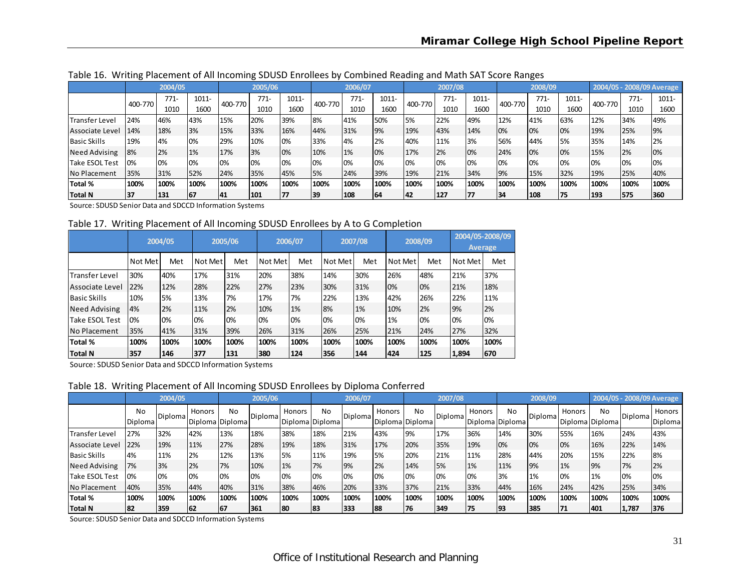Table 16. Writing Placement of All Incoming SDUSD Enrollees by Combined Reading and Math SAT Score Ranges

| | 2004/05 | | | 2005/06 | | | 2006/07 | | | 2007/08 | | | 2008/09 | | | 2004/05 - 2008/09 Average | | |
|---|---|---|---|---|---|---|---|---|---|---|---|---|---|---|---|---|---|---|
| | 400-770 | 771-1010 | 1011-1600 | 400-770 | 771-1010 | 1011-1600 | 400-770 | 771-1010 | 1011-1600 | 400-770 | 771-1010 | 1011-1600 | 400-770 | 771-1010 | 1011-1600 | 400-770 | 771-1010 | 1011-1600 |
| Transfer Level | 24% | 46% | 43% | 15% | 20% | 39% | 8% | 41% | 50% | 5% | 22% | 49% | 12% | 41% | 63% | 12% | 34% | 49% |
| Associate Level | 14% | 18% | 3% | 15% | 33% | 16% | 44% | 31% | 9% | 19% | 43% | 14% | 0% | 0% | 0% | 19% | 25% | 9% |
| Basic Skills | 19% | 4% | 0% | 29% | 10% | 0% | 33% | 4% | 2% | 40% | 11% | 3% | 56% | 44% | 5% | 35% | 14% | 2% |
| Need Advising | 8% | 2% | 1% | 17% | 3% | 0% | 10% | 1% | 0% | 17% | 2% | 0% | 24% | 0% | 0% | 15% | 2% | 0% |
| Take ESOL Test | 0% | 0% | 0% | 0% | 0% | 0% | 0% | 0% | 0% | 0% | 0% | 0% | 0% | 0% | 0% | 0% | 0% | 0% |
| No Placement | 35% | 31% | 52% | 24% | 35% | 45% | 5% | 24% | 39% | 19% | 21% | 34% | 9% | 15% | 32% | 19% | 25% | 40% |
| **Total %** | **100%** | **100%** | **100%** | **100%** | **100%** | **100%** | **100%** | **100%** | **100%** | **100%** | **100%** | **100%** | **100%** | **100%** | **100%** | **100%** | **100%** | **100%** |
| **Total N** | **37** | **131** | **67** | **41** | **101** | **77** | **39** | **108** | **64** | **42** | **127** | **77** | **34** | **108** | **75** | **193** | **575** | **360** |

Source: SDUSD Senior Data and SDCCD Information Systems

Table 17. Writing Placement of All Incoming SDUSD Enrollees by A to G Completion

| | 2004/05 | | 2005/06 | | 2006/07 | | 2007/08 | | 2008/09 | | 2004/05-2008/09 Average | |
|---|---|---|---|---|---|---|---|---|---|---|---|---|
| | Not Met | Met | Not Met | Met | Not Met | Met | Not Met | Met | Not Met | Met | Not Met | Met |
| Transfer Level | 30% | 40% | 17% | 31% | 20% | 38% | 14% | 30% | 26% | 48% | 21% | 37% |
| Associate Level | 22% | 12% | 28% | 22% | 27% | 23% | 30% | 31% | 0% | 0% | 21% | 18% |
| Basic Skills | 10% | 5% | 13% | 7% | 17% | 7% | 22% | 13% | 42% | 26% | 22% | 11% |
| Need Advising | 4% | 2% | 11% | 2% | 10% | 1% | 8% | 1% | 10% | 2% | 9% | 2% |
| Take ESOL Test | 0% | 0% | 0% | 0% | 0% | 0% | 0% | 0% | 1% | 0% | 0% | 0% |
| No Placement | 35% | 41% | 31% | 39% | 26% | 31% | 26% | 25% | 21% | 24% | 27% | 32% |
| **Total %** | **100%** | **100%** | **100%** | **100%** | **100%** | **100%** | **100%** | **100%** | **100%** | **100%** | **100%** | **100%** |
| **Total N** | **357** | **146** | **377** | **131** | **380** | **124** | **356** | **144** | **424** | **125** | **1,894** | **670** |

Source: SDUSD Senior Data and SDCCD Information Systems

Table 18. Writing Placement of All Incoming SDUSD Enrollees by Diploma Conferred

| | 2004/05 | | | 2005/06 | | | 2006/07 | | | 2007/08 | | | 2008/09 | | | 2004/05 - 2008/09 Average | | |
|---|---|---|---|---|---|---|---|---|---|---|---|---|---|---|---|---|---|---|
| | No Diploma | Diploma | Honors Diploma | No Diploma | Diploma | Honors Diploma | No Diploma | Diploma | Honors Diploma | No Diploma | Diploma | Honors Diploma | No Diploma | Diploma | Honors Diploma | No Diploma | Diploma | Honors Diploma |
| Transfer Level | 27% | 32% | 42% | 13% | 18% | 38% | 18% | 21% | 43% | 9% | 17% | 36% | 14% | 30% | 55% | 16% | 24% | 43% |
| Associate Level | 22% | 19% | 11% | 27% | 28% | 19% | 18% | 31% | 17% | 20% | 35% | 19% | 0% | 0% | 0% | 16% | 22% | 14% |
| Basic Skills | 4% | 11% | 2% | 12% | 13% | 5% | 11% | 19% | 5% | 20% | 21% | 11% | 28% | 44% | 20% | 15% | 22% | 8% |
| Need Advising | 7% | 3% | 2% | 7% | 10% | 1% | 7% | 9% | 2% | 14% | 5% | 1% | 11% | 9% | 1% | 9% | 7% | 2% |
| Take ESOL Test | 0% | 0% | 0% | 0% | 0% | 0% | 0% | 0% | 0% | 0% | 0% | 0% | 3% | 1% | 0% | 1% | 0% | 0% |
| No Placement | 40% | 35% | 44% | 40% | 31% | 38% | 46% | 20% | 33% | 37% | 21% | 33% | 44% | 16% | 24% | 42% | 25% | 34% |
| **Total %** | **100%** | **100%** | **100%** | **100%** | **100%** | **100%** | **100%** | **100%** | **100%** | **100%** | **100%** | **100%** | **100%** | **100%** | **100%** | **100%** | **100%** | **100%** |
| **Total N** | **82** | **359** | **62** | **67** | **361** | **80** | **83** | **333** | **88** | **76** | **349** | **75** | **93** | **385** | **71** | **401** | **1,787** | **376** |

Source: SDUSD Senior Data and SDCCD Information Systems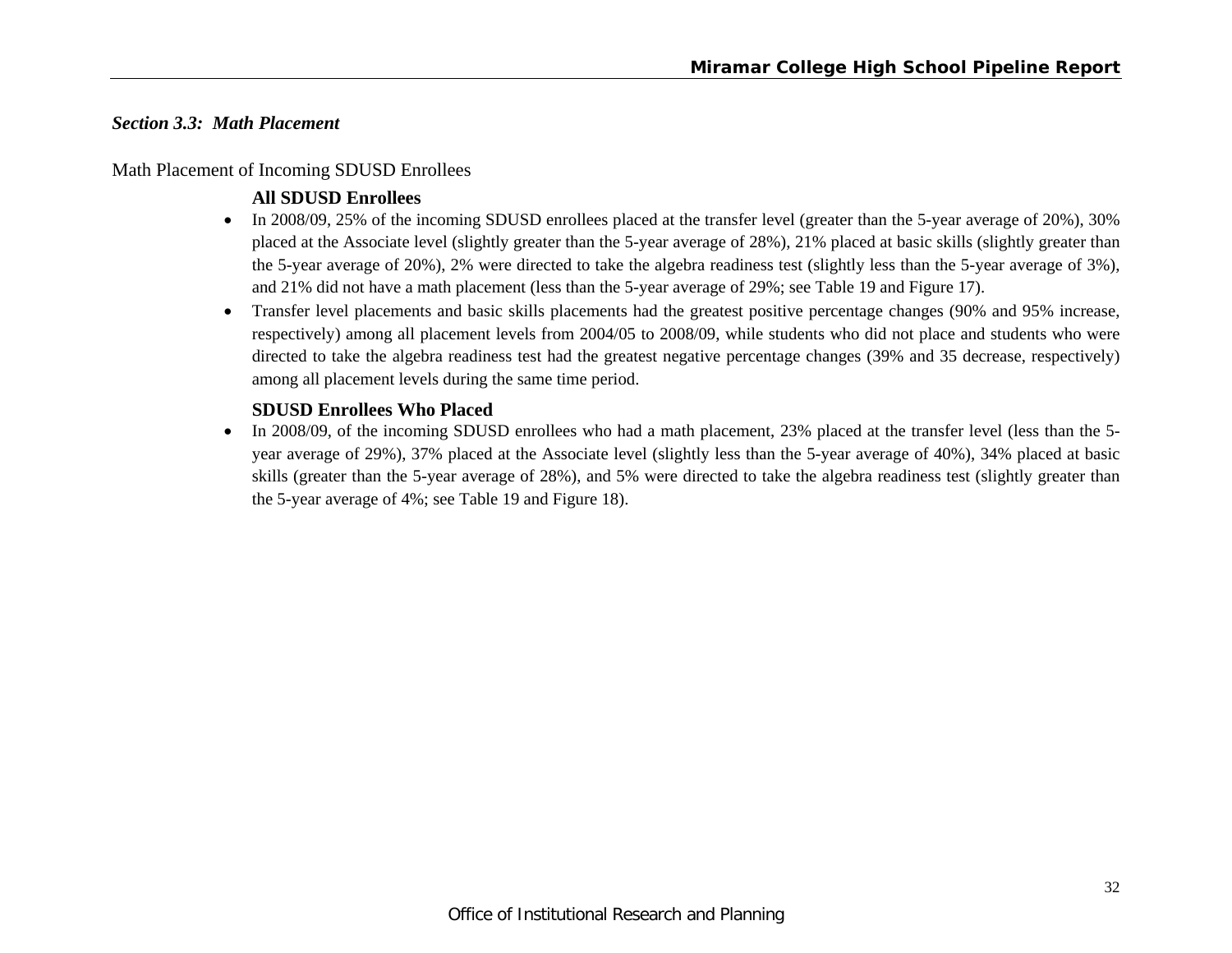### *Section 3.3: Math Placement*

Math Placement of Incoming SDUSD Enrollees

**All SDUSD Enrollees**

- In 2008/09, 25% of the incoming SDUSD enrollees placed at the transfer level (greater than the 5-year average of 20%), 30% placed at the Associate level (slightly greater than the 5-year average of 28%), 21% placed at basic skills (slightly greater than the 5-year average of 20%), 2% were directed to take the algebra readiness test (slightly less than the 5-year average of 3%), and 21% did not have a math placement (less than the 5-year average of 29%; see Table 19 and Figure 17).
- Transfer level placements and basic skills placements had the greatest positive percentage changes (90% and 95% increase, respectively) among all placement levels from 2004/05 to 2008/09, while students who did not place and students who were directed to take the algebra readiness test had the greatest negative percentage changes (39% and 35 decrease, respectively) among all placement levels during the same time period.

**SDUSD Enrollees Who Placed**

- In 2008/09, of the incoming SDUSD enrollees who had a math placement, 23% placed at the transfer level (less than the 5-year average of 29%), 37% placed at the Associate level (slightly less than the 5-year average of 40%), 34% placed at basic skills (greater than the 5-year average of 28%), and 5% were directed to take the algebra readiness test (slightly greater than the 5-year average of 4%; see Table 19 and Figure 18).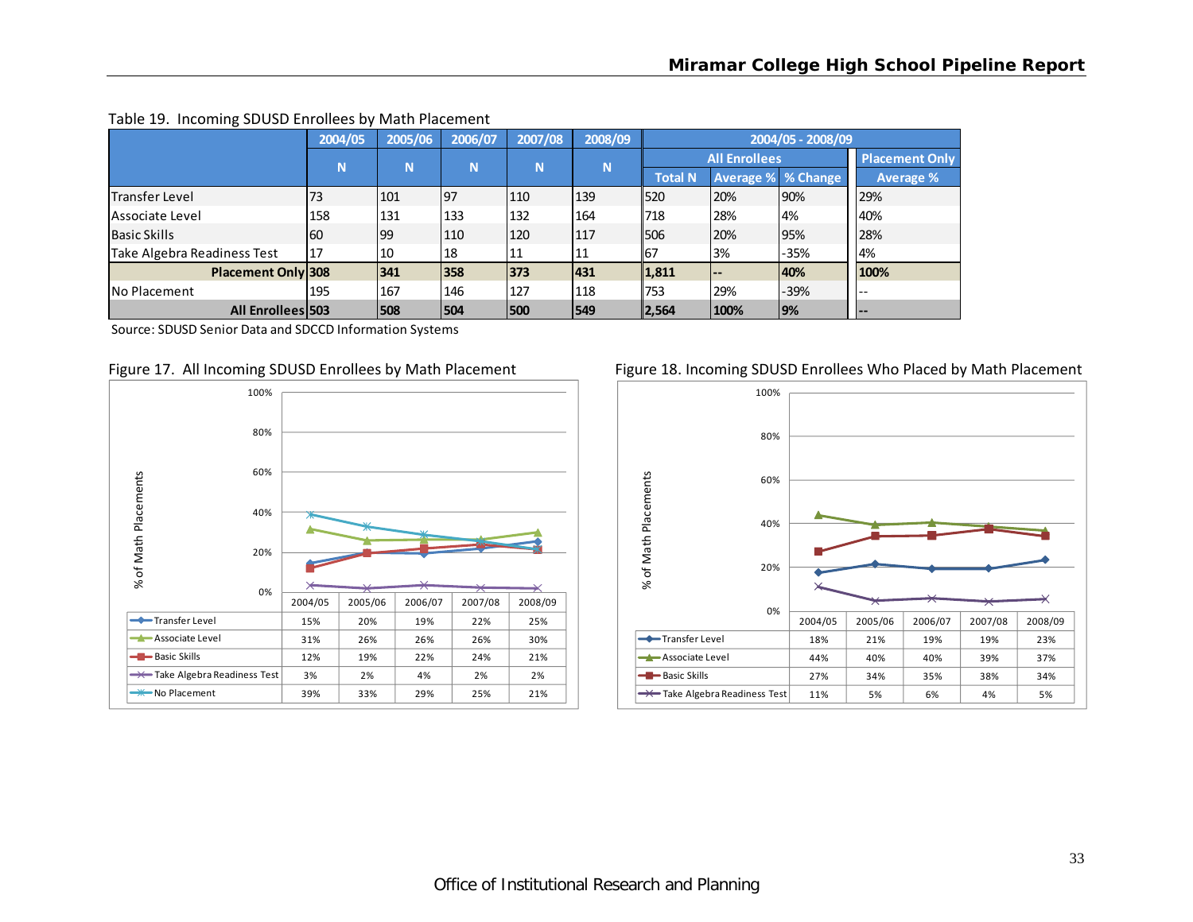Table 19. Incoming SDUSD Enrollees by Math Placement

| | 2004/05 | 2005/06 | 2006/07 | 2007/08 | 2008/09 | 2004/05 - 2008/09 | | | |
|---|---|---|---|---|---|---|---|---|---|
| | | | | | | All Enrollees | | | Placement Only |
| | N | N | N | N | N | Total N | Average % | % Change | Average % |
| Transfer Level | 73 | 101 | 97 | 110 | 139 | 520 | 20% | 90% | 29% |
| Associate Level | 158 | 131 | 133 | 132 | 164 | 718 | 28% | 4% | 40% |
| Basic Skills | 60 | 99 | 110 | 120 | 117 | 506 | 20% | 95% | 28% |
| Take Algebra Readiness Test | 17 | 10 | 18 | 11 | 11 | 67 | 3% | -35% | 4% |
| **Placement Only** | **308** | **341** | **358** | **373** | **431** | **1,811** | **--** | **40%** | **100%** |
| No Placement | 195 | 167 | 146 | 127 | 118 | 753 | 29% | -39% | -- |
| **All Enrollees** | **503** | **508** | **504** | **500** | **549** | **2,564** | **100%** | **9%** | **--** |

Source: SDUSD Senior Data and SDCCD Information Systems

Figure 17. All Incoming SDUSD Enrollees by Math Placement

| | 2004/05 | 2005/06 | 2006/07 | 2007/08 | 2008/09 |
|---|---|---|---|---|---|
| Transfer Level | 15% | 20% | 19% | 22% | 25% |
| Associate Level | 31% | 26% | 26% | 26% | 30% |
| Basic Skills | 12% | 19% | 22% | 24% | 21% |
| Take Algebra Readiness Test | 3% | 2% | 4% | 2% | 2% |
| No Placement | 39% | 33% | 29% | 25% | 21% |

Figure 18. Incoming SDUSD Enrollees Who Placed by Math Placement

| | 2004/05 | 2005/06 | 2006/07 | 2007/08 | 2008/09 |
|---|---|---|---|---|---|
| Transfer Level | 18% | 21% | 19% | 19% | 23% |
| Associate Level | 44% | 40% | 40% | 39% | 37% |
| Basic Skills | 27% | 34% | 35% | 38% | 34% |
| Take Algebra Readiness Test | 11% | 5% | 6% | 4% | 5% |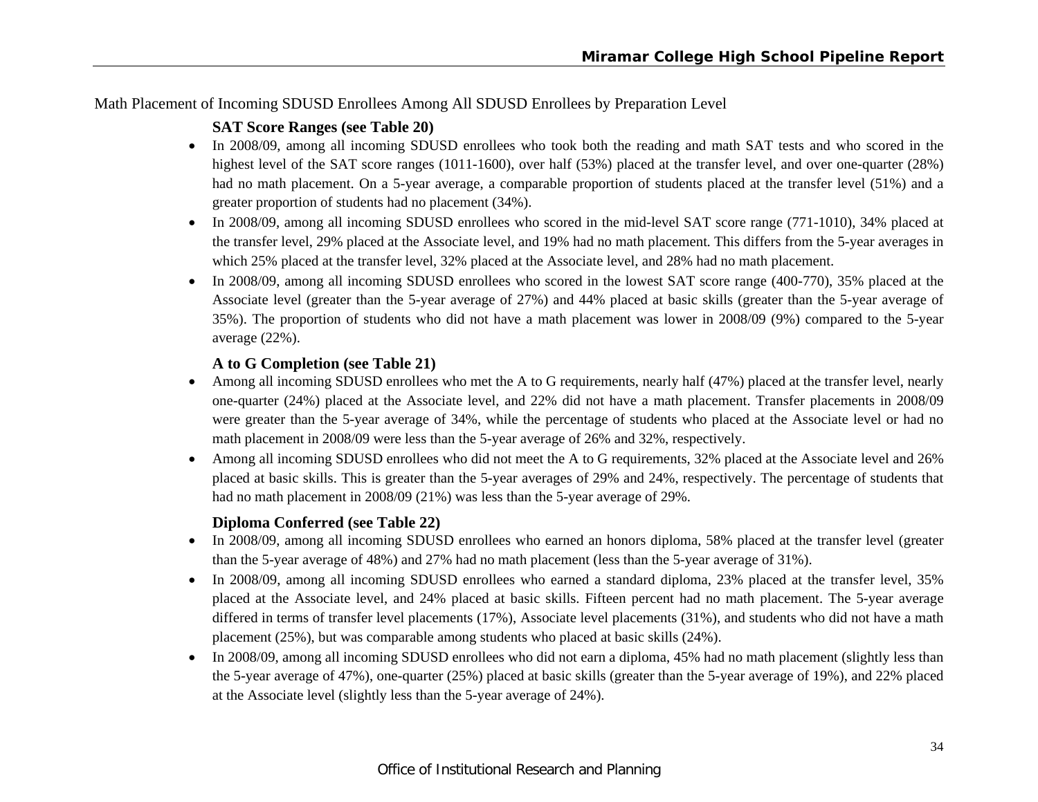Math Placement of Incoming SDUSD Enrollees Among All SDUSD Enrollees by Preparation Level

**SAT Score Ranges (see Table 20)**

- In 2008/09, among all incoming SDUSD enrollees who took both the reading and math SAT tests and who scored in the highest level of the SAT score ranges (1011-1600), over half (53%) placed at the transfer level, and over one-quarter (28%) had no math placement. On a 5-year average, a comparable proportion of students placed at the transfer level (51%) and a greater proportion of students had no placement (34%).
- In 2008/09, among all incoming SDUSD enrollees who scored in the mid-level SAT score range (771-1010), 34% placed at the transfer level, 29% placed at the Associate level, and 19% had no math placement. This differs from the 5-year averages in which 25% placed at the transfer level, 32% placed at the Associate level, and 28% had no math placement.
- In 2008/09, among all incoming SDUSD enrollees who scored in the lowest SAT score range (400-770), 35% placed at the Associate level (greater than the 5-year average of 27%) and 44% placed at basic skills (greater than the 5-year average of 35%). The proportion of students who did not have a math placement was lower in 2008/09 (9%) compared to the 5-year average (22%).

**A to G Completion (see Table 21)**

- Among all incoming SDUSD enrollees who met the A to G requirements, nearly half (47%) placed at the transfer level, nearly one-quarter (24%) placed at the Associate level, and 22% did not have a math placement. Transfer placements in 2008/09 were greater than the 5-year average of 34%, while the percentage of students who placed at the Associate level or had no math placement in 2008/09 were less than the 5-year average of 26% and 32%, respectively.
- Among all incoming SDUSD enrollees who did not meet the A to G requirements, 32% placed at the Associate level and 26% placed at basic skills. This is greater than the 5-year averages of 29% and 24%, respectively. The percentage of students that had no math placement in 2008/09 (21%) was less than the 5-year average of 29%.

**Diploma Conferred (see Table 22)**

- In 2008/09, among all incoming SDUSD enrollees who earned an honors diploma, 58% placed at the transfer level (greater than the 5-year average of 48%) and 27% had no math placement (less than the 5-year average of 31%).
- In 2008/09, among all incoming SDUSD enrollees who earned a standard diploma, 23% placed at the transfer level, 35% placed at the Associate level, and 24% placed at basic skills. Fifteen percent had no math placement. The 5-year average differed in terms of transfer level placements (17%), Associate level placements (31%), and students who did not have a math placement (25%), but was comparable among students who placed at basic skills (24%).
- In 2008/09, among all incoming SDUSD enrollees who did not earn a diploma, 45% had no math placement (slightly less than the 5-year average of 47%), one-quarter (25%) placed at basic skills (greater than the 5-year average of 19%), and 22% placed at the Associate level (slightly less than the 5-year average of 24%).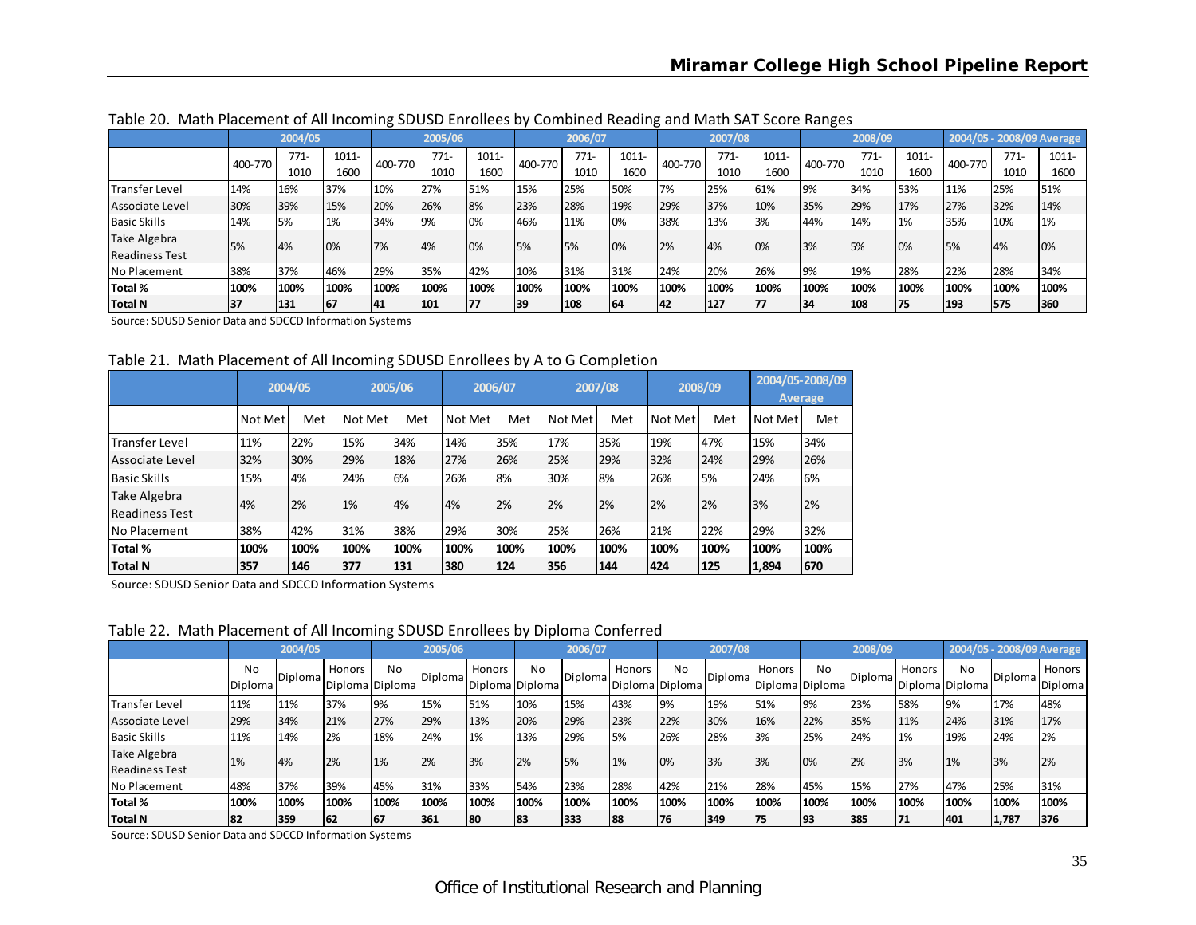Table 20. Math Placement of All Incoming SDUSD Enrollees by Combined Reading and Math SAT Score Ranges

| | 2004/05 | | | 2005/06 | | | 2006/07 | | | 2007/08 | | | 2008/09 | | | 2004/05 - 2008/09 Average | | |
|---|---|---|---|---|---|---|---|---|---|---|---|---|---|---|---|---|---|---|
| | 400-770 | 771-1010 | 1011-1600 | 400-770 | 771-1010 | 1011-1600 | 400-770 | 771-1010 | 1011-1600 | 400-770 | 771-1010 | 1011-1600 | 400-770 | 771-1010 | 1011-1600 | 400-770 | 771-1010 | 1011-1600 |
| Transfer Level | 14% | 16% | 37% | 10% | 27% | 51% | 15% | 25% | 50% | 7% | 25% | 61% | 9% | 34% | 53% | 11% | 25% | 51% |
| Associate Level | 30% | 39% | 15% | 20% | 26% | 8% | 23% | 28% | 19% | 29% | 37% | 10% | 35% | 29% | 17% | 27% | 32% | 14% |
| Basic Skills | 14% | 5% | 1% | 34% | 9% | 0% | 46% | 11% | 0% | 38% | 13% | 3% | 44% | 14% | 1% | 35% | 10% | 1% |
| Take Algebra Readiness Test | 5% | 4% | 0% | 7% | 4% | 0% | 5% | 5% | 0% | 2% | 4% | 0% | 3% | 5% | 0% | 5% | 4% | 0% |
| No Placement | 38% | 37% | 46% | 29% | 35% | 42% | 10% | 31% | 31% | 24% | 20% | 26% | 9% | 19% | 28% | 22% | 28% | 34% |
| **Total %** | **100%** | **100%** | **100%** | **100%** | **100%** | **100%** | **100%** | **100%** | **100%** | **100%** | **100%** | **100%** | **100%** | **100%** | **100%** | **100%** | **100%** | **100%** |
| **Total N** | **37** | **131** | **67** | **41** | **101** | **77** | **39** | **108** | **64** | **42** | **127** | **77** | **34** | **108** | **75** | **193** | **575** | **360** |

Source: SDUSD Senior Data and SDCCD Information Systems

Table 21. Math Placement of All Incoming SDUSD Enrollees by A to G Completion

| | 2004/05 | | 2005/06 | | 2006/07 | | 2007/08 | | 2008/09 | | 2004/05-2008/09 Average | |
|---|---|---|---|---|---|---|---|---|---|---|---|---|
| | Not Met | Met | Not Met | Met | Not Met | Met | Not Met | Met | Not Met | Met | Not Met | Met |
| Transfer Level | 11% | 22% | 15% | 34% | 14% | 35% | 17% | 35% | 19% | 47% | 15% | 34% |
| Associate Level | 32% | 30% | 29% | 18% | 27% | 26% | 25% | 29% | 32% | 24% | 29% | 26% |
| Basic Skills | 15% | 4% | 24% | 6% | 26% | 8% | 30% | 8% | 26% | 5% | 24% | 6% |
| Take Algebra Readiness Test | 4% | 2% | 1% | 4% | 4% | 2% | 2% | 2% | 2% | 2% | 3% | 2% |
| No Placement | 38% | 42% | 31% | 38% | 29% | 30% | 25% | 26% | 21% | 22% | 29% | 32% |
| **Total %** | **100%** | **100%** | **100%** | **100%** | **100%** | **100%** | **100%** | **100%** | **100%** | **100%** | **100%** | **100%** |
| **Total N** | **357** | **146** | **377** | **131** | **380** | **124** | **356** | **144** | **424** | **125** | **1,894** | **670** |

Source: SDUSD Senior Data and SDCCD Information Systems

Table 22. Math Placement of All Incoming SDUSD Enrollees by Diploma Conferred

| | 2004/05 | | | 2005/06 | | | 2006/07 | | | 2007/08 | | | 2008/09 | | | 2004/05 - 2008/09 Average | | |
|---|---|---|---|---|---|---|---|---|---|---|---|---|---|---|---|---|---|---|
| | No Diploma | Diploma | Honors Diploma | No Diploma | Diploma | Honors Diploma | No Diploma | Diploma | Honors Diploma | No Diploma | Diploma | Honors Diploma | No Diploma | Diploma | Honors Diploma | No Diploma | Diploma | Honors Diploma |
| Transfer Level | 11% | 11% | 37% | 9% | 15% | 51% | 10% | 15% | 43% | 9% | 19% | 51% | 9% | 23% | 58% | 9% | 17% | 48% |
| Associate Level | 29% | 34% | 21% | 27% | 29% | 13% | 20% | 29% | 23% | 22% | 30% | 16% | 22% | 35% | 11% | 24% | 31% | 17% |
| Basic Skills | 11% | 14% | 2% | 18% | 24% | 1% | 13% | 29% | 5% | 26% | 28% | 3% | 25% | 24% | 1% | 19% | 24% | 2% |
| Take Algebra Readiness Test | 1% | 4% | 2% | 1% | 2% | 3% | 2% | 5% | 1% | 0% | 3% | 3% | 0% | 2% | 3% | 1% | 3% | 2% |
| No Placement | 48% | 37% | 39% | 45% | 31% | 33% | 54% | 23% | 28% | 42% | 21% | 28% | 45% | 15% | 27% | 47% | 25% | 31% |
| **Total %** | **100%** | **100%** | **100%** | **100%** | **100%** | **100%** | **100%** | **100%** | **100%** | **100%** | **100%** | **100%** | **100%** | **100%** | **100%** | **100%** | **100%** | **100%** |
| **Total N** | **82** | **359** | **62** | **67** | **361** | **80** | **83** | **333** | **88** | **76** | **349** | **75** | **93** | **385** | **71** | **401** | **1,787** | **376** |

Source: SDUSD Senior Data and SDCCD Information Systems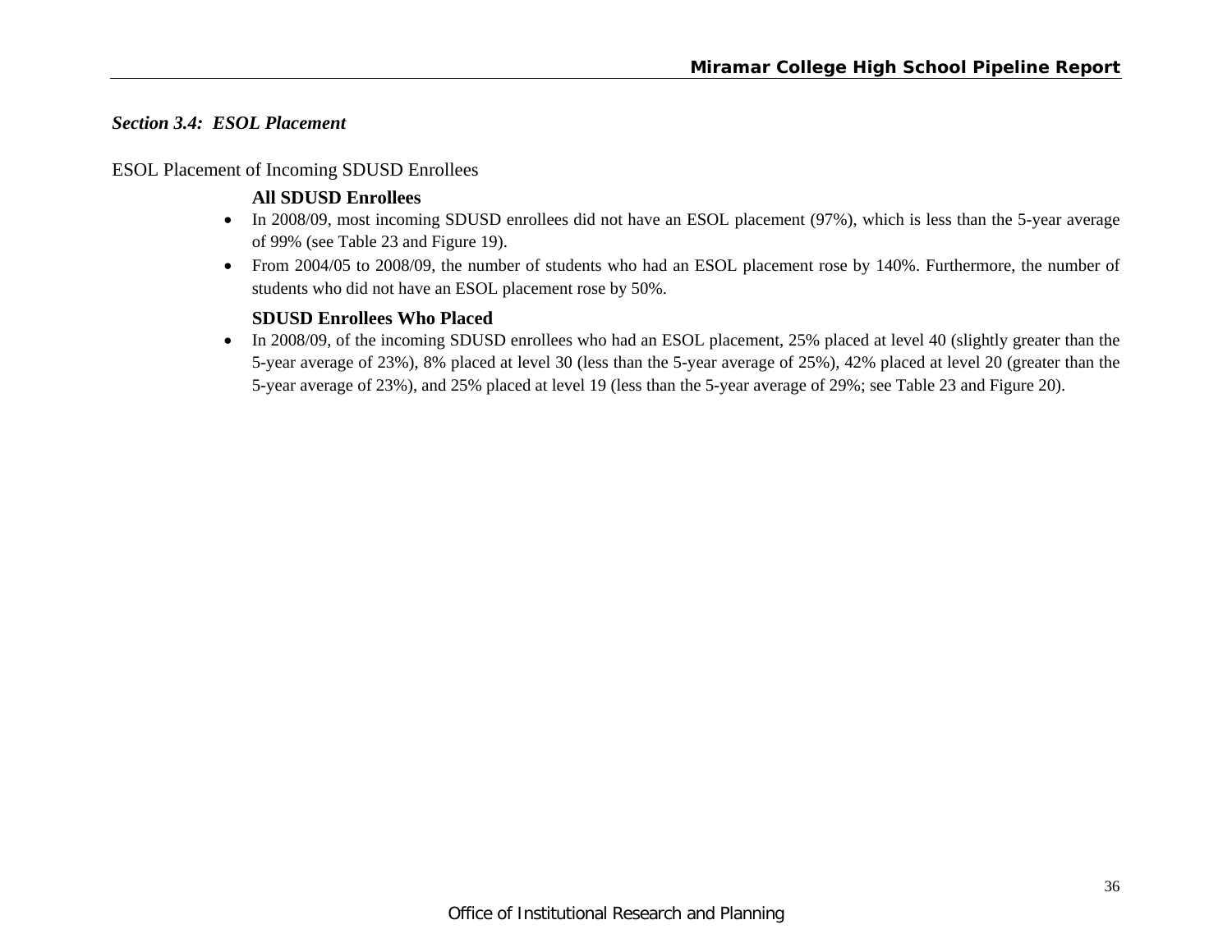### *Section 3.4: ESOL Placement*

ESOL Placement of Incoming SDUSD Enrollees

**All SDUSD Enrollees**

- In 2008/09, most incoming SDUSD enrollees did not have an ESOL placement (97%), which is less than the 5-year average of 99% (see Table 23 and Figure 19).
- From 2004/05 to 2008/09, the number of students who had an ESOL placement rose by 140%. Furthermore, the number of students who did not have an ESOL placement rose by 50%.

**SDUSD Enrollees Who Placed**

- In 2008/09, of the incoming SDUSD enrollees who had an ESOL placement, 25% placed at level 40 (slightly greater than the 5-year average of 23%), 8% placed at level 30 (less than the 5-year average of 25%), 42% placed at level 20 (greater than the 5-year average of 23%), and 25% placed at level 19 (less than the 5-year average of 29%; see Table 23 and Figure 20).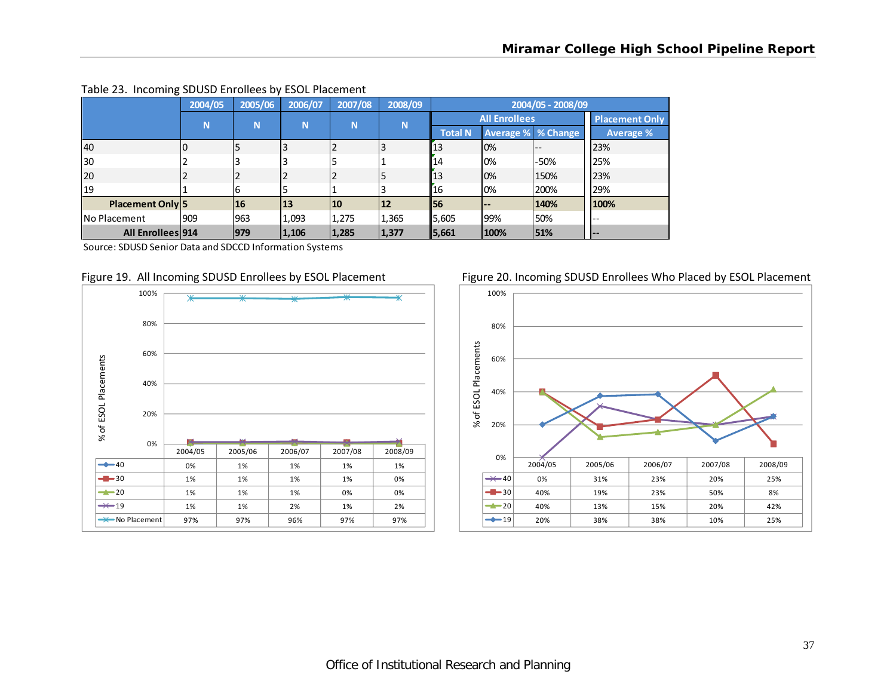Table 23. Incoming SDUSD Enrollees by ESOL Placement

| | 2004/05 | 2005/06 | 2006/07 | 2007/08 | 2008/09 | 2004/05 - 2008/09 | | | |
|---|---|---|---|---|---|---|---|---|---|
| | | | | | | All Enrollees | | | Placement Only |
| | N | N | N | N | N | Total N | Average % | % Change | Average % |
| 40 | 0 | 5 | 3 | 2 | 3 | 13 | 0% | -- | 23% |
| 30 | 2 | 3 | 3 | 5 | 1 | 14 | 0% | -50% | 25% |
| 20 | 2 | 2 | 2 | 2 | 5 | 13 | 0% | 150% | 23% |
| 19 | 1 | 6 | 5 | 1 | 3 | 16 | 0% | 200% | 29% |
| **Placement Only** | **5** | **16** | **13** | **10** | **12** | **56** | **--** | **140%** | **100%** |
| No Placement | 909 | 963 | 1,093 | 1,275 | 1,365 | 5,605 | 99% | 50% | -- |
| **All Enrollees** | **914** | **979** | **1,106** | **1,285** | **1,377** | **5,661** | **100%** | **51%** | **--** |

Source: SDUSD Senior Data and SDCCD Information Systems

Figure 19. All Incoming SDUSD Enrollees by ESOL Placement

| | 2004/05 | 2005/06 | 2006/07 | 2007/08 | 2008/09 |
|---|---|---|---|---|---|
| 40 | 0% | 1% | 1% | 1% | 1% |
| 30 | 1% | 1% | 1% | 1% | 0% |
| 20 | 1% | 1% | 1% | 0% | 0% |
| 19 | 1% | 1% | 2% | 1% | 2% |
| No Placement | 97% | 97% | 96% | 97% | 97% |

Figure 20. Incoming SDUSD Enrollees Who Placed by ESOL Placement

| | 2004/05 | 2005/06 | 2006/07 | 2007/08 | 2008/09 |
|---|---|---|---|---|---|
| 40 | 0% | 31% | 23% | 20% | 25% |
| 30 | 40% | 19% | 23% | 50% | 8% |
| 20 | 40% | 13% | 15% | 20% | 42% |
| 19 | 20% | 38% | 38% | 10% | 25% |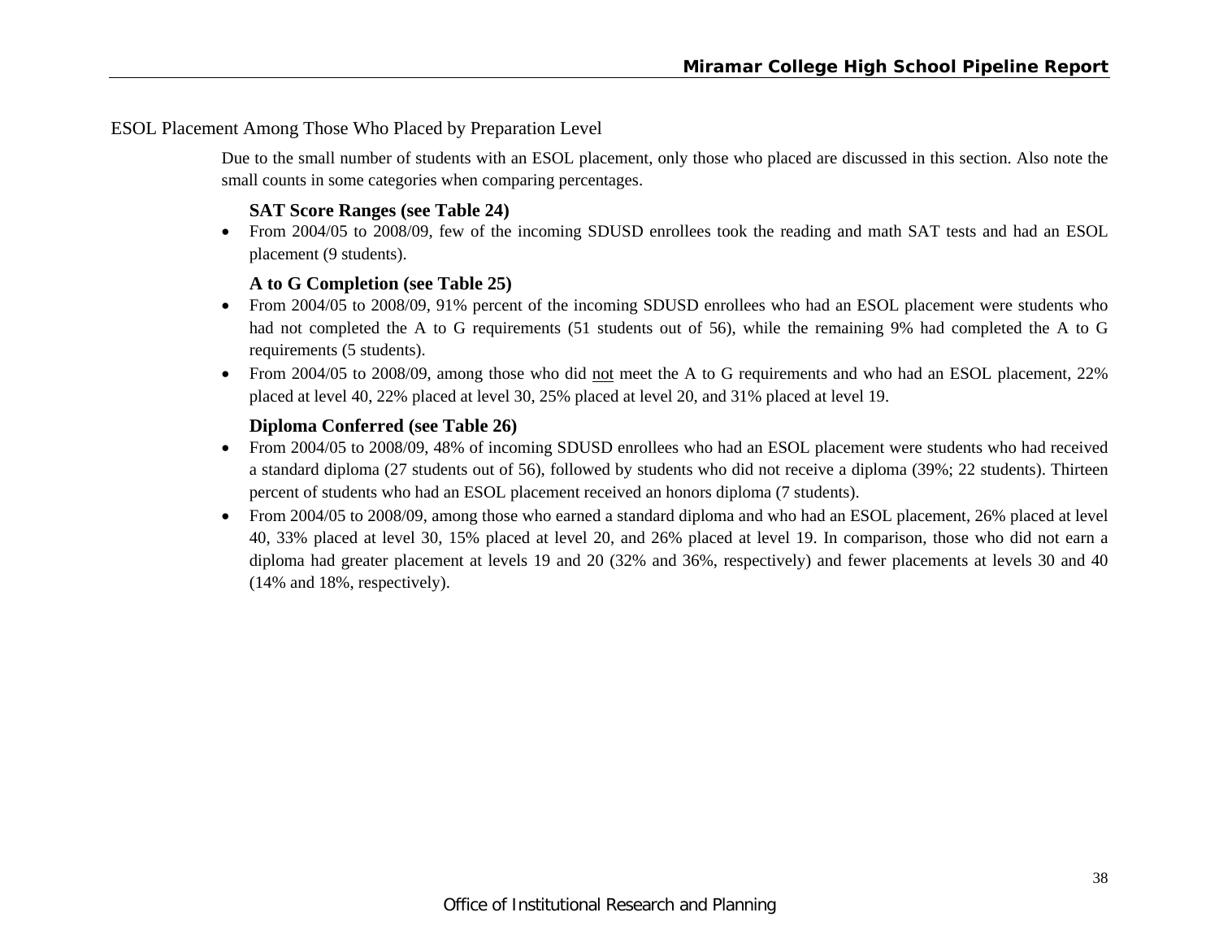## ESOL Placement Among Those Who Placed by Preparation Level

Due to the small number of students with an ESOL placement, only those who placed are discussed in this section. Also note the small counts in some categories when comparing percentages.

### SAT Score Ranges (see Table 24)

- From 2004/05 to 2008/09, few of the incoming SDUSD enrollees took the reading and math SAT tests and had an ESOL placement (9 students).

### A to G Completion (see Table 25)

- From 2004/05 to 2008/09, 91% percent of the incoming SDUSD enrollees who had an ESOL placement were students who had not completed the A to G requirements (51 students out of 56), while the remaining 9% had completed the A to G requirements (5 students).
- From 2004/05 to 2008/09, among those who did <u>not</u> meet the A to G requirements and who had an ESOL placement, 22% placed at level 40, 22% placed at level 30, 25% placed at level 20, and 31% placed at level 19.

### Diploma Conferred (see Table 26)

- From 2004/05 to 2008/09, 48% of incoming SDUSD enrollees who had an ESOL placement were students who had received a standard diploma (27 students out of 56), followed by students who did not receive a diploma (39%; 22 students). Thirteen percent of students who had an ESOL placement received an honors diploma (7 students).
- From 2004/05 to 2008/09, among those who earned a standard diploma and who had an ESOL placement, 26% placed at level 40, 33% placed at level 30, 15% placed at level 20, and 26% placed at level 19. In comparison, those who did not earn a diploma had greater placement at levels 19 and 20 (32% and 36%, respectively) and fewer placements at levels 30 and 40 (14% and 18%, respectively).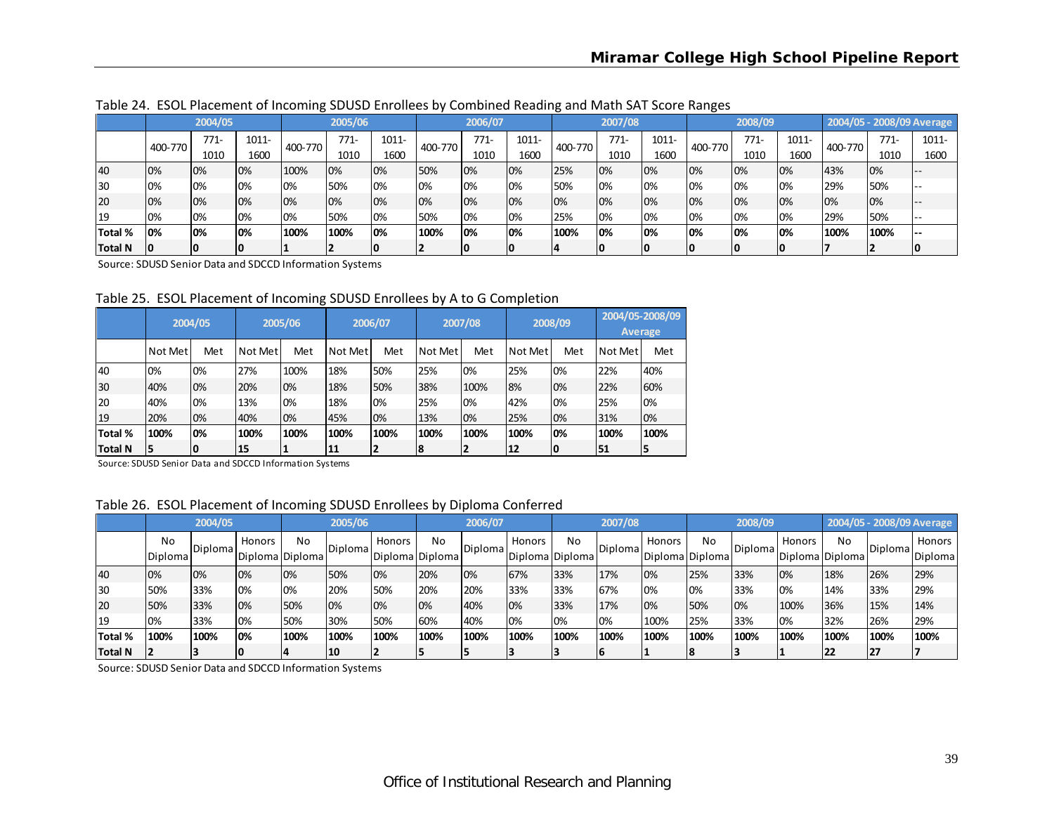Table 24. ESOL Placement of Incoming SDUSD Enrollees by Combined Reading and Math SAT Score Ranges

| | 2004/05 | | | 2005/06 | | | 2006/07 | | | 2007/08 | | | 2008/09 | | | 2004/05 - 2008/09 Average | | |
|---|---|---|---|---|---|---|---|---|---|---|---|---|---|---|---|---|---|---|
| | 400-770 | 771-1010 | 1011-1600 | 400-770 | 771-1010 | 1011-1600 | 400-770 | 771-1010 | 1011-1600 | 400-770 | 771-1010 | 1011-1600 | 400-770 | 771-1010 | 1011-1600 | 400-770 | 771-1010 | 1011-1600 |
| 40 | 0% | 0% | 0% | 100% | 0% | 0% | 50% | 0% | 0% | 25% | 0% | 0% | 0% | 0% | 0% | 43% | 0% | -- |
| 30 | 0% | 0% | 0% | 0% | 50% | 0% | 0% | 0% | 0% | 50% | 0% | 0% | 0% | 0% | 0% | 29% | 50% | -- |
| 20 | 0% | 0% | 0% | 0% | 0% | 0% | 0% | 0% | 0% | 0% | 0% | 0% | 0% | 0% | 0% | 0% | 0% | -- |
| 19 | 0% | 0% | 0% | 0% | 50% | 0% | 50% | 0% | 0% | 25% | 0% | 0% | 0% | 0% | 0% | 29% | 50% | -- |
| **Total %** | **0%** | **0%** | **0%** | **100%** | **100%** | **0%** | **100%** | **0%** | **0%** | **100%** | **0%** | **0%** | **0%** | **0%** | **0%** | **100%** | **100%** | **--** |
| **Total N** | **0** | **0** | **0** | **1** | **2** | **0** | **2** | **0** | **0** | **4** | **0** | **0** | **0** | **0** | **0** | **7** | **2** | **0** |

Source: SDUSD Senior Data and SDCCD Information Systems

Table 25. ESOL Placement of Incoming SDUSD Enrollees by A to G Completion

| | 2004/05 | | 2005/06 | | 2006/07 | | 2007/08 | | 2008/09 | | 2004/05-2008/09 Average | |
|---|---|---|---|---|---|---|---|---|---|---|---|---|
| | Not Met | Met | Not Met | Met | Not Met | Met | Not Met | Met | Not Met | Met | Not Met | Met |
| 40 | 0% | 0% | 27% | 100% | 18% | 50% | 25% | 0% | 25% | 0% | 22% | 40% |
| 30 | 40% | 0% | 20% | 0% | 18% | 50% | 38% | 100% | 8% | 0% | 22% | 60% |
| 20 | 40% | 0% | 13% | 0% | 18% | 0% | 25% | 0% | 42% | 0% | 25% | 0% |
| 19 | 20% | 0% | 40% | 0% | 45% | 0% | 13% | 0% | 25% | 0% | 31% | 0% |
| **Total %** | **100%** | **0%** | **100%** | **100%** | **100%** | **100%** | **100%** | **100%** | **100%** | **0%** | **100%** | **100%** |
| **Total N** | **5** | **0** | **15** | **1** | **11** | **2** | **8** | **2** | **12** | **0** | **51** | **5** |

Source: SDUSD Senior Data and SDCCD Information Systems

Table 26. ESOL Placement of Incoming SDUSD Enrollees by Diploma Conferred

| | 2004/05 | | | 2005/06 | | | 2006/07 | | | 2007/08 | | | 2008/09 | | | 2004/05 - 2008/09 Average | | |
|---|---|---|---|---|---|---|---|---|---|---|---|---|---|---|---|---|---|---|
| | No Diploma | Diploma | Honors Diploma | No Diploma | Diploma | Honors Diploma | No Diploma | Diploma | Honors Diploma | No Diploma | Diploma | Honors Diploma | No Diploma | Diploma | Honors Diploma | No Diploma | Diploma | Honors Diploma |
| 40 | 0% | 0% | 0% | 0% | 50% | 0% | 20% | 0% | 67% | 33% | 17% | 0% | 25% | 33% | 0% | 18% | 26% | 29% |
| 30 | 50% | 33% | 0% | 0% | 20% | 50% | 20% | 20% | 33% | 33% | 67% | 0% | 0% | 33% | 0% | 14% | 33% | 29% |
| 20 | 50% | 33% | 0% | 50% | 0% | 0% | 0% | 40% | 0% | 33% | 17% | 0% | 50% | 0% | 100% | 36% | 15% | 14% |
| 19 | 0% | 33% | 0% | 50% | 30% | 50% | 60% | 40% | 0% | 0% | 0% | 100% | 25% | 33% | 0% | 32% | 26% | 29% |
| **Total %** | **100%** | **100%** | **0%** | **100%** | **100%** | **100%** | **100%** | **100%** | **100%** | **100%** | **100%** | **100%** | **100%** | **100%** | **100%** | **100%** | **100%** | **100%** |
| **Total N** | **2** | **3** | **0** | **4** | **10** | **2** | **5** | **5** | **3** | **3** | **6** | **1** | **8** | **3** | **1** | **22** | **27** | **7** |

Source: SDUSD Senior Data and SDCCD Information Systems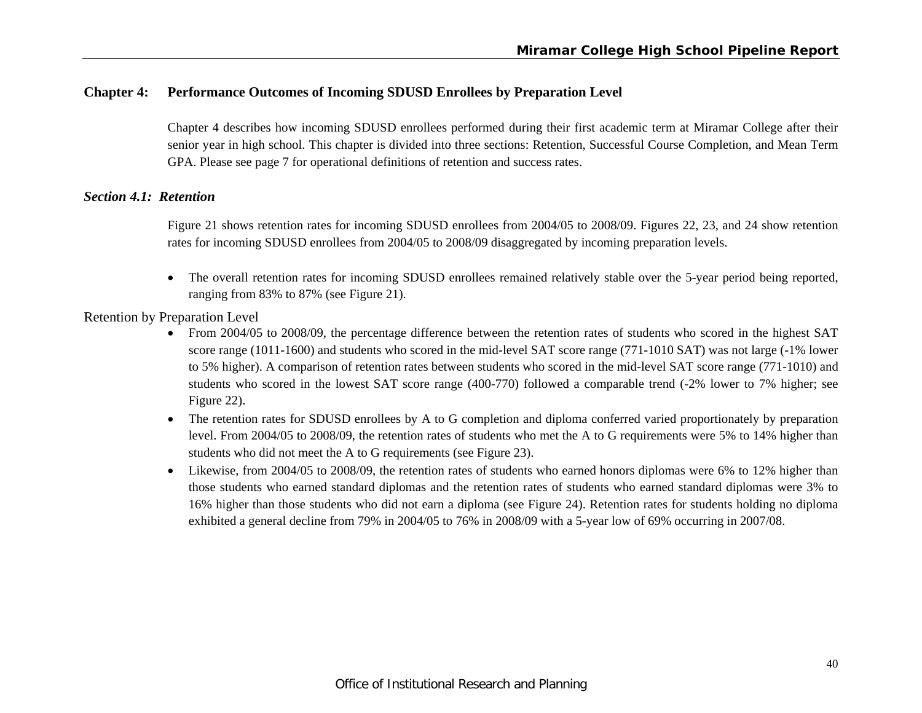## Chapter 4: Performance Outcomes of Incoming SDUSD Enrollees by Preparation Level

Chapter 4 describes how incoming SDUSD enrollees performed during their first academic term at Miramar College after their senior year in high school. This chapter is divided into three sections: Retention, Successful Course Completion, and Mean Term GPA. Please see page 7 for operational definitions of retention and success rates.

### *Section 4.1: Retention*

Figure 21 shows retention rates for incoming SDUSD enrollees from 2004/05 to 2008/09. Figures 22, 23, and 24 show retention rates for incoming SDUSD enrollees from 2004/05 to 2008/09 disaggregated by incoming preparation levels.

- The overall retention rates for incoming SDUSD enrollees remained relatively stable over the 5-year period being reported, ranging from 83% to 87% (see Figure 21).

Retention by Preparation Level

- From 2004/05 to 2008/09, the percentage difference between the retention rates of students who scored in the highest SAT score range (1011-1600) and students who scored in the mid-level SAT score range (771-1010 SAT) was not large (-1% lower to 5% higher). A comparison of retention rates between students who scored in the mid-level SAT score range (771-1010) and students who scored in the lowest SAT score range (400-770) followed a comparable trend (-2% lower to 7% higher; see Figure 22).
- The retention rates for SDUSD enrollees by A to G completion and diploma conferred varied proportionately by preparation level. From 2004/05 to 2008/09, the retention rates of students who met the A to G requirements were 5% to 14% higher than students who did not meet the A to G requirements (see Figure 23).
- Likewise, from 2004/05 to 2008/09, the retention rates of students who earned honors diplomas were 6% to 12% higher than those students who earned standard diplomas and the retention rates of students who earned standard diplomas were 3% to 16% higher than those students who did not earn a diploma (see Figure 24). Retention rates for students holding no diploma exhibited a general decline from 79% in 2004/05 to 76% in 2008/09 with a 5-year low of 69% occurring in 2007/08.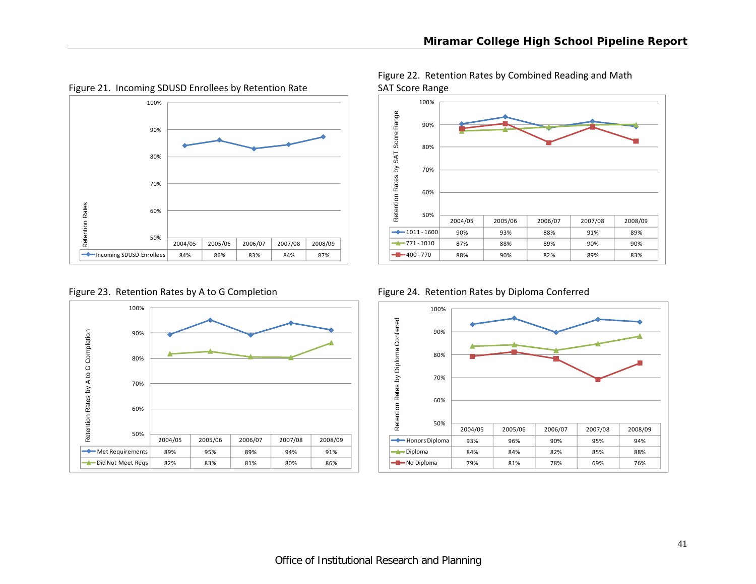Figure 21. Incoming SDUSD Enrollees by Retention Rate

| | 2004/05 | 2005/06 | 2006/07 | 2007/08 | 2008/09 |
|---|---|---|---|---|---|
| Incoming SDUSD Enrollees | 84% | 86% | 83% | 84% | 87% |

Figure 22. Retention Rates by Combined Reading and Math SAT Score Range

| | 2004/05 | 2005/06 | 2006/07 | 2007/08 | 2008/09 |
|---|---|---|---|---|---|
| 1011 - 1600 | 90% | 93% | 88% | 91% | 89% |
| 771 - 1010 | 87% | 88% | 89% | 90% | 90% |
| 400 - 770 | 88% | 90% | 82% | 89% | 83% |

Figure 23. Retention Rates by A to G Completion

| | 2004/05 | 2005/06 | 2006/07 | 2007/08 | 2008/09 |
|---|---|---|---|---|---|
| Met Requirements | 89% | 95% | 89% | 94% | 91% |
| Did Not Meet Reqs | 82% | 83% | 81% | 80% | 86% |

Figure 24. Retention Rates by Diploma Conferred

| | 2004/05 | 2005/06 | 2006/07 | 2007/08 | 2008/09 |
|---|---|---|---|---|---|
| Honors Diploma | 93% | 96% | 90% | 95% | 94% |
| Diploma | 84% | 84% | 82% | 85% | 88% |
| No Diploma | 79% | 81% | 78% | 69% | 76% |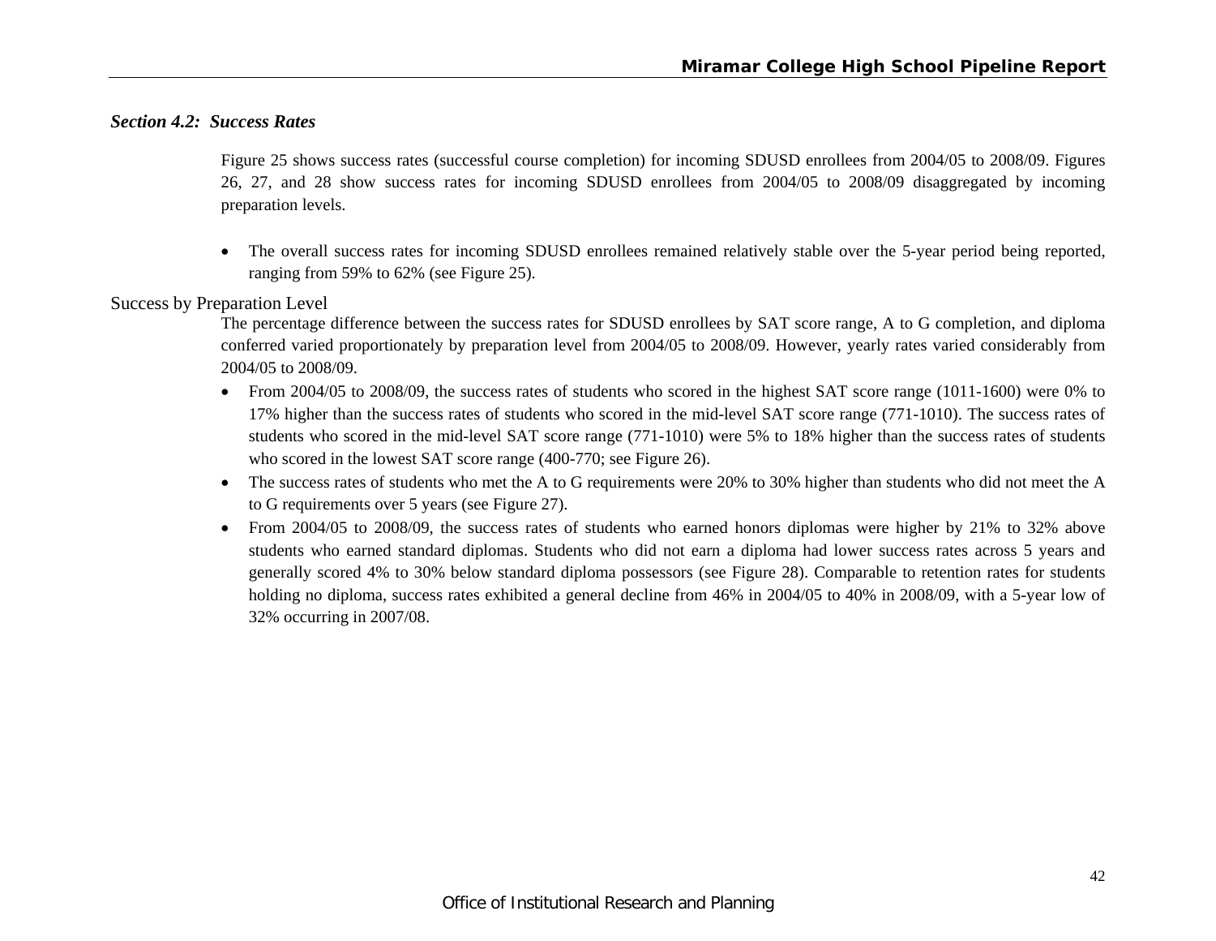### *Section 4.2: Success Rates*

Figure 25 shows success rates (successful course completion) for incoming SDUSD enrollees from 2004/05 to 2008/09. Figures 26, 27, and 28 show success rates for incoming SDUSD enrollees from 2004/05 to 2008/09 disaggregated by incoming preparation levels.

- The overall success rates for incoming SDUSD enrollees remained relatively stable over the 5-year period being reported, ranging from 59% to 62% (see Figure 25).

#### Success by Preparation Level

The percentage difference between the success rates for SDUSD enrollees by SAT score range, A to G completion, and diploma conferred varied proportionately by preparation level from 2004/05 to 2008/09. However, yearly rates varied considerably from 2004/05 to 2008/09.

- From 2004/05 to 2008/09, the success rates of students who scored in the highest SAT score range (1011-1600) were 0% to 17% higher than the success rates of students who scored in the mid-level SAT score range (771-1010). The success rates of students who scored in the mid-level SAT score range (771-1010) were 5% to 18% higher than the success rates of students who scored in the lowest SAT score range (400-770; see Figure 26).
- The success rates of students who met the A to G requirements were 20% to 30% higher than students who did not meet the A to G requirements over 5 years (see Figure 27).
- From 2004/05 to 2008/09, the success rates of students who earned honors diplomas were higher by 21% to 32% above students who earned standard diplomas. Students who did not earn a diploma had lower success rates across 5 years and generally scored 4% to 30% below standard diploma possessors (see Figure 28). Comparable to retention rates for students holding no diploma, success rates exhibited a general decline from 46% in 2004/05 to 40% in 2008/09, with a 5-year low of 32% occurring in 2007/08.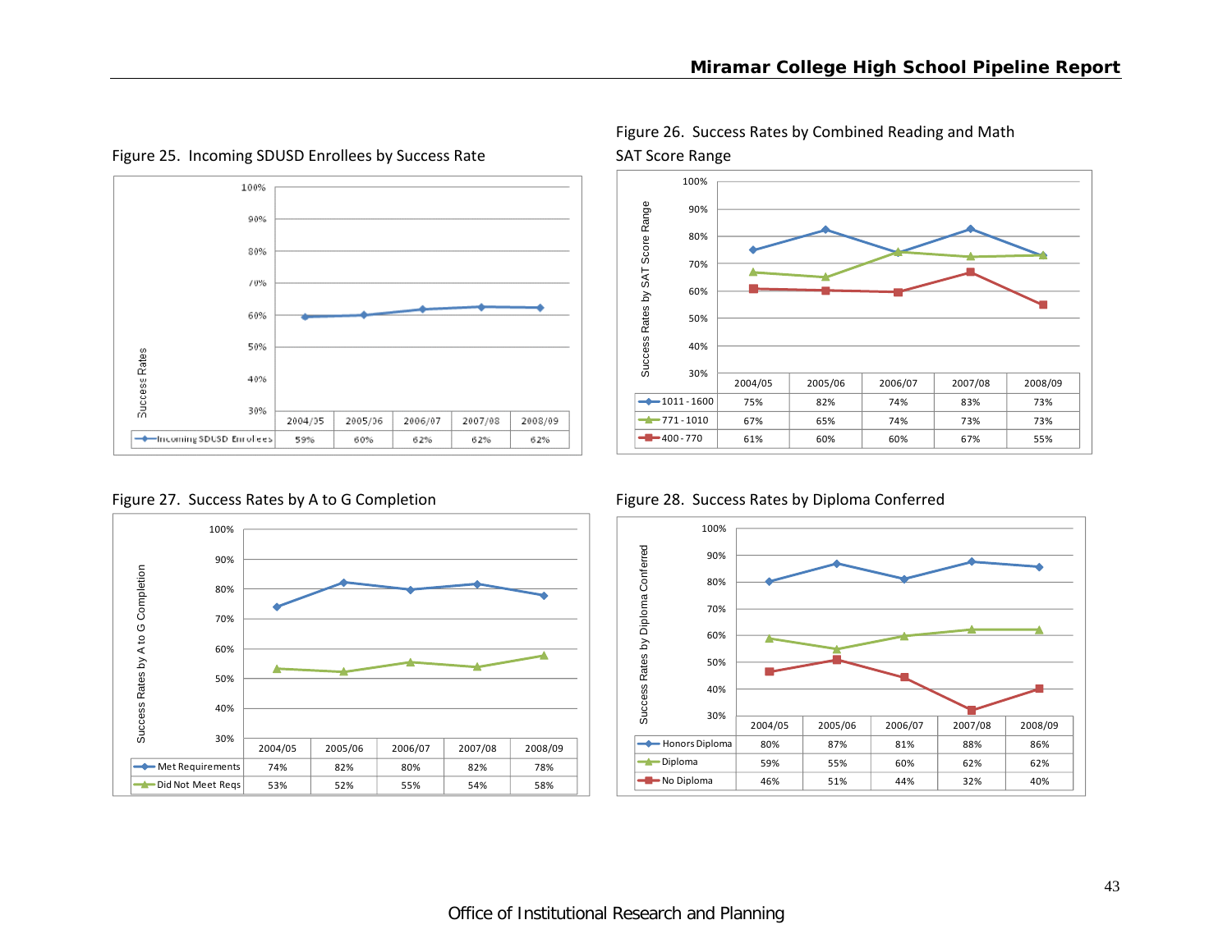Figure 25. Incoming SDUSD Enrollees by Success Rate

| | 2004/05 | 2005/06 | 2006/07 | 2007/08 | 2008/09 |
|---|---|---|---|---|---|
| Incoming SDUSD Enrollees | 59% | 60% | 62% | 62% | 62% |

Figure 26. Success Rates by Combined Reading and Math SAT Score Range

| | 2004/05 | 2005/06 | 2006/07 | 2007/08 | 2008/09 |
|---|---|---|---|---|---|
| 1011 - 1600 | 75% | 82% | 74% | 83% | 73% |
| 771 - 1010 | 67% | 65% | 74% | 73% | 73% |
| 400 - 770 | 61% | 60% | 60% | 67% | 55% |

Figure 27. Success Rates by A to G Completion

| | 2004/05 | 2005/06 | 2006/07 | 2007/08 | 2008/09 |
|---|---|---|---|---|---|
| Met Requirements | 74% | 82% | 80% | 82% | 78% |
| Did Not Meet Reqs | 53% | 52% | 55% | 54% | 58% |

Figure 28. Success Rates by Diploma Conferred

| | 2004/05 | 2005/06 | 2006/07 | 2007/08 | 2008/09 |
|---|---|---|---|---|---|
| Honors Diploma | 80% | 87% | 81% | 88% | 86% |
| Diploma | 59% | 55% | 60% | 62% | 62% |
| No Diploma | 46% | 51% | 44% | 32% | 40% |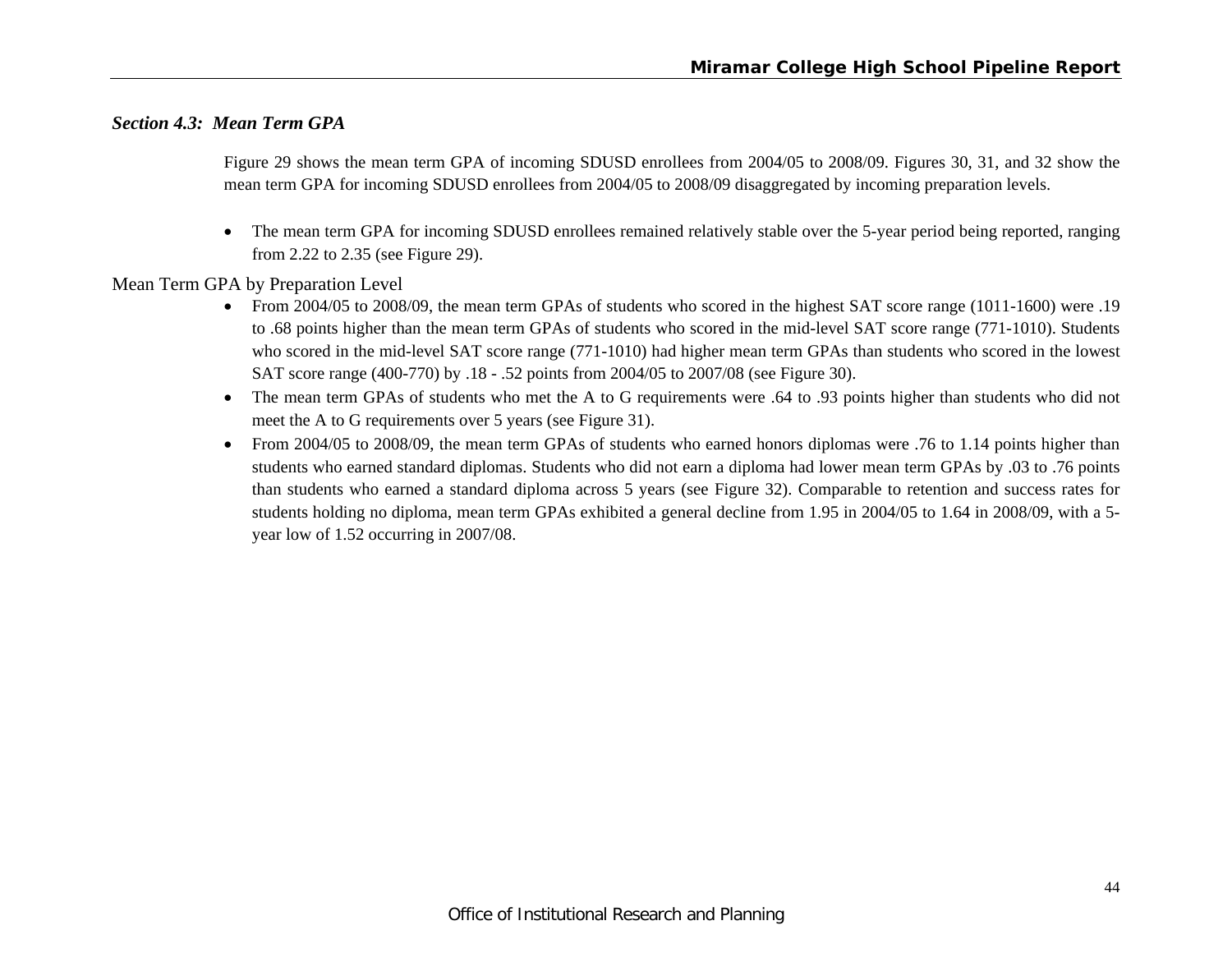### *Section 4.3: Mean Term GPA*

Figure 29 shows the mean term GPA of incoming SDUSD enrollees from 2004/05 to 2008/09. Figures 30, 31, and 32 show the mean term GPA for incoming SDUSD enrollees from 2004/05 to 2008/09 disaggregated by incoming preparation levels.

- The mean term GPA for incoming SDUSD enrollees remained relatively stable over the 5-year period being reported, ranging from 2.22 to 2.35 (see Figure 29).

Mean Term GPA by Preparation Level

- From 2004/05 to 2008/09, the mean term GPAs of students who scored in the highest SAT score range (1011-1600) were .19 to .68 points higher than the mean term GPAs of students who scored in the mid-level SAT score range (771-1010). Students who scored in the mid-level SAT score range (771-1010) had higher mean term GPAs than students who scored in the lowest SAT score range (400-770) by .18 - .52 points from 2004/05 to 2007/08 (see Figure 30).
- The mean term GPAs of students who met the A to G requirements were .64 to .93 points higher than students who did not meet the A to G requirements over 5 years (see Figure 31).
- From 2004/05 to 2008/09, the mean term GPAs of students who earned honors diplomas were .76 to 1.14 points higher than students who earned standard diplomas. Students who did not earn a diploma had lower mean term GPAs by .03 to .76 points than students who earned a standard diploma across 5 years (see Figure 32). Comparable to retention and success rates for students holding no diploma, mean term GPAs exhibited a general decline from 1.95 in 2004/05 to 1.64 in 2008/09, with a 5-year low of 1.52 occurring in 2007/08.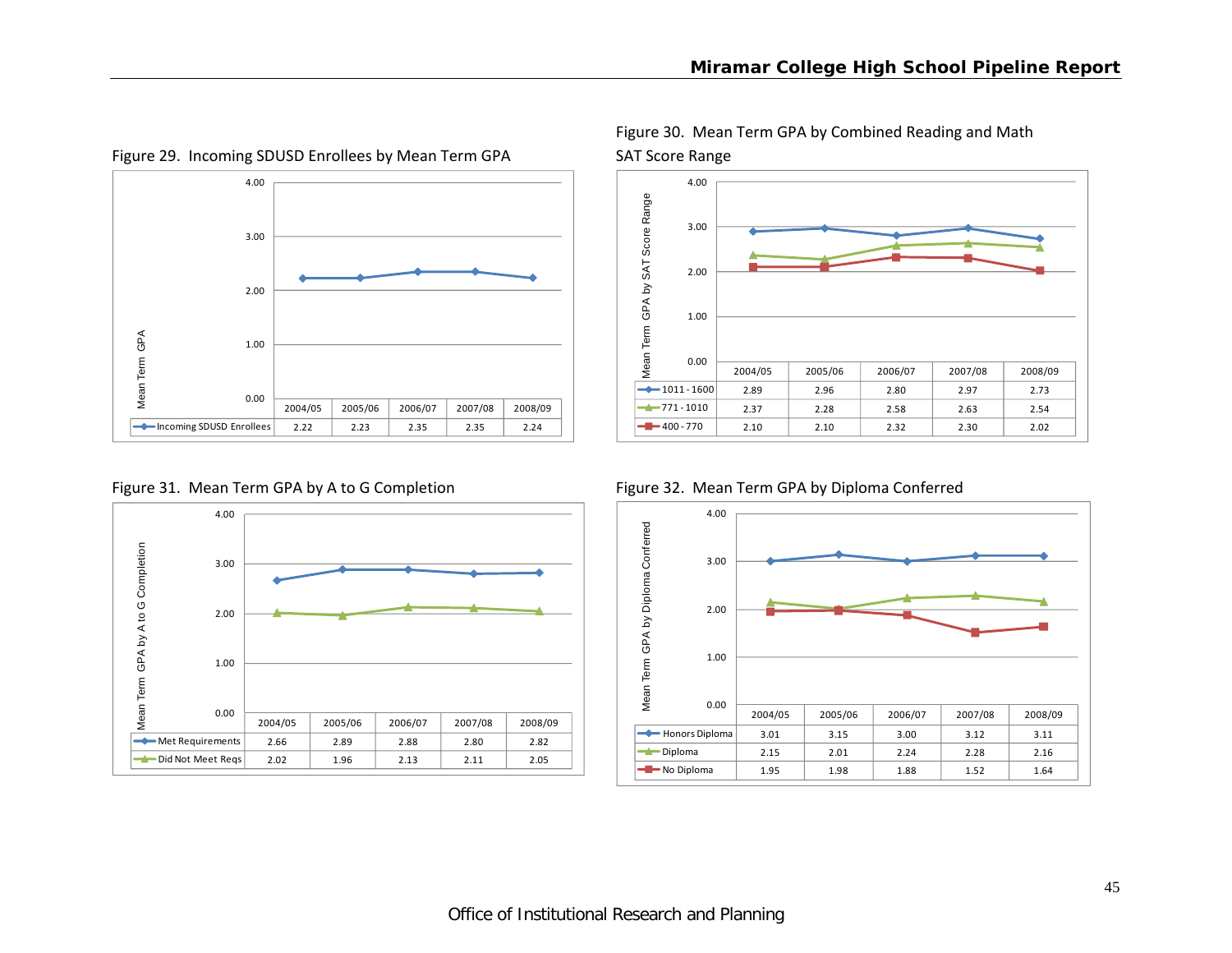Figure 29. Incoming SDUSD Enrollees by Mean Term GPA

| | 2004/05 | 2005/06 | 2006/07 | 2007/08 | 2008/09 |
|---|---|---|---|---|---|
| Incoming SDUSD Enrollees | 2.22 | 2.23 | 2.35 | 2.35 | 2.24 |

Figure 30. Mean Term GPA by Combined Reading and Math SAT Score Range

| | 2004/05 | 2005/06 | 2006/07 | 2007/08 | 2008/09 |
|---|---|---|---|---|---|
| 1011 - 1600 | 2.89 | 2.96 | 2.80 | 2.97 | 2.73 |
| 771 - 1010 | 2.37 | 2.28 | 2.58 | 2.63 | 2.54 |
| 400 - 770 | 2.10 | 2.10 | 2.32 | 2.30 | 2.02 |

Figure 31. Mean Term GPA by A to G Completion

| | 2004/05 | 2005/06 | 2006/07 | 2007/08 | 2008/09 |
|---|---|---|---|---|---|
| Met Requirements | 2.66 | 2.89 | 2.88 | 2.80 | 2.82 |
| Did Not Meet Reqs | 2.02 | 1.96 | 2.13 | 2.11 | 2.05 |

Figure 32. Mean Term GPA by Diploma Conferred

| | 2004/05 | 2005/06 | 2006/07 | 2007/08 | 2008/09 |
|---|---|---|---|---|---|
| Honors Diploma | 3.01 | 3.15 | 3.00 | 3.12 | 3.11 |
| Diploma | 2.15 | 2.01 | 2.24 | 2.28 | 2.16 |
| No Diploma | 1.95 | 1.98 | 1.88 | 1.52 | 1.64 |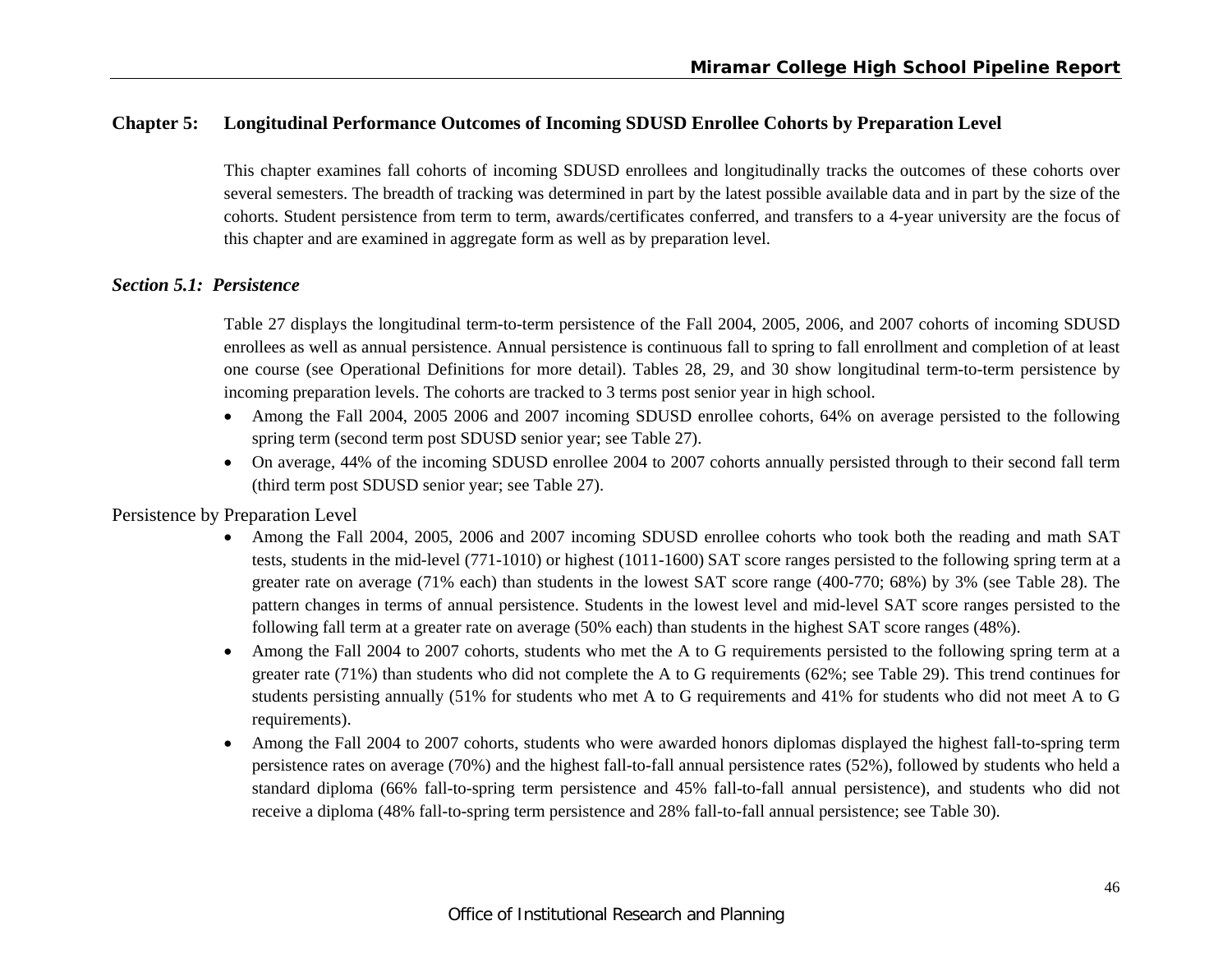## Chapter 5: Longitudinal Performance Outcomes of Incoming SDUSD Enrollee Cohorts by Preparation Level

This chapter examines fall cohorts of incoming SDUSD enrollees and longitudinally tracks the outcomes of these cohorts over several semesters. The breadth of tracking was determined in part by the latest possible available data and in part by the size of the cohorts. Student persistence from term to term, awards/certificates conferred, and transfers to a 4-year university are the focus of this chapter and are examined in aggregate form as well as by preparation level.

### *Section 5.1: Persistence*

Table 27 displays the longitudinal term-to-term persistence of the Fall 2004, 2005, 2006, and 2007 cohorts of incoming SDUSD enrollees as well as annual persistence. Annual persistence is continuous fall to spring to fall enrollment and completion of at least one course (see Operational Definitions for more detail). Tables 28, 29, and 30 show longitudinal term-to-term persistence by incoming preparation levels. The cohorts are tracked to 3 terms post senior year in high school.

- Among the Fall 2004, 2005 2006 and 2007 incoming SDUSD enrollee cohorts, 64% on average persisted to the following spring term (second term post SDUSD senior year; see Table 27).
- On average, 44% of the incoming SDUSD enrollee 2004 to 2007 cohorts annually persisted through to their second fall term (third term post SDUSD senior year; see Table 27).

Persistence by Preparation Level

- Among the Fall 2004, 2005, 2006 and 2007 incoming SDUSD enrollee cohorts who took both the reading and math SAT tests, students in the mid-level (771-1010) or highest (1011-1600) SAT score ranges persisted to the following spring term at a greater rate on average (71% each) than students in the lowest SAT score range (400-770; 68%) by 3% (see Table 28). The pattern changes in terms of annual persistence. Students in the lowest level and mid-level SAT score ranges persisted to the following fall term at a greater rate on average (50% each) than students in the highest SAT score ranges (48%).
- Among the Fall 2004 to 2007 cohorts, students who met the A to G requirements persisted to the following spring term at a greater rate (71%) than students who did not complete the A to G requirements (62%; see Table 29). This trend continues for students persisting annually (51% for students who met A to G requirements and 41% for students who did not meet A to G requirements).
- Among the Fall 2004 to 2007 cohorts, students who were awarded honors diplomas displayed the highest fall-to-spring term persistence rates on average (70%) and the highest fall-to-fall annual persistence rates (52%), followed by students who held a standard diploma (66% fall-to-spring term persistence and 45% fall-to-fall annual persistence), and students who did not receive a diploma (48% fall-to-spring term persistence and 28% fall-to-fall annual persistence; see Table 30).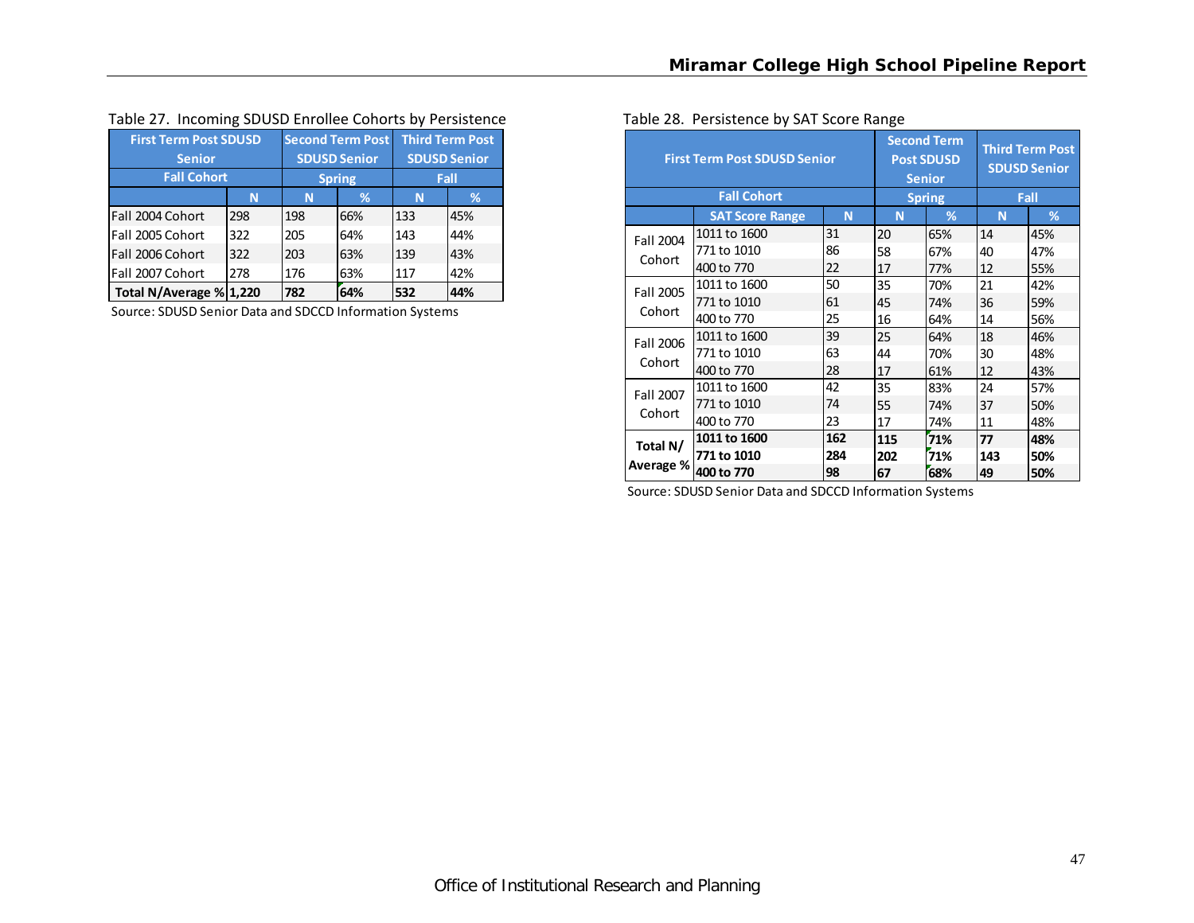Table 27. Incoming SDUSD Enrollee Cohorts by Persistence

| First Term Post SDUSD Senior | | Second Term Post SDUSD Senior | | Third Term Post SDUSD Senior | |
|---|---|---|---|---|---|
| Fall Cohort | | Spring | | Fall | |
| | N | N | % | N | % |
| Fall 2004 Cohort | 298 | 198 | 66% | 133 | 45% |
| Fall 2005 Cohort | 322 | 205 | 64% | 143 | 44% |
| Fall 2006 Cohort | 322 | 203 | 63% | 139 | 43% |
| Fall 2007 Cohort | 278 | 176 | 63% | 117 | 42% |
| **Total N/Average %** | **1,220** | **782** | **64%** | **532** | **44%** |

Source: SDUSD Senior Data and SDCCD Information Systems

Table 28. Persistence by SAT Score Range

| First Term Post SDUSD Senior | | | Second Term Post SDUSD Senior | | Third Term Post SDUSD Senior | |
|---|---|---|---|---|---|---|
| Fall Cohort | | | Spring | | Fall | |
| | SAT Score Range | N | N | % | N | % |
| Fall 2004 Cohort | 1011 to 1600 | 31 | 20 | 65% | 14 | 45% |
| | 771 to 1010 | 86 | 58 | 67% | 40 | 47% |
| | 400 to 770 | 22 | 17 | 77% | 12 | 55% |
| Fall 2005 Cohort | 1011 to 1600 | 50 | 35 | 70% | 21 | 42% |
| | 771 to 1010 | 61 | 45 | 74% | 36 | 59% |
| | 400 to 770 | 25 | 16 | 64% | 14 | 56% |
| Fall 2006 Cohort | 1011 to 1600 | 39 | 25 | 64% | 18 | 46% |
| | 771 to 1010 | 63 | 44 | 70% | 30 | 48% |
| | 400 to 770 | 28 | 17 | 61% | 12 | 43% |
| Fall 2007 Cohort | 1011 to 1600 | 42 | 35 | 83% | 24 | 57% |
| | 771 to 1010 | 74 | 55 | 74% | 37 | 50% |
| | 400 to 770 | 23 | 17 | 74% | 11 | 48% |
| **Total N/ Average %** | **1011 to 1600** | **162** | **115** | **71%** | **77** | **48%** |
| | **771 to 1010** | **284** | **202** | **71%** | **143** | **50%** |
| | **400 to 770** | **98** | **67** | **68%** | **49** | **50%** |

Source: SDUSD Senior Data and SDCCD Information Systems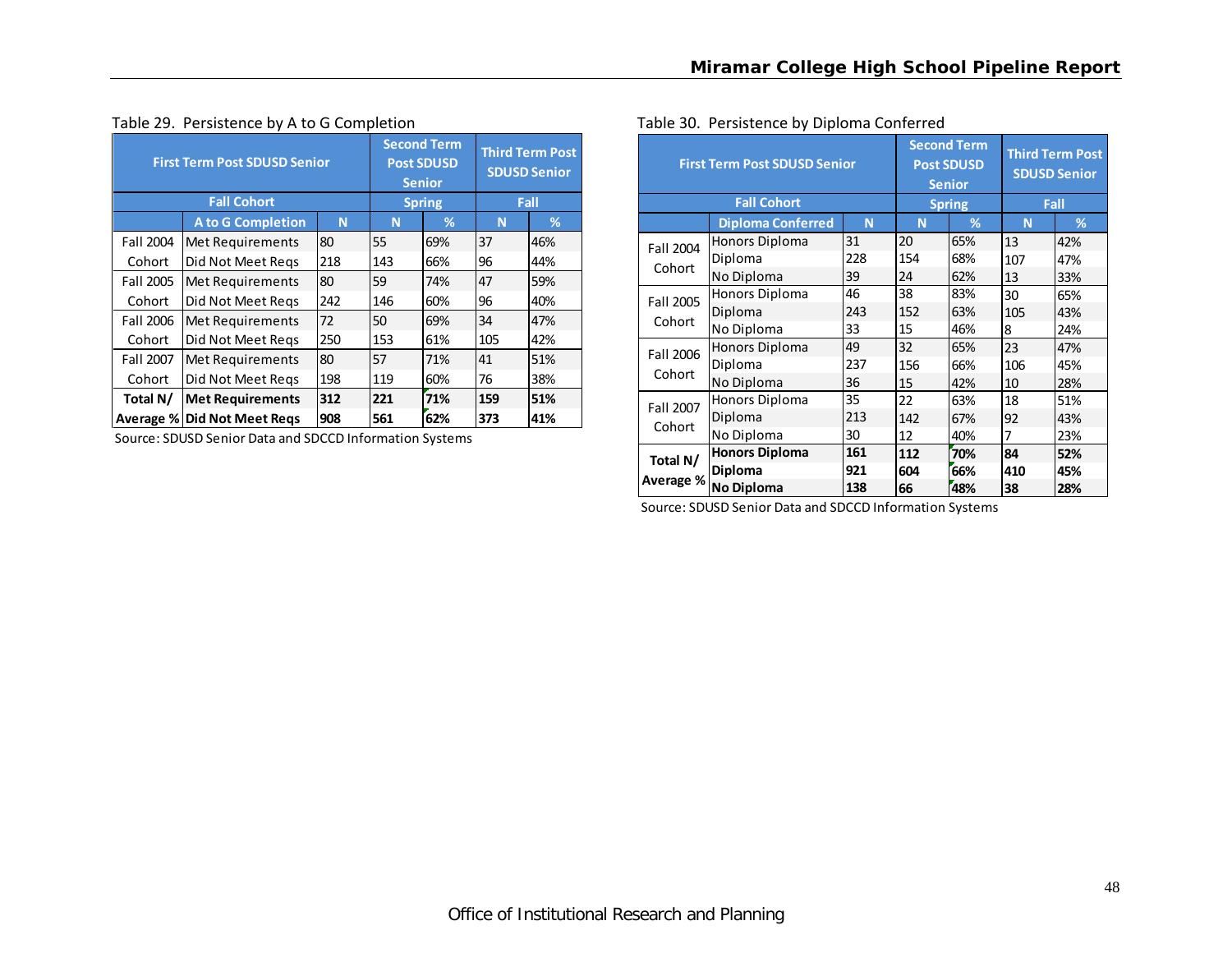Table 29. Persistence by A to G Completion

| First Term Post SDUSD Senior | | | Second Term Post SDUSD Senior | | Third Term Post SDUSD Senior | |
|---|---|---|---|---|---|---|
| Fall Cohort | | | Spring | | Fall | |
| | A to G Completion | N | N | % | N | % |
| Fall 2004 Cohort | Met Requirements | 80 | 55 | 69% | 37 | 46% |
| | Did Not Meet Reqs | 218 | 143 | 66% | 96 | 44% |
| Fall 2005 Cohort | Met Requirements | 80 | 59 | 74% | 47 | 59% |
| | Did Not Meet Reqs | 242 | 146 | 60% | 96 | 40% |
| Fall 2006 Cohort | Met Requirements | 72 | 50 | 69% | 34 | 47% |
| | Did Not Meet Reqs | 250 | 153 | 61% | 105 | 42% |
| Fall 2007 Cohort | Met Requirements | 80 | 57 | 71% | 41 | 51% |
| | Did Not Meet Reqs | 198 | 119 | 60% | 76 | 38% |
| **Total N/ Average %** | **Met Requirements** | **312** | **221** | **71%** | **159** | **51%** |
| | **Did Not Meet Reqs** | **908** | **561** | **62%** | **373** | **41%** |

Source: SDUSD Senior Data and SDCCD Information Systems

Table 30. Persistence by Diploma Conferred

| First Term Post SDUSD Senior | | | Second Term Post SDUSD Senior | | Third Term Post SDUSD Senior | |
|---|---|---|---|---|---|---|
| Fall Cohort | | | Spring | | Fall | |
| | Diploma Conferred | N | N | % | N | % |
| Fall 2004 Cohort | Honors Diploma | 31 | 20 | 65% | 13 | 42% |
| | Diploma | 228 | 154 | 68% | 107 | 47% |
| | No Diploma | 39 | 24 | 62% | 13 | 33% |
| Fall 2005 Cohort | Honors Diploma | 46 | 38 | 83% | 30 | 65% |
| | Diploma | 243 | 152 | 63% | 105 | 43% |
| | No Diploma | 33 | 15 | 46% | 8 | 24% |
| Fall 2006 Cohort | Honors Diploma | 49 | 32 | 65% | 23 | 47% |
| | Diploma | 237 | 156 | 66% | 106 | 45% |
| | No Diploma | 36 | 15 | 42% | 10 | 28% |
| Fall 2007 Cohort | Honors Diploma | 35 | 22 | 63% | 18 | 51% |
| | Diploma | 213 | 142 | 67% | 92 | 43% |
| | No Diploma | 30 | 12 | 40% | 7 | 23% |
| **Total N/ Average %** | **Honors Diploma** | **161** | **112** | **70%** | **84** | **52%** |
| | **Diploma** | **921** | **604** | **66%** | **410** | **45%** |
| | **No Diploma** | **138** | **66** | **48%** | **38** | **28%** |

Source: SDUSD Senior Data and SDCCD Information Systems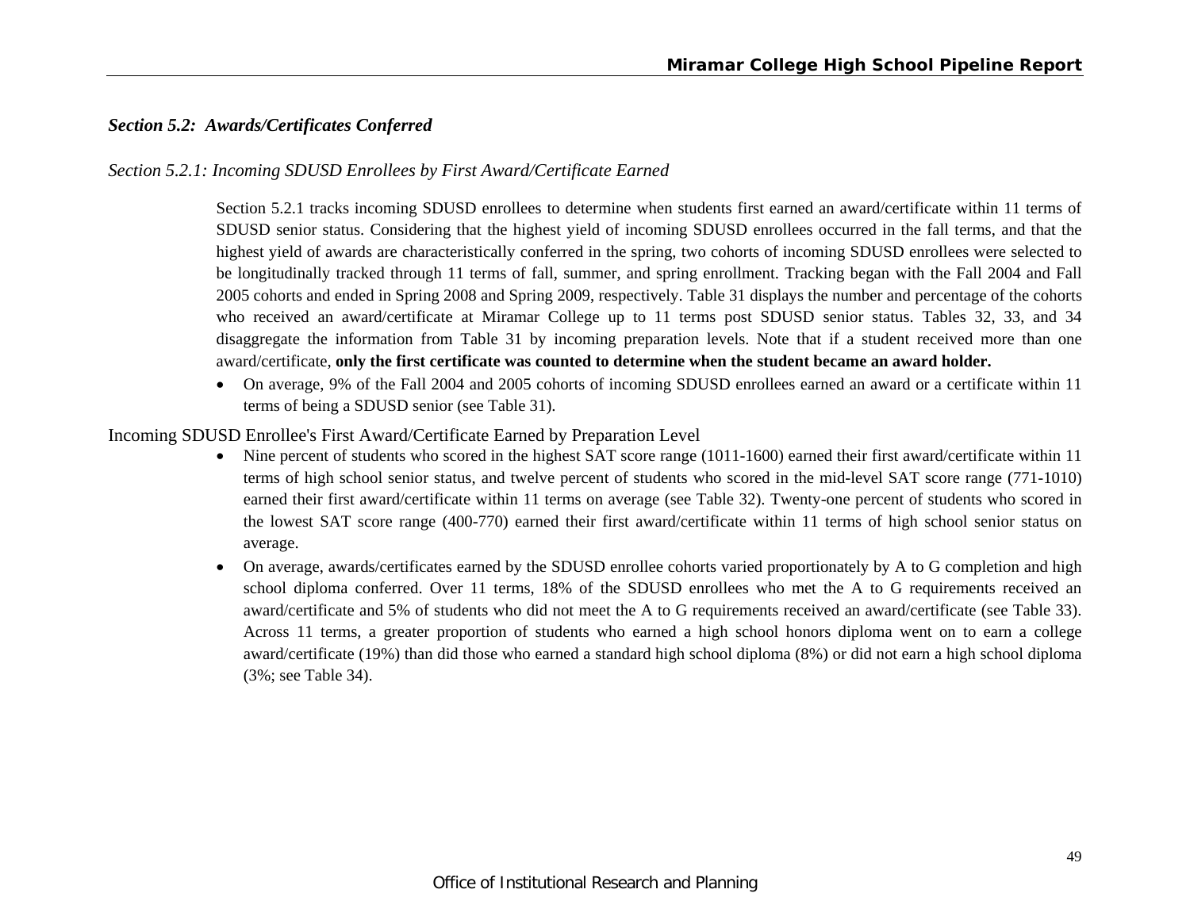### *Section 5.2: Awards/Certificates Conferred*

*Section 5.2.1: Incoming SDUSD Enrollees by First Award/Certificate Earned*

Section 5.2.1 tracks incoming SDUSD enrollees to determine when students first earned an award/certificate within 11 terms of SDUSD senior status. Considering that the highest yield of incoming SDUSD enrollees occurred in the fall terms, and that the highest yield of awards are characteristically conferred in the spring, two cohorts of incoming SDUSD enrollees were selected to be longitudinally tracked through 11 terms of fall, summer, and spring enrollment. Tracking began with the Fall 2004 and Fall 2005 cohorts and ended in Spring 2008 and Spring 2009, respectively. Table 31 displays the number and percentage of the cohorts who received an award/certificate at Miramar College up to 11 terms post SDUSD senior status. Tables 32, 33, and 34 disaggregate the information from Table 31 by incoming preparation levels. Note that if a student received more than one award/certificate, **only the first certificate was counted to determine when the student became an award holder.**

- On average, 9% of the Fall 2004 and 2005 cohorts of incoming SDUSD enrollees earned an award or a certificate within 11 terms of being a SDUSD senior (see Table 31).

Incoming SDUSD Enrollee's First Award/Certificate Earned by Preparation Level

- Nine percent of students who scored in the highest SAT score range (1011-1600) earned their first award/certificate within 11 terms of high school senior status, and twelve percent of students who scored in the mid-level SAT score range (771-1010) earned their first award/certificate within 11 terms on average (see Table 32). Twenty-one percent of students who scored in the lowest SAT score range (400-770) earned their first award/certificate within 11 terms of high school senior status on average.
- On average, awards/certificates earned by the SDUSD enrollee cohorts varied proportionately by A to G completion and high school diploma conferred. Over 11 terms, 18% of the SDUSD enrollees who met the A to G requirements received an award/certificate and 5% of students who did not meet the A to G requirements received an award/certificate (see Table 33). Across 11 terms, a greater proportion of students who earned a high school honors diploma went on to earn a college award/certificate (19%) than did those who earned a standard high school diploma (8%) or did not earn a high school diploma (3%; see Table 34).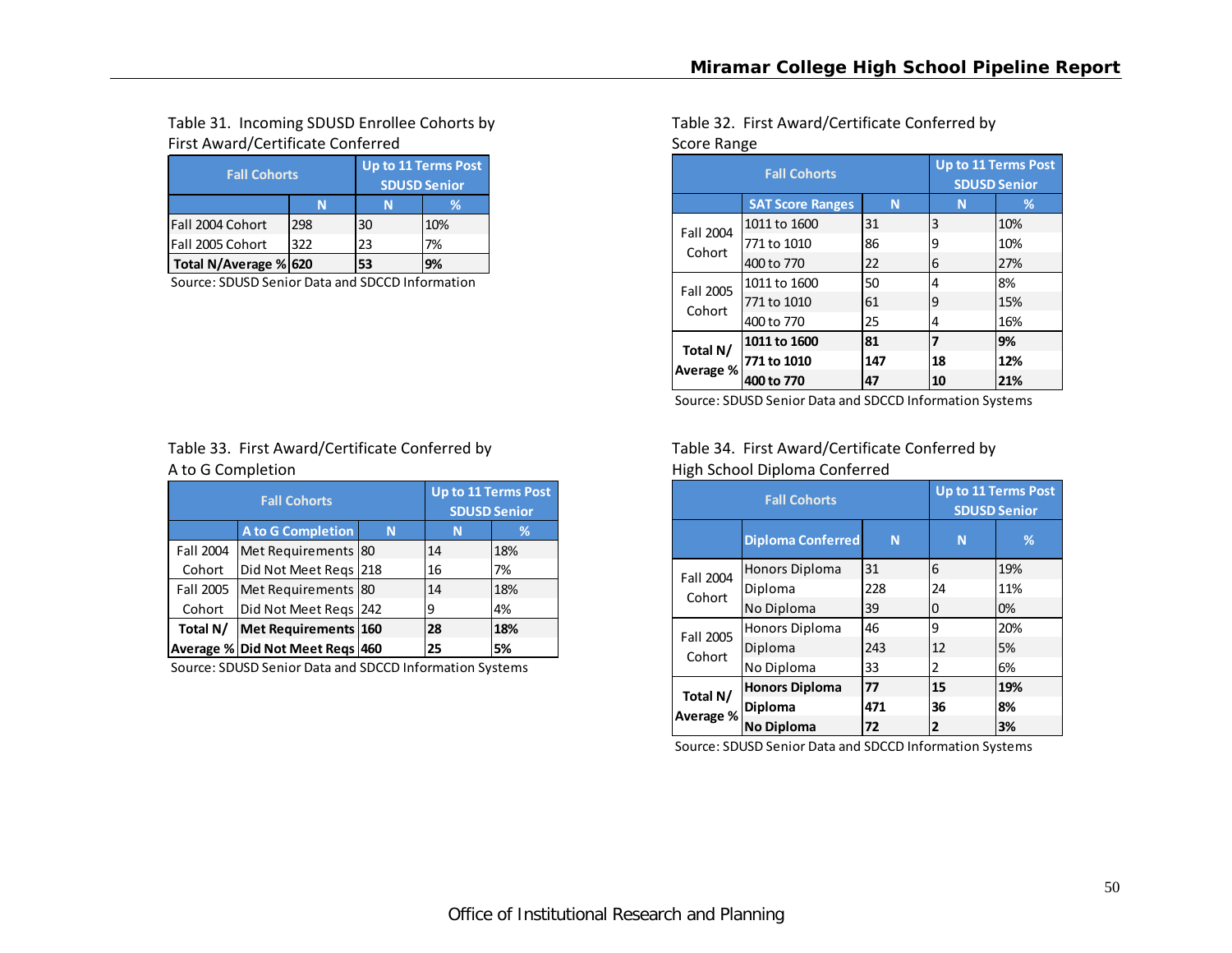Table 31. Incoming SDUSD Enrollee Cohorts by First Award/Certificate Conferred

| Fall Cohorts | | Up to 11 Terms Post SDUSD Senior | |
|---|---|---|---|
| | N | N | % |
| Fall 2004 Cohort | 298 | 30 | 10% |
| Fall 2005 Cohort | 322 | 23 | 7% |
| **Total N/Average %** | **620** | **53** | **9%** |

Source: SDUSD Senior Data and SDCCD Information

Table 32. First Award/Certificate Conferred by Score Range

| Fall Cohorts | | | Up to 11 Terms Post SDUSD Senior | |
|---|---|---|---|---|
| | SAT Score Ranges | N | N | % |
| Fall 2004 Cohort | 1011 to 1600 | 31 | 3 | 10% |
| | 771 to 1010 | 86 | 9 | 10% |
| | 400 to 770 | 22 | 6 | 27% |
| Fall 2005 Cohort | 1011 to 1600 | 50 | 4 | 8% |
| | 771 to 1010 | 61 | 9 | 15% |
| | 400 to 770 | 25 | 4 | 16% |
| **Total N/ Average %** | **1011 to 1600** | **81** | **7** | **9%** |
| | **771 to 1010** | **147** | **18** | **12%** |
| | **400 to 770** | **47** | **10** | **21%** |

Source: SDUSD Senior Data and SDCCD Information Systems

Table 33. First Award/Certificate Conferred by A to G Completion

| Fall Cohorts | | | Up to 11 Terms Post SDUSD Senior | |
|---|---|---|---|---|
| | A to G Completion | N | N | % |
| Fall 2004 Cohort | Met Requirements | 80 | 14 | 18% |
| | Did Not Meet Reqs | 218 | 16 | 7% |
| Fall 2005 Cohort | Met Requirements | 80 | 14 | 18% |
| | Did Not Meet Reqs | 242 | 9 | 4% |
| **Total N/ Average %** | **Met Requirements** | **160** | **28** | **18%** |
| | **Did Not Meet Reqs** | **460** | **25** | **5%** |

Source: SDUSD Senior Data and SDCCD Information Systems

Table 34. First Award/Certificate Conferred by High School Diploma Conferred

| Fall Cohorts | | | Up to 11 Terms Post SDUSD Senior | |
|---|---|---|---|---|
| | Diploma Conferred | N | N | % |
| Fall 2004 Cohort | Honors Diploma | 31 | 6 | 19% |
| | Diploma | 228 | 24 | 11% |
| | No Diploma | 39 | 0 | 0% |
| Fall 2005 Cohort | Honors Diploma | 46 | 9 | 20% |
| | Diploma | 243 | 12 | 5% |
| | No Diploma | 33 | 2 | 6% |
| **Total N/ Average %** | **Honors Diploma** | **77** | **15** | **19%** |
| | **Diploma** | **471** | **36** | **8%** |
| | **No Diploma** | **72** | **2** | **3%** |

Source: SDUSD Senior Data and SDCCD Information Systems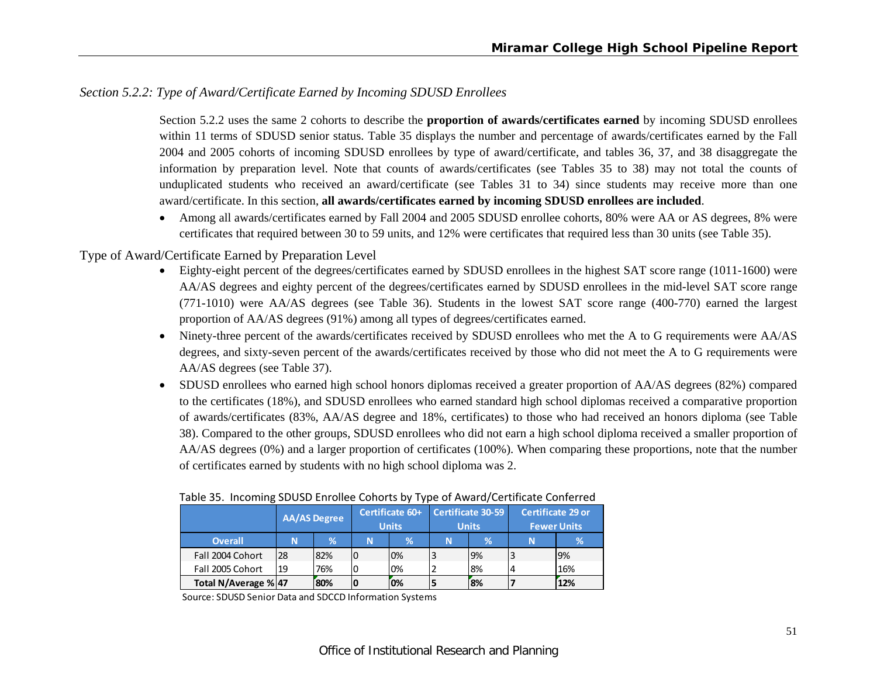### *Section 5.2.2: Type of Award/Certificate Earned by Incoming SDUSD Enrollees*

Section 5.2.2 uses the same 2 cohorts to describe the **proportion of awards/certificates earned** by incoming SDUSD enrollees within 11 terms of SDUSD senior status. Table 35 displays the number and percentage of awards/certificates earned by the Fall 2004 and 2005 cohorts of incoming SDUSD enrollees by type of award/certificate, and tables 36, 37, and 38 disaggregate the information by preparation level. Note that counts of awards/certificates (see Tables 35 to 38) may not total the counts of unduplicated students who received an award/certificate (see Tables 31 to 34) since students may receive more than one award/certificate. In this section, **all awards/certificates earned by incoming SDUSD enrollees are included**.

- Among all awards/certificates earned by Fall 2004 and 2005 SDUSD enrollee cohorts, 80% were AA or AS degrees, 8% were certificates that required between 30 to 59 units, and 12% were certificates that required less than 30 units (see Table 35).

Type of Award/Certificate Earned by Preparation Level

- Eighty-eight percent of the degrees/certificates earned by SDUSD enrollees in the highest SAT score range (1011-1600) were AA/AS degrees and eighty percent of the degrees/certificates earned by SDUSD enrollees in the mid-level SAT score range (771-1010) were AA/AS degrees (see Table 36). Students in the lowest SAT score range (400-770) earned the largest proportion of AA/AS degrees (91%) among all types of degrees/certificates earned.
- Ninety-three percent of the awards/certificates received by SDUSD enrollees who met the A to G requirements were AA/AS degrees, and sixty-seven percent of the awards/certificates received by those who did not meet the A to G requirements were AA/AS degrees (see Table 37).
- SDUSD enrollees who earned high school honors diplomas received a greater proportion of AA/AS degrees (82%) compared to the certificates (18%), and SDUSD enrollees who earned standard high school diplomas received a comparative proportion of awards/certificates (83%, AA/AS degree and 18%, certificates) to those who had received an honors diploma (see Table 38). Compared to the other groups, SDUSD enrollees who did not earn a high school diploma received a smaller proportion of AA/AS degrees (0%) and a larger proportion of certificates (100%). When comparing these proportions, note that the number of certificates earned by students with no high school diploma was 2.

Table 35. Incoming SDUSD Enrollee Cohorts by Type of Award/Certificate Conferred

| | AA/AS Degree | | Certificate 60+ Units | | Certificate 30-59 Units | | Certificate 29 or Fewer Units | |
|---|---|---|---|---|---|---|---|---|
| **Overall** | **N** | **%** | **N** | **%** | **N** | **%** | **N** | **%** |
| Fall 2004 Cohort | 28 | 82% | 0 | 0% | 3 | 9% | 3 | 9% |
| Fall 2005 Cohort | 19 | 76% | 0 | 0% | 2 | 8% | 4 | 16% |
| **Total N/Average %** | **47** | **80%** | **0** | **0%** | **5** | **8%** | **7** | **12%** |

Source: SDUSD Senior Data and SDCCD Information Systems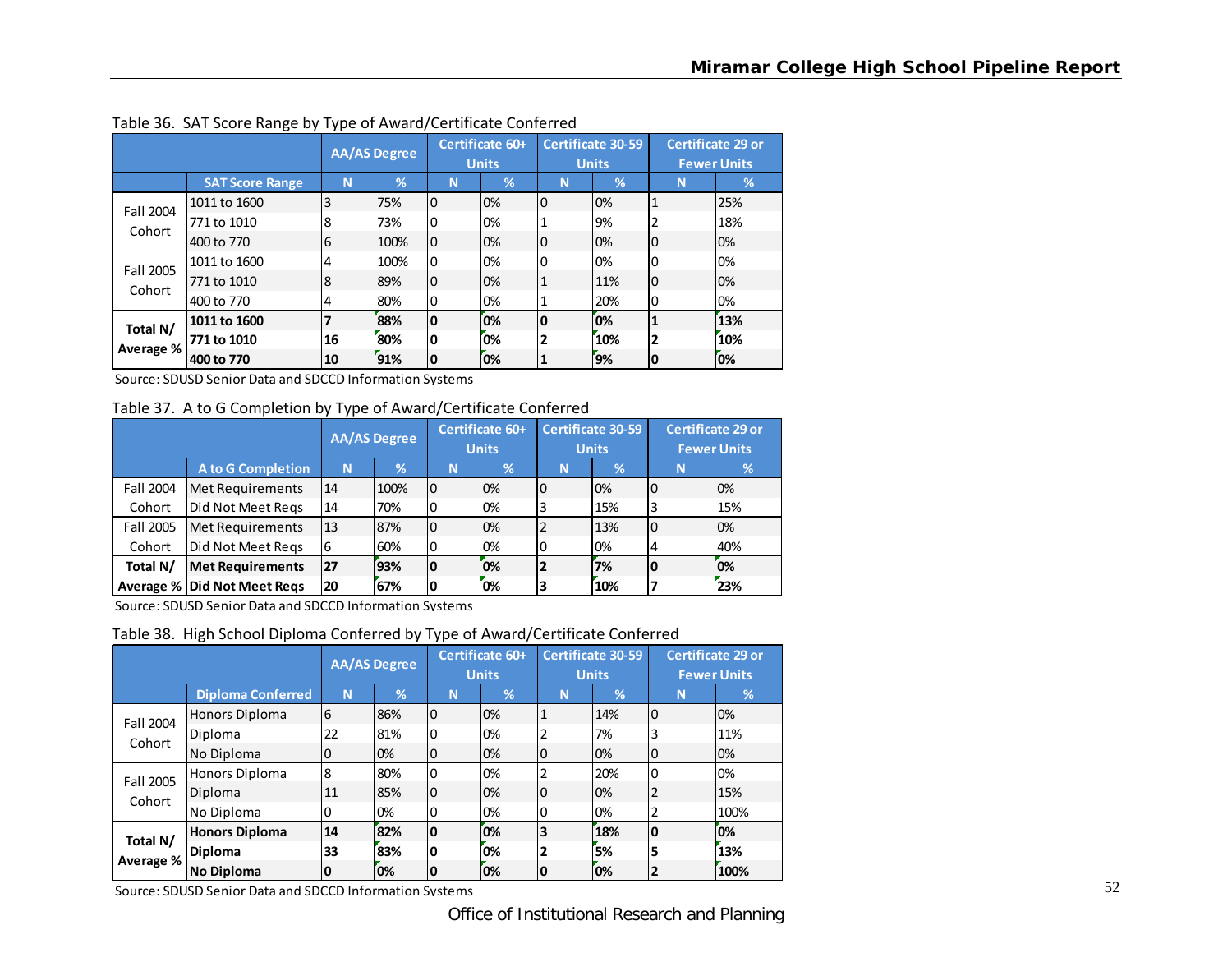Table 36. SAT Score Range by Type of Award/Certificate Conferred

| | | AA/AS Degree | | Certificate 60+ Units | | Certificate 30-59 Units | | Certificate 29 or Fewer Units | |
|---|---|---|---|---|---|---|---|---|---|
| | **SAT Score Range** | **N** | **%** | **N** | **%** | **N** | **%** | **N** | **%** |
| Fall 2004 Cohort | 1011 to 1600 | 3 | 75% | 0 | 0% | 0 | 0% | 1 | 25% |
| | 771 to 1010 | 8 | 73% | 0 | 0% | 1 | 9% | 2 | 18% |
| | 400 to 770 | 6 | 100% | 0 | 0% | 0 | 0% | 0 | 0% |
| Fall 2005 Cohort | 1011 to 1600 | 4 | 100% | 0 | 0% | 0 | 0% | 0 | 0% |
| | 771 to 1010 | 8 | 89% | 0 | 0% | 1 | 11% | 0 | 0% |
| | 400 to 770 | 4 | 80% | 0 | 0% | 1 | 20% | 0 | 0% |
| **Total N/ Average %** | **1011 to 1600** | **7** | **88%** | **0** | **0%** | **0** | **0%** | **1** | **13%** |
| | **771 to 1010** | **16** | **80%** | **0** | **0%** | **2** | **10%** | **2** | **10%** |
| | **400 to 770** | **10** | **91%** | **0** | **0%** | **1** | **9%** | **0** | **0%** |

Source: SDUSD Senior Data and SDCCD Information Systems

Table 37. A to G Completion by Type of Award/Certificate Conferred

| | | AA/AS Degree | | Certificate 60+ Units | | Certificate 30-59 Units | | Certificate 29 or Fewer Units | |
|---|---|---|---|---|---|---|---|---|---|
| | **A to G Completion** | **N** | **%** | **N** | **%** | **N** | **%** | **N** | **%** |
| Fall 2004 Cohort | Met Requirements | 14 | 100% | 0 | 0% | 0 | 0% | 0 | 0% |
| | Did Not Meet Reqs | 14 | 70% | 0 | 0% | 3 | 15% | 3 | 15% |
| Fall 2005 Cohort | Met Requirements | 13 | 87% | 0 | 0% | 2 | 13% | 0 | 0% |
| | Did Not Meet Reqs | 6 | 60% | 0 | 0% | 0 | 0% | 4 | 40% |
| **Total N/ Average %** | **Met Requirements** | **27** | **93%** | **0** | **0%** | **2** | **7%** | **0** | **0%** |
| | **Did Not Meet Reqs** | **20** | **67%** | **0** | **0%** | **3** | **10%** | **7** | **23%** |

Source: SDUSD Senior Data and SDCCD Information Systems

Table 38. High School Diploma Conferred by Type of Award/Certificate Conferred

| | | AA/AS Degree | | Certificate 60+ Units | | Certificate 30-59 Units | | Certificate 29 or Fewer Units | |
|---|---|---|---|---|---|---|---|---|---|
| | **Diploma Conferred** | **N** | **%** | **N** | **%** | **N** | **%** | **N** | **%** |
| Fall 2004 Cohort | Honors Diploma | 6 | 86% | 0 | 0% | 1 | 14% | 0 | 0% |
| | Diploma | 22 | 81% | 0 | 0% | 2 | 7% | 3 | 11% |
| | No Diploma | 0 | 0% | 0 | 0% | 0 | 0% | 0 | 0% |
| Fall 2005 Cohort | Honors Diploma | 8 | 80% | 0 | 0% | 2 | 20% | 0 | 0% |
| | Diploma | 11 | 85% | 0 | 0% | 0 | 0% | 2 | 15% |
| | No Diploma | 0 | 0% | 0 | 0% | 0 | 0% | 2 | 100% |
| **Total N/ Average %** | **Honors Diploma** | **14** | **82%** | **0** | **0%** | **3** | **18%** | **0** | **0%** |
| | **Diploma** | **33** | **83%** | **0** | **0%** | **2** | **5%** | **5** | **13%** |
| | **No Diploma** | **0** | **0%** | **0** | **0%** | **0** | **0%** | **2** | **100%** |

Source: SDUSD Senior Data and SDCCD Information Systems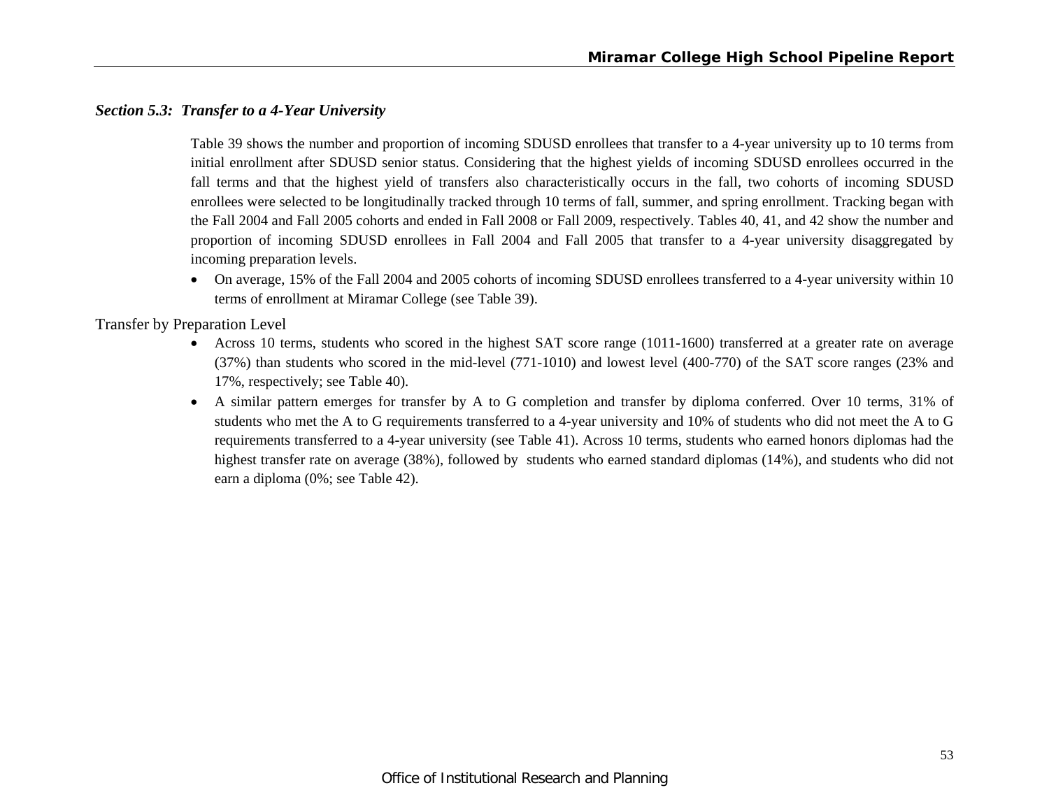### *Section 5.3: Transfer to a 4-Year University*

Table 39 shows the number and proportion of incoming SDUSD enrollees that transfer to a 4-year university up to 10 terms from initial enrollment after SDUSD senior status. Considering that the highest yields of incoming SDUSD enrollees occurred in the fall terms and that the highest yield of transfers also characteristically occurs in the fall, two cohorts of incoming SDUSD enrollees were selected to be longitudinally tracked through 10 terms of fall, summer, and spring enrollment. Tracking began with the Fall 2004 and Fall 2005 cohorts and ended in Fall 2008 or Fall 2009, respectively. Tables 40, 41, and 42 show the number and proportion of incoming SDUSD enrollees in Fall 2004 and Fall 2005 that transfer to a 4-year university disaggregated by incoming preparation levels.

- On average, 15% of the Fall 2004 and 2005 cohorts of incoming SDUSD enrollees transferred to a 4-year university within 10 terms of enrollment at Miramar College (see Table 39).

Transfer by Preparation Level

- Across 10 terms, students who scored in the highest SAT score range (1011-1600) transferred at a greater rate on average (37%) than students who scored in the mid-level (771-1010) and lowest level (400-770) of the SAT score ranges (23% and 17%, respectively; see Table 40).
- A similar pattern emerges for transfer by A to G completion and transfer by diploma conferred. Over 10 terms, 31% of students who met the A to G requirements transferred to a 4-year university and 10% of students who did not meet the A to G requirements transferred to a 4-year university (see Table 41). Across 10 terms, students who earned honors diplomas had the highest transfer rate on average (38%), followed by students who earned standard diplomas (14%), and students who did not earn a diploma (0%; see Table 42).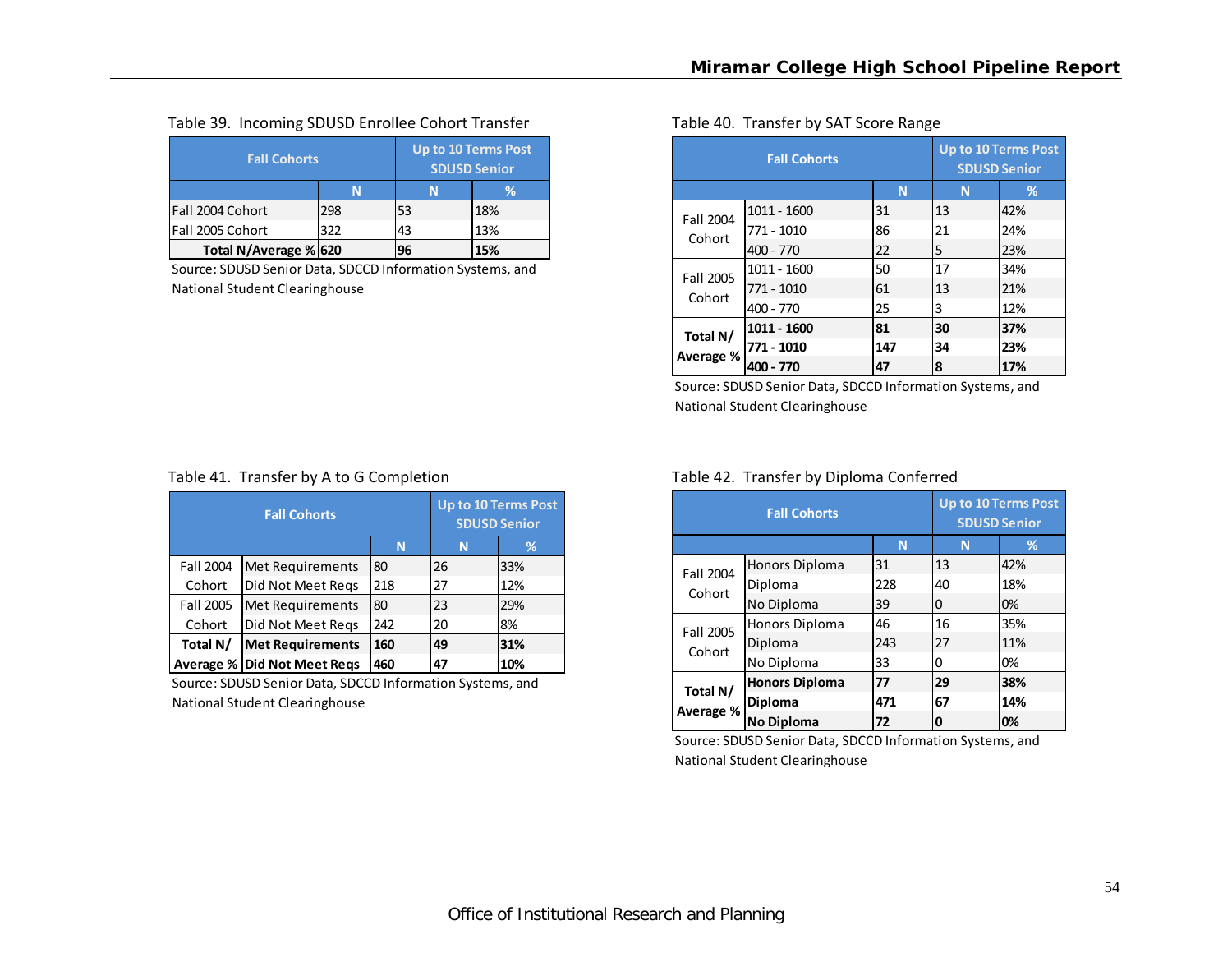Table 39. Incoming SDUSD Enrollee Cohort Transfer

| Fall Cohorts | | Up to 10 Terms Post SDUSD Senior | |
|---|---|---|---|
| | N | N | % |
| Fall 2004 Cohort | 298 | 53 | 18% |
| Fall 2005 Cohort | 322 | 43 | 13% |
| **Total N/Average %** | **620** | **96** | **15%** |

Source: SDUSD Senior Data, SDCCD Information Systems, and National Student Clearinghouse

Table 40. Transfer by SAT Score Range

| Fall Cohorts | | | Up to 10 Terms Post SDUSD Senior | |
|---|---|---|---|---|
| | | N | N | % |
| Fall 2004 Cohort | 1011 - 1600 | 31 | 13 | 42% |
| | 771 - 1010 | 86 | 21 | 24% |
| | 400 - 770 | 22 | 5 | 23% |
| Fall 2005 Cohort | 1011 - 1600 | 50 | 17 | 34% |
| | 771 - 1010 | 61 | 13 | 21% |
| | 400 - 770 | 25 | 3 | 12% |
| **Total N/ Average %** | **1011 - 1600** | **81** | **30** | **37%** |
| | **771 - 1010** | **147** | **34** | **23%** |
| | **400 - 770** | **47** | **8** | **17%** |

Source: SDUSD Senior Data, SDCCD Information Systems, and National Student Clearinghouse

Table 41. Transfer by A to G Completion

| Fall Cohorts | | | Up to 10 Terms Post SDUSD Senior | |
|---|---|---|---|---|
| | | N | N | % |
| Fall 2004 Cohort | Met Requirements | 80 | 26 | 33% |
| | Did Not Meet Reqs | 218 | 27 | 12% |
| Fall 2005 Cohort | Met Requirements | 80 | 23 | 29% |
| | Did Not Meet Reqs | 242 | 20 | 8% |
| **Total N/ Average %** | **Met Requirements** | **160** | **49** | **31%** |
| | **Did Not Meet Reqs** | **460** | **47** | **10%** |

Source: SDUSD Senior Data, SDCCD Information Systems, and National Student Clearinghouse

Table 42. Transfer by Diploma Conferred

| Fall Cohorts | | | Up to 10 Terms Post SDUSD Senior | |
|---|---|---|---|---|
| | | N | N | % |
| Fall 2004 Cohort | Honors Diploma | 31 | 13 | 42% |
| | Diploma | 228 | 40 | 18% |
| | No Diploma | 39 | 0 | 0% |
| Fall 2005 Cohort | Honors Diploma | 46 | 16 | 35% |
| | Diploma | 243 | 27 | 11% |
| | No Diploma | 33 | 0 | 0% |
| **Total N/ Average %** | **Honors Diploma** | **77** | **29** | **38%** |
| | **Diploma** | **471** | **67** | **14%** |
| | **No Diploma** | **72** | **0** | **0%** |

Source: SDUSD Senior Data, SDCCD Information Systems, and National Student Clearinghouse